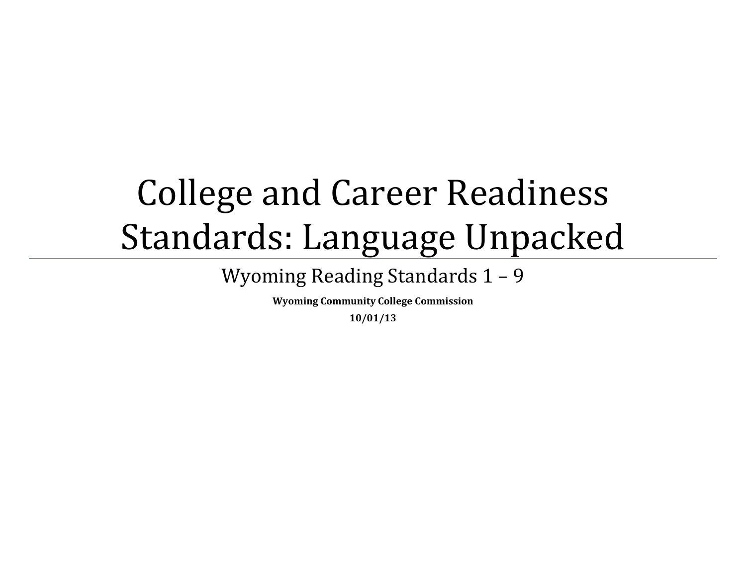# College and Career Readiness Standards: Language Unpacked

Wyoming Reading Standards 1 – 9

**Wyoming Community College Commission**

**10/01/13**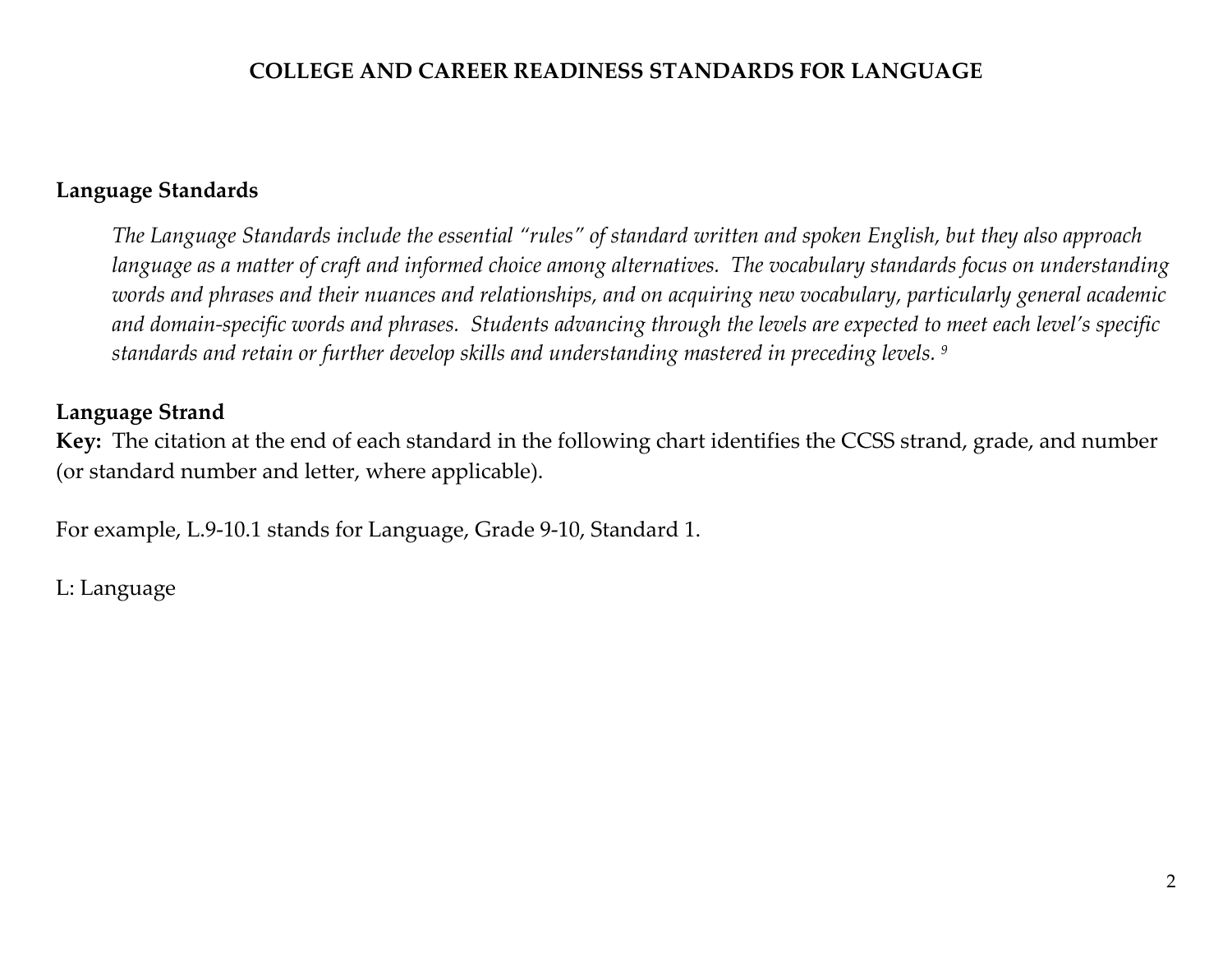# COLLEGE AND CAREER READINESS STANDARDS FOR LANGUAGE

## Language Standards

*The Language Standards include the essential "rules" of standard written and spoken English, but they also approach language as a matter of craft and informed choice among alternatives. The vocabulary standards focus on understanding words and phrases and their nuances and relationships, and on acquiring new vocabulary, particularly general academic and domain-specific words and phrases. Students advancing through the levels are expected to meet each level's specific standards and retain or further develop skills and understanding mastered in preceding levels.* [9]

## Language Strand

**Key:** The citation at the end of each standard in the following chart identifies the CCSS strand, grade, and number (or standard number and letter, where applicable).

For example, L.9-10.1 stands for Language, Grade 9-10, Standard 1.

L: Language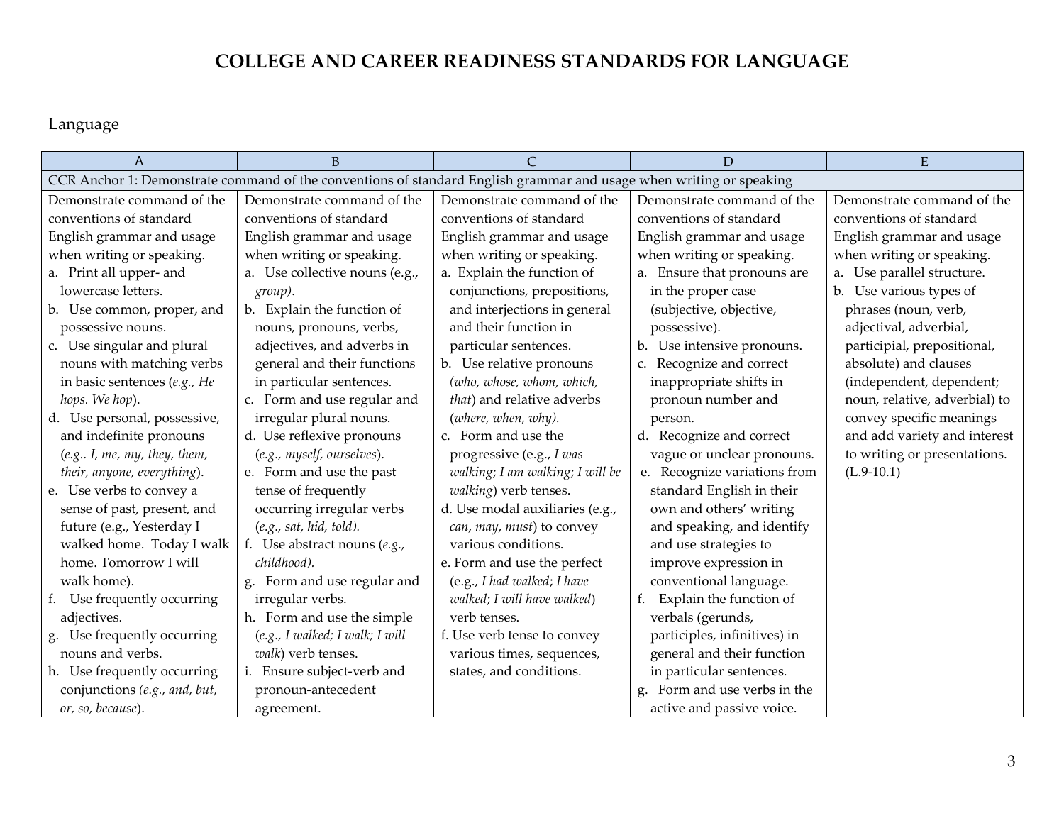# COLLEGE AND CAREER READINESS STANDARDS FOR LANGUAGE

Language

| A | B | C | D | E |
|---|---|---|---|---|
| CCR Anchor 1: Demonstrate command of the conventions of standard English grammar and usage when writing or speaking | | | | |
| Demonstrate command of the conventions of standard English grammar and usage when writing or speaking.<br>a. Print all upper- and lowercase letters.<br>b. Use common, proper, and possessive nouns.<br>c. Use singular and plural nouns with matching verbs in basic sentences (*e.g., He hops. We hop*).<br>d. Use personal, possessive, and indefinite pronouns (*e.g.. I, me, my, they, them, their, anyone, everything*).<br>e. Use verbs to convey a sense of past, present, and future (e.g., Yesterday I walked home. Today I walk home. Tomorrow I will walk home).<br>f. Use frequently occurring adjectives.<br>g. Use frequently occurring nouns and verbs.<br>h. Use frequently occurring conjunctions (*e.g., and, but, or, so, because*). | Demonstrate command of the conventions of standard English grammar and usage when writing or speaking.<br>a. Use collective nouns (e.g., *group)*.<br>b. Explain the function of nouns, pronouns, verbs, adjectives, and adverbs in general and their functions in particular sentences.<br>c. Form and use regular and irregular plural nouns.<br>d. Use reflexive pronouns (*e.g., myself, ourselves*).<br>e. Form and use the past tense of frequently occurring irregular verbs (*e.g., sat, hid, told).*<br>f. Use abstract nouns (*e.g., childhood).*<br>g. Form and use regular and irregular verbs.<br>h. Form and use the simple (*e.g., I walked; I walk; I will walk*) verb tenses.<br>i. Ensure subject-verb and pronoun-antecedent agreement. | Demonstrate command of the conventions of standard English grammar and usage when writing or speaking.<br>a. Explain the function of conjunctions, prepositions, and interjections in general and their function in particular sentences.<br>b. Use relative pronouns *(who, whose, whom, which, that*) and relative adverbs (*where, when, why).*<br>c. Form and use the progressive (e.g., *I was walking*; *I am walking*; *I will be walking*) verb tenses.<br>d. Use modal auxiliaries (e.g., *can*, *may*, *must*) to convey various conditions.<br>e. Form and use the perfect (e.g., *I had walked*; *I have walked*; *I will have walked*) verb tenses.<br>f. Use verb tense to convey various times, sequences, states, and conditions. | Demonstrate command of the conventions of standard English grammar and usage when writing or speaking.<br>a. Ensure that pronouns are in the proper case (subjective, objective, possessive).<br>b. Use intensive pronouns.<br>c. Recognize and correct inappropriate shifts in pronoun number and person.<br>d. Recognize and correct vague or unclear pronouns.<br>e. Recognize variations from standard English in their own and others' writing and speaking, and identify and use strategies to improve expression in conventional language.<br>f. Explain the function of verbals (gerunds, participles, infinitives) in general and their function in particular sentences.<br>g. Form and use verbs in the active and passive voice. | Demonstrate command of the conventions of standard English grammar and usage when writing or speaking.<br>a. Use parallel structure.<br>b. Use various types of phrases (noun, verb, adjectival, adverbial, participial, prepositional, absolute) and clauses (independent, dependent; noun, relative, adverbial) to convey specific meanings and add variety and interest to writing or presentations. (L.9-10.1) |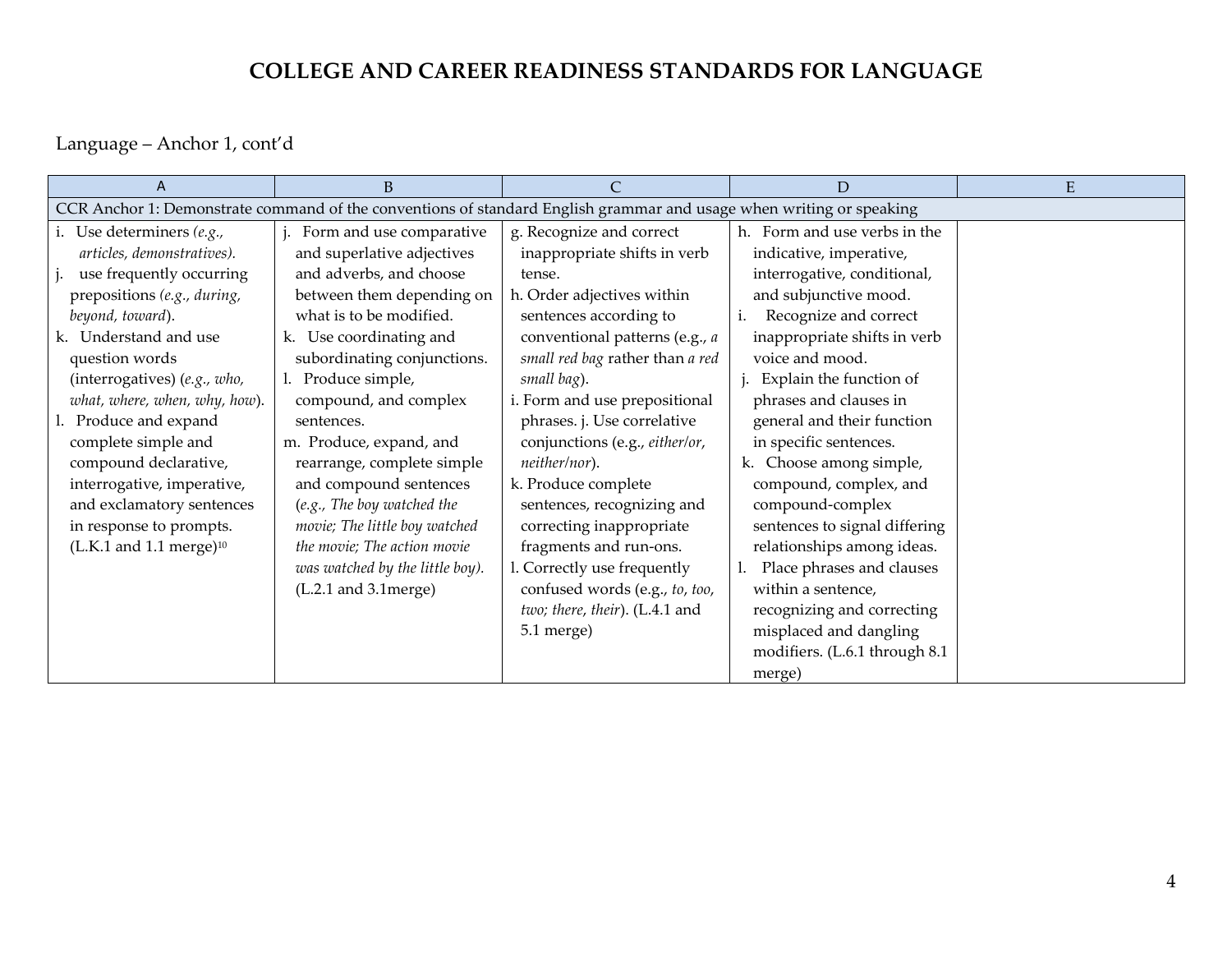# COLLEGE AND CAREER READINESS STANDARDS FOR LANGUAGE

Language – Anchor 1, cont'd

| A | B | C | D | E |
|---|---|---|---|---|
| CCR Anchor 1: Demonstrate command of the conventions of standard English grammar and usage when writing or speaking | | | | |
| i. Use determiners *(e.g., articles, demonstratives).*<br>j. use frequently occurring prepositions *(e.g., during, beyond, toward*).<br>k. Understand and use question words (interrogatives) (*e.g., who, what, where, when, why, how*).<br>l. Produce and expand complete simple and compound declarative, interrogative, imperative, and exclamatory sentences in response to prompts. (L.K.1 and 1.1 merge)[10] | j. Form and use comparative and superlative adjectives and adverbs, and choose between them depending on what is to be modified.<br>k. Use coordinating and subordinating conjunctions.<br>l. Produce simple, compound, and complex sentences.<br>m. Produce, expand, and rearrange, complete simple and compound sentences (*e.g., The boy watched the movie; The little boy watched the movie; The action movie was watched by the little boy).* (L.2.1 and 3.1merge) | g. Recognize and correct inappropriate shifts in verb tense.<br>h. Order adjectives within sentences according to conventional patterns (e.g., *a small red bag* rather than *a red small bag*).<br>i. Form and use prepositional phrases. j. Use correlative conjunctions (e.g., *either/or, neither/nor*).<br>k. Produce complete sentences, recognizing and correcting inappropriate fragments and run-ons.<br>l. Correctly use frequently confused words (e.g., *to, too, two; there, their*). (L.4.1 and 5.1 merge) | h. Form and use verbs in the indicative, imperative, interrogative, conditional, and subjunctive mood.<br>i. Recognize and correct inappropriate shifts in verb voice and mood.<br>j. Explain the function of phrases and clauses in general and their function in specific sentences.<br>k. Choose among simple, compound, complex, and compound-complex sentences to signal differing relationships among ideas.<br>l. Place phrases and clauses within a sentence, recognizing and correcting misplaced and dangling modifiers. (L.6.1 through 8.1 merge) | |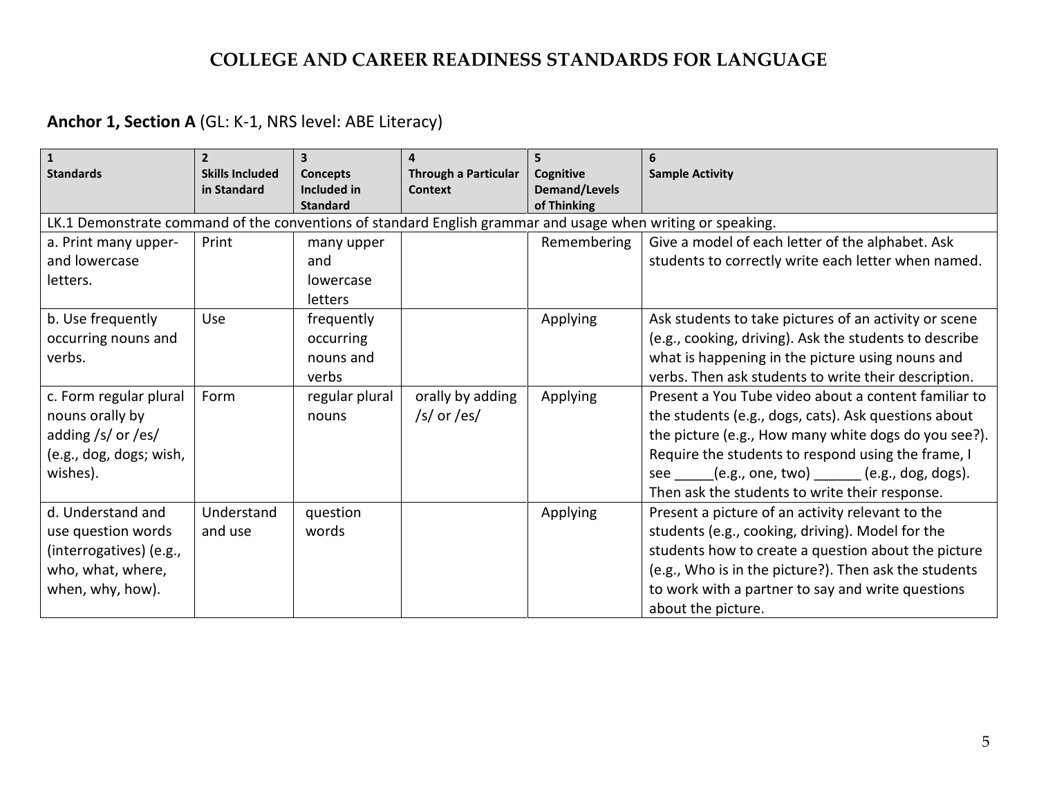# COLLEGE AND CAREER READINESS STANDARDS FOR LANGUAGE

**Anchor 1, Section A** (GL: K-1, NRS level: ABE Literacy)

| 1 Standards | 2 Skills Included in Standard | 3 Concepts Included in Standard | 4 Through a Particular Context | 5 Cognitive Demand/Levels of Thinking | 6 Sample Activity |
|---|---|---|---|---|---|
| LK.1 Demonstrate command of the conventions of standard English grammar and usage when writing or speaking. | | | | | |
| a. Print many upper- and lowercase letters. | Print | many upper and lowercase letters | | Remembering | Give a model of each letter of the alphabet. Ask students to correctly write each letter when named. |
| b. Use frequently occurring nouns and verbs. | Use | frequently occurring nouns and verbs | | Applying | Ask students to take pictures of an activity or scene (e.g., cooking, driving). Ask the students to describe what is happening in the picture using nouns and verbs. Then ask students to write their description. |
| c. Form regular plural nouns orally by adding /s/ or /es/ (e.g., dog, dogs; wish, wishes). | Form | regular plural nouns | orally by adding /s/ or /es/ | Applying | Present a You Tube video about a content familiar to the students (e.g., dogs, cats). Ask questions about the picture (e.g., How many white dogs do you see?). Require the students to respond using the frame, I see _____(e.g., one, two) ______ (e.g., dog, dogs). Then ask the students to write their response. |
| d. Understand and use question words (interrogatives) (e.g., who, what, where, when, why, how). | Understand and use | question words | | Applying | Present a picture of an activity relevant to the students (e.g., cooking, driving). Model for the students how to create a question about the picture (e.g., Who is in the picture?). Then ask the students to work with a partner to say and write questions about the picture. |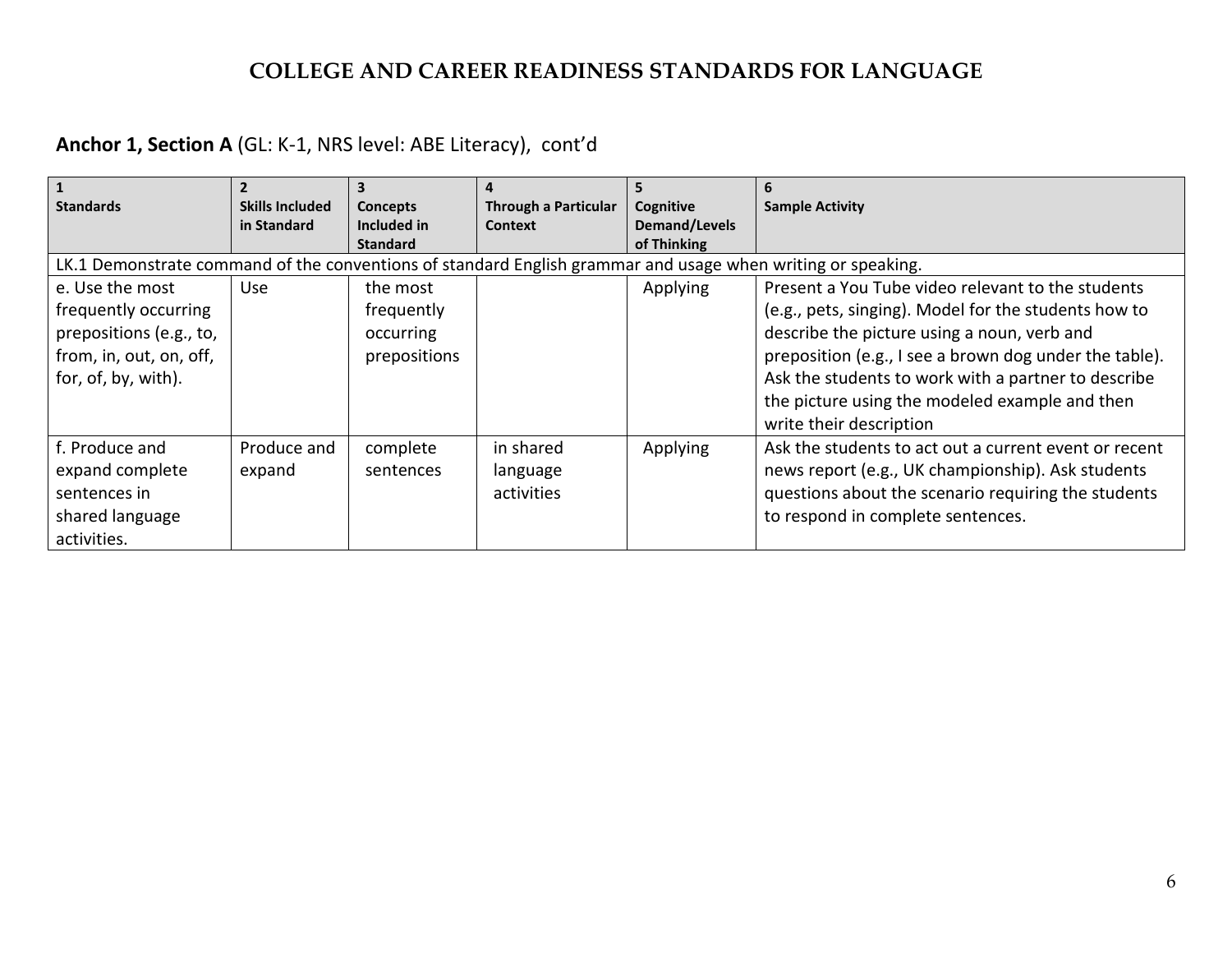# COLLEGE AND CAREER READINESS STANDARDS FOR LANGUAGE

**Anchor 1, Section A** (GL: K-1, NRS level: ABE Literacy), cont'd

| 1 Standards | 2 Skills Included in Standard | 3 Concepts Included in Standard | 4 Through a Particular Context | 5 Cognitive Demand/Levels of Thinking | 6 Sample Activity |
|---|---|---|---|---|---|
| LK.1 Demonstrate command of the conventions of standard English grammar and usage when writing or speaking. | | | | | |
| e. Use the most frequently occurring prepositions (e.g., to, from, in, out, on, off, for, of, by, with). | Use | the most frequently occurring prepositions | | Applying | Present a You Tube video relevant to the students (e.g., pets, singing). Model for the students how to describe the picture using a noun, verb and preposition (e.g., I see a brown dog under the table). Ask the students to work with a partner to describe the picture using the modeled example and then write their description |
| f. Produce and expand complete sentences in shared language activities. | Produce and expand | complete sentences | in shared language activities | Applying | Ask the students to act out a current event or recent news report (e.g., UK championship). Ask students questions about the scenario requiring the students to respond in complete sentences. |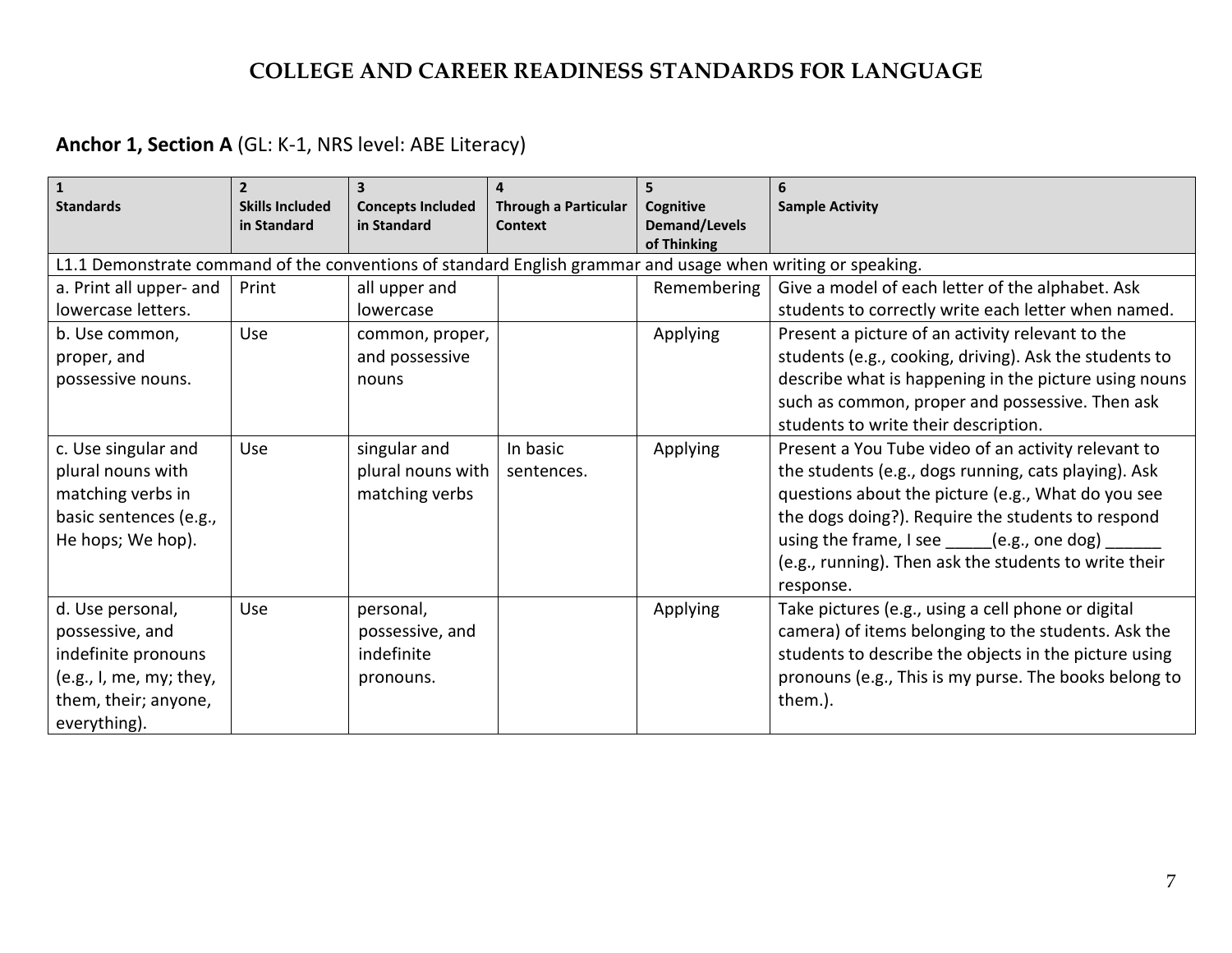# COLLEGE AND CAREER READINESS STANDARDS FOR LANGUAGE

**Anchor 1, Section A** (GL: K-1, NRS level: ABE Literacy)

| 1<br>Standards | 2<br>Skills Included in Standard | 3<br>Concepts Included in Standard | 4<br>Through a Particular Context | 5<br>Cognitive Demand/Levels of Thinking | 6<br>Sample Activity |
|---|---|---|---|---|---|
| L1.1 Demonstrate command of the conventions of standard English grammar and usage when writing or speaking. | | | | | |
| a. Print all upper- and lowercase letters. | Print | all upper and lowercase | | Remembering | Give a model of each letter of the alphabet. Ask students to correctly write each letter when named. |
| b. Use common, proper, and possessive nouns. | Use | common, proper, and possessive nouns | | Applying | Present a picture of an activity relevant to the students (e.g., cooking, driving). Ask the students to describe what is happening in the picture using nouns such as common, proper and possessive. Then ask students to write their description. |
| c. Use singular and plural nouns with matching verbs in basic sentences (e.g., He hops; We hop). | Use | singular and plural nouns with matching verbs | In basic sentences. | Applying | Present a You Tube video of an activity relevant to the students (e.g., dogs running, cats playing). Ask questions about the picture (e.g., What do you see the dogs doing?). Require the students to respond using the frame, I see _____(e.g., one dog) ______ (e.g., running). Then ask the students to write their response. |
| d. Use personal, possessive, and indefinite pronouns (e.g., I, me, my; they, them, their; anyone, everything). | Use | personal, possessive, and indefinite pronouns. | | Applying | Take pictures (e.g., using a cell phone or digital camera) of items belonging to the students. Ask the students to describe the objects in the picture using pronouns (e.g., This is my purse. The books belong to them.). |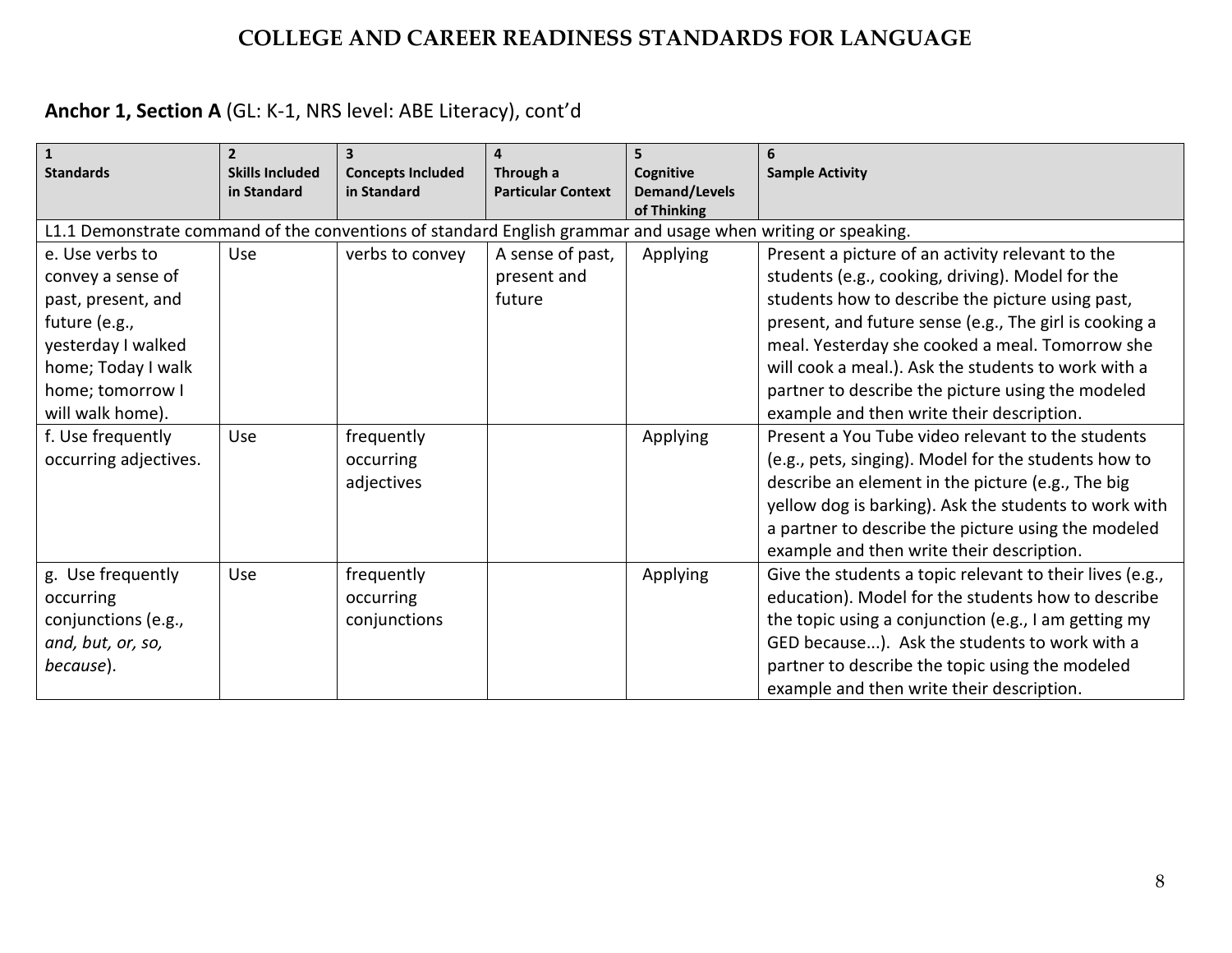# COLLEGE AND CAREER READINESS STANDARDS FOR LANGUAGE

**Anchor 1, Section A** (GL: K-1, NRS level: ABE Literacy), cont'd

| 1 Standards | 2 Skills Included in Standard | 3 Concepts Included in Standard | 4 Through a Particular Context | 5 Cognitive Demand/Levels of Thinking | 6 Sample Activity |
|---|---|---|---|---|---|
| L1.1 Demonstrate command of the conventions of standard English grammar and usage when writing or speaking. | | | | | |
| e. Use verbs to convey a sense of past, present, and future (e.g., yesterday I walked home; Today I walk home; tomorrow I will walk home). | Use | verbs to convey | A sense of past, present and future | Applying | Present a picture of an activity relevant to the students (e.g., cooking, driving). Model for the students how to describe the picture using past, present, and future sense (e.g., The girl is cooking a meal. Yesterday she cooked a meal. Tomorrow she will cook a meal.). Ask the students to work with a partner to describe the picture using the modeled example and then write their description. |
| f. Use frequently occurring adjectives. | Use | frequently occurring adjectives | | Applying | Present a You Tube video relevant to the students (e.g., pets, singing). Model for the students how to describe an element in the picture (e.g., The big yellow dog is barking). Ask the students to work with a partner to describe the picture using the modeled example and then write their description. |
| g. Use frequently occurring conjunctions (e.g., *and, but, or, so, because*). | Use | frequently occurring conjunctions | | Applying | Give the students a topic relevant to their lives (e.g., education). Model for the students how to describe the topic using a conjunction (e.g., I am getting my GED because...). Ask the students to work with a partner to describe the topic using the modeled example and then write their description. |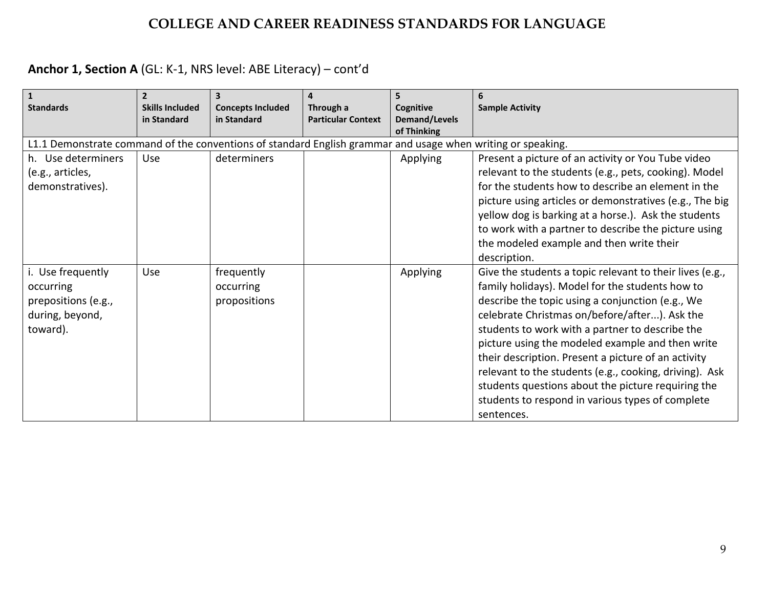# COLLEGE AND CAREER READINESS STANDARDS FOR LANGUAGE

**Anchor 1, Section A** (GL: K-1, NRS level: ABE Literacy) – cont'd

| 1<br>Standards | 2<br>Skills Included in Standard | 3<br>Concepts Included in Standard | 4<br>Through a Particular Context | 5<br>Cognitive Demand/Levels of Thinking | 6<br>Sample Activity |
|---|---|---|---|---|---|
| L1.1 Demonstrate command of the conventions of standard English grammar and usage when writing or speaking. | | | | | |
| h. Use determiners (e.g., articles, demonstratives). | Use | determiners | | Applying | Present a picture of an activity or You Tube video relevant to the students (e.g., pets, cooking). Model for the students how to describe an element in the picture using articles or demonstratives (e.g., The big yellow dog is barking at a horse.). Ask the students to work with a partner to describe the picture using the modeled example and then write their description. |
| i. Use frequently occurring prepositions (e.g., during, beyond, toward). | Use | frequently occurring propositions | | Applying | Give the students a topic relevant to their lives (e.g., family holidays). Model for the students how to describe the topic using a conjunction (e.g., We celebrate Christmas on/before/after...). Ask the students to work with a partner to describe the picture using the modeled example and then write their description. Present a picture of an activity relevant to the students (e.g., cooking, driving). Ask students questions about the picture requiring the students to respond in various types of complete sentences. |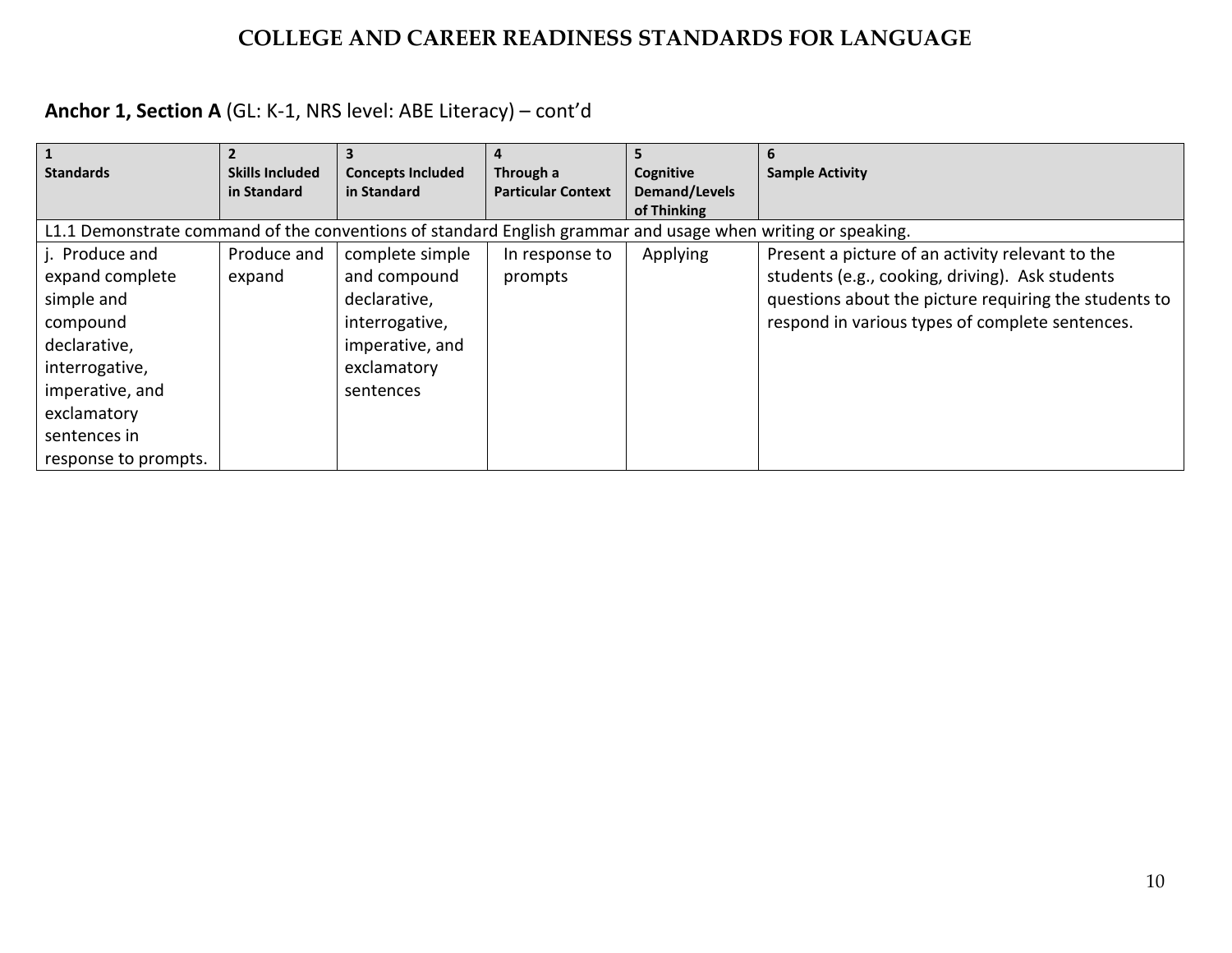# COLLEGE AND CAREER READINESS STANDARDS FOR LANGUAGE

**Anchor 1, Section A** (GL: K-1, NRS level: ABE Literacy) – cont'd

| 1<br>Standards | 2<br>Skills Included in Standard | 3<br>Concepts Included in Standard | 4<br>Through a Particular Context | 5<br>Cognitive Demand/Levels of Thinking | 6<br>Sample Activity |
|---|---|---|---|---|---|
| L1.1 Demonstrate command of the conventions of standard English grammar and usage when writing or speaking. | | | | | |
| j. Produce and expand complete simple and compound declarative, interrogative, imperative, and exclamatory sentences in response to prompts. | Produce and expand | complete simple and compound declarative, interrogative, imperative, and exclamatory sentences | In response to prompts | Applying | Present a picture of an activity relevant to the students (e.g., cooking, driving). Ask students questions about the picture requiring the students to respond in various types of complete sentences. |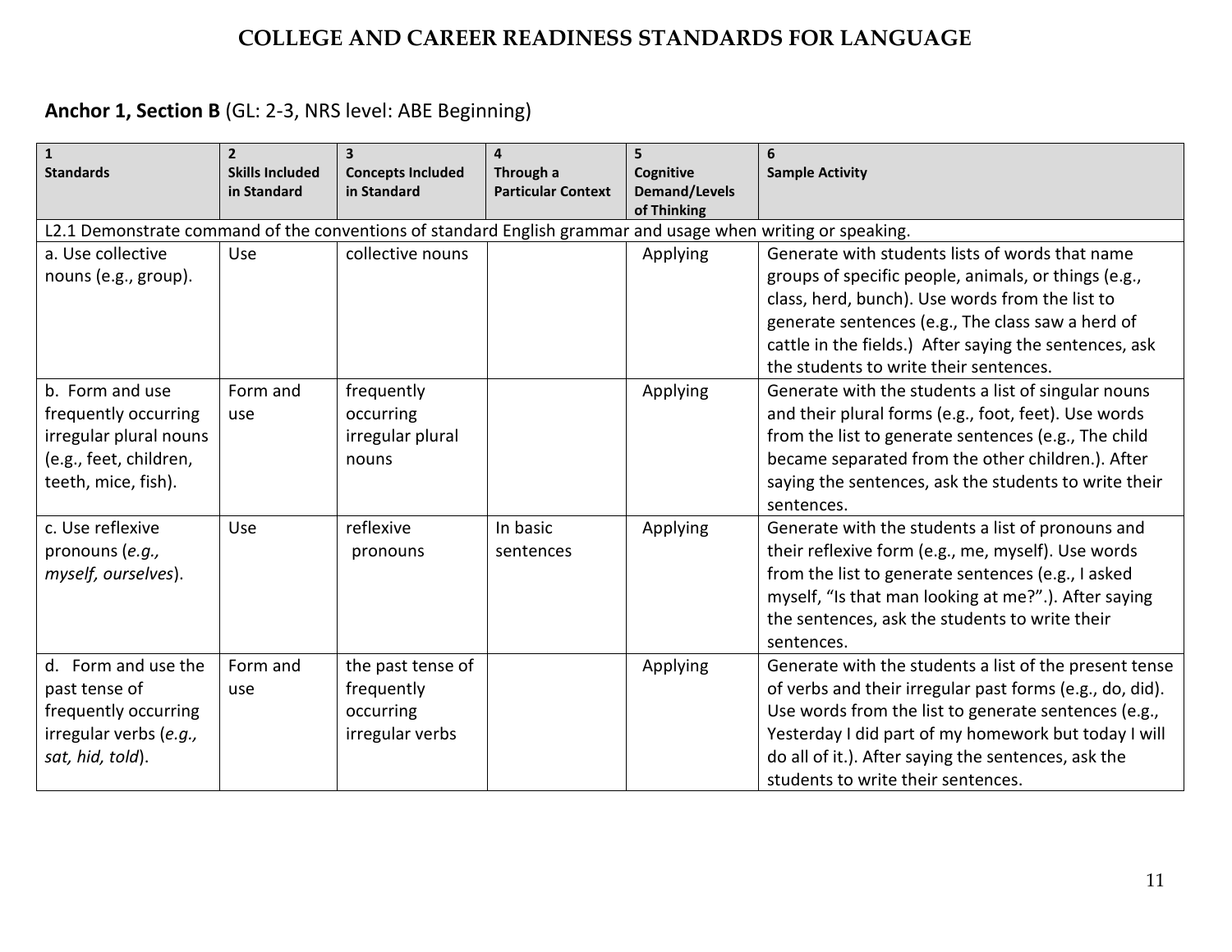# COLLEGE AND CAREER READINESS STANDARDS FOR LANGUAGE

**Anchor 1, Section B** (GL: 2-3, NRS level: ABE Beginning)

| 1<br>**Standards** | 2<br>**Skills Included in Standard** | 3<br>**Concepts Included in Standard** | 4<br>**Through a Particular Context** | 5<br>**Cognitive Demand/Levels of Thinking** | 6<br>**Sample Activity** |
|---|---|---|---|---|---|
| L2.1 Demonstrate command of the conventions of standard English grammar and usage when writing or speaking. | | | | | |
| a. Use collective nouns (e.g., group). | Use | collective nouns | | Applying | Generate with students lists of words that name groups of specific people, animals, or things (e.g., class, herd, bunch). Use words from the list to generate sentences (e.g., The class saw a herd of cattle in the fields.) After saying the sentences, ask the students to write their sentences. |
| b. Form and use frequently occurring irregular plural nouns (e.g., feet, children, teeth, mice, fish). | Form and use | frequently occurring irregular plural nouns | | Applying | Generate with the students a list of singular nouns and their plural forms (e.g., foot, feet). Use words from the list to generate sentences (e.g., The child became separated from the other children.). After saying the sentences, ask the students to write their sentences. |
| c. Use reflexive pronouns (*e.g., myself, ourselves*). | Use | reflexive pronouns | In basic sentences | Applying | Generate with the students a list of pronouns and their reflexive form (e.g., me, myself). Use words from the list to generate sentences (e.g., I asked myself, "Is that man looking at me?".). After saying the sentences, ask the students to write their sentences. |
| d. Form and use the past tense of frequently occurring irregular verbs (*e.g., sat, hid, told*). | Form and use | the past tense of frequently occurring irregular verbs | | Applying | Generate with the students a list of the present tense of verbs and their irregular past forms (e.g., do, did). Use words from the list to generate sentences (e.g., Yesterday I did part of my homework but today I will do all of it.). After saying the sentences, ask the students to write their sentences. |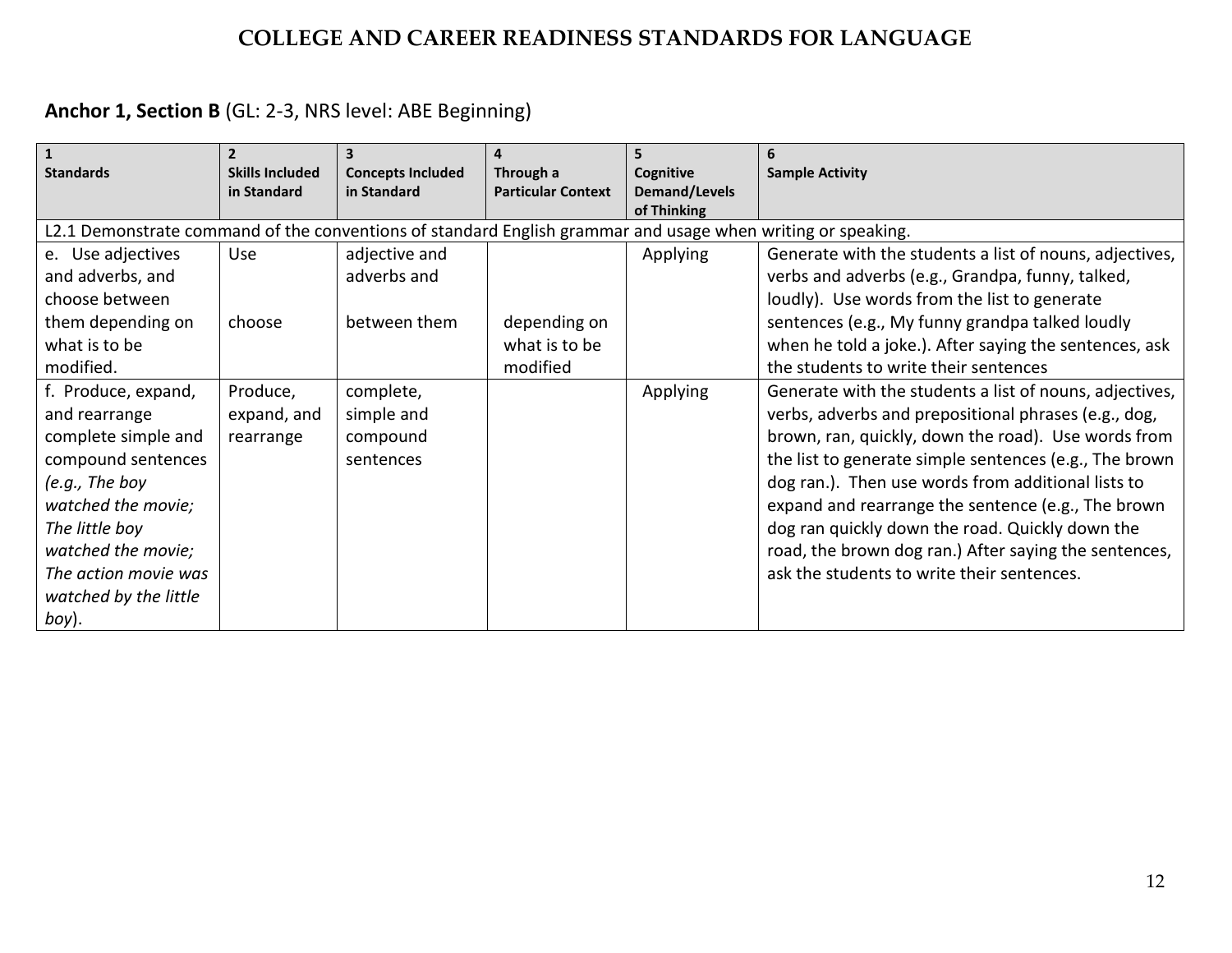# COLLEGE AND CAREER READINESS STANDARDS FOR LANGUAGE

**Anchor 1, Section B** (GL: 2-3, NRS level: ABE Beginning)

| 1 Standards | 2 Skills Included in Standard | 3 Concepts Included in Standard | 4 Through a Particular Context | 5 Cognitive Demand/Levels of Thinking | 6 Sample Activity |
|---|---|---|---|---|---|
| L2.1 Demonstrate command of the conventions of standard English grammar and usage when writing or speaking. | | | | | |
| e. Use adjectives and adverbs, and choose between them depending on what is to be modified. | Use<br><br>choose | adjective and adverbs and<br><br>between them | depending on what is to be modified | Applying | Generate with the students a list of nouns, adjectives, verbs and adverbs (e.g., Grandpa, funny, talked, loudly). Use words from the list to generate sentences (e.g., My funny grandpa talked loudly when he told a joke.). After saying the sentences, ask the students to write their sentences |
| f. Produce, expand, and rearrange complete simple and compound sentences *(e.g., The boy watched the movie; The little boy watched the movie; The action movie was watched by the little boy*). | Produce, expand, and rearrange | complete, simple and compound sentences | | Applying | Generate with the students a list of nouns, adjectives, verbs, adverbs and prepositional phrases (e.g., dog, brown, ran, quickly, down the road). Use words from the list to generate simple sentences (e.g., The brown dog ran.). Then use words from additional lists to expand and rearrange the sentence (e.g., The brown dog ran quickly down the road. Quickly down the road, the brown dog ran.) After saying the sentences, ask the students to write their sentences. |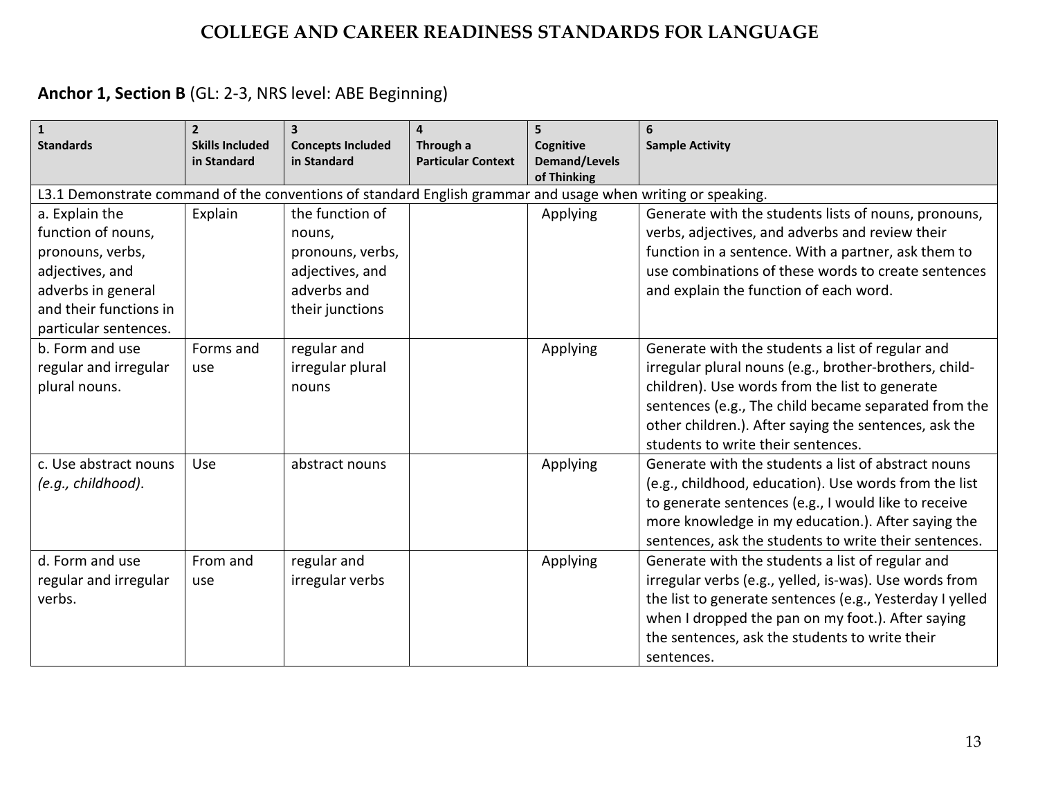# COLLEGE AND CAREER READINESS STANDARDS FOR LANGUAGE

## **Anchor 1, Section B** (GL: 2-3, NRS level: ABE Beginning)

| 1<br>**Standards** | 2<br>**Skills Included in Standard** | 3<br>**Concepts Included in Standard** | 4<br>**Through a Particular Context** | 5<br>**Cognitive Demand/Levels of Thinking** | 6<br>**Sample Activity** |
|---|---|---|---|---|---|
| L3.1 Demonstrate command of the conventions of standard English grammar and usage when writing or speaking. | | | | | |
| a. Explain the function of nouns, pronouns, verbs, adjectives, and adverbs in general and their functions in particular sentences. | Explain | the function of nouns, pronouns, verbs, adjectives, and adverbs and their junctions | | Applying | Generate with the students lists of nouns, pronouns, verbs, adjectives, and adverbs and review their function in a sentence. With a partner, ask them to use combinations of these words to create sentences and explain the function of each word. |
| b. Form and use regular and irregular plural nouns. | Forms and use | regular and irregular plural nouns | | Applying | Generate with the students a list of regular and irregular plural nouns (e.g., brother-brothers, child-children). Use words from the list to generate sentences (e.g., The child became separated from the other children.). After saying the sentences, ask the students to write their sentences. |
| c. Use abstract nouns *(e.g., childhood)*. | Use | abstract nouns | | Applying | Generate with the students a list of abstract nouns (e.g., childhood, education). Use words from the list to generate sentences (e.g., I would like to receive more knowledge in my education.). After saying the sentences, ask the students to write their sentences. |
| d. Form and use regular and irregular verbs. | From and use | regular and irregular verbs | | Applying | Generate with the students a list of regular and irregular verbs (e.g., yelled, is-was). Use words from the list to generate sentences (e.g., Yesterday I yelled when I dropped the pan on my foot.). After saying the sentences, ask the students to write their sentences. |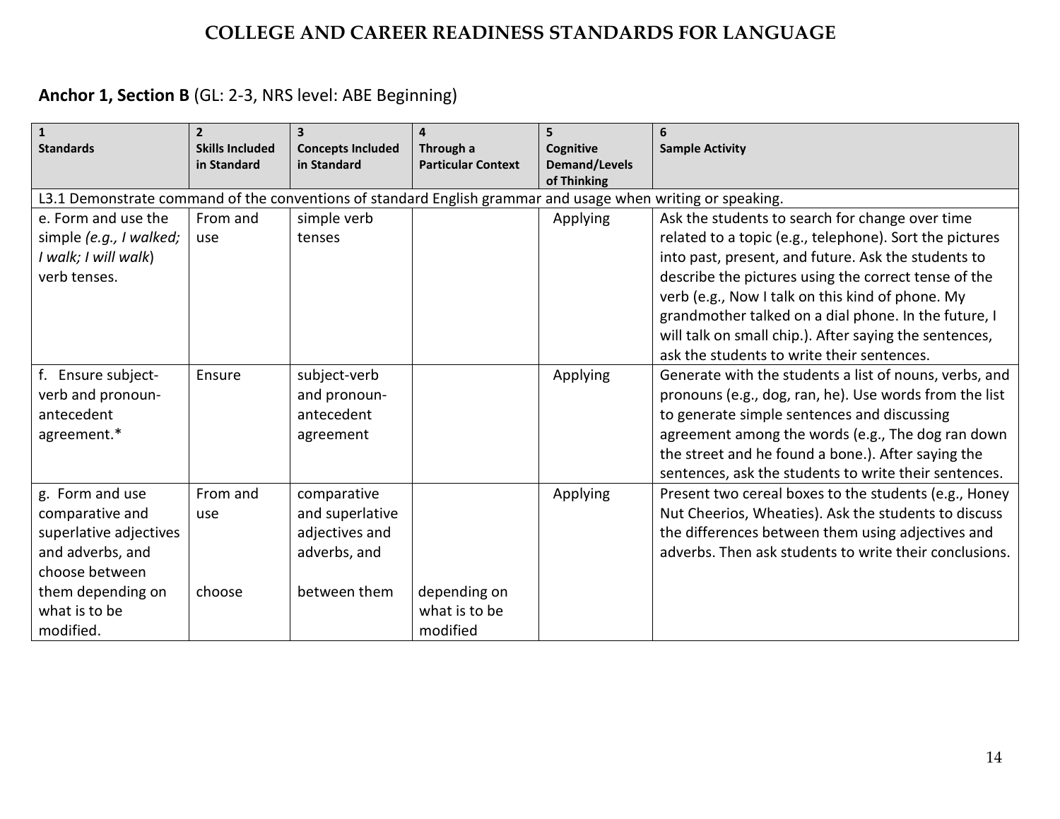# COLLEGE AND CAREER READINESS STANDARDS FOR LANGUAGE

**Anchor 1, Section B** (GL: 2-3, NRS level: ABE Beginning)

| 1 Standards | 2 Skills Included in Standard | 3 Concepts Included in Standard | 4 Through a Particular Context | 5 Cognitive Demand/Levels of Thinking | 6 Sample Activity |
|---|---|---|---|---|---|
| L3.1 Demonstrate command of the conventions of standard English grammar and usage when writing or speaking. | | | | | |
| e. Form and use the simple *(e.g., I walked; I walk; I will walk*) verb tenses. | From and use | simple verb tenses | | Applying | Ask the students to search for change over time related to a topic (e.g., telephone). Sort the pictures into past, present, and future. Ask the students to describe the pictures using the correct tense of the verb (e.g., Now I talk on this kind of phone. My grandmother talked on a dial phone. In the future, I will talk on small chip.). After saying the sentences, ask the students to write their sentences. |
| f. Ensure subject-verb and pronoun-antecedent agreement.* | Ensure | subject-verb and pronoun-antecedent agreement | | Applying | Generate with the students a list of nouns, verbs, and pronouns (e.g., dog, ran, he). Use words from the list to generate simple sentences and discussing agreement among the words (e.g., The dog ran down the street and he found a bone.). After saying the sentences, ask the students to write their sentences. |
| g. Form and use comparative and superlative adjectives and adverbs, and choose between them depending on what is to be modified. | From and use<br><br>choose | comparative and superlative adjectives and adverbs, and<br><br>between them | <br><br><br><br>depending on what is to be modified | Applying | Present two cereal boxes to the students (e.g., Honey Nut Cheerios, Wheaties). Ask the students to discuss the differences between them using adjectives and adverbs. Then ask students to write their conclusions. |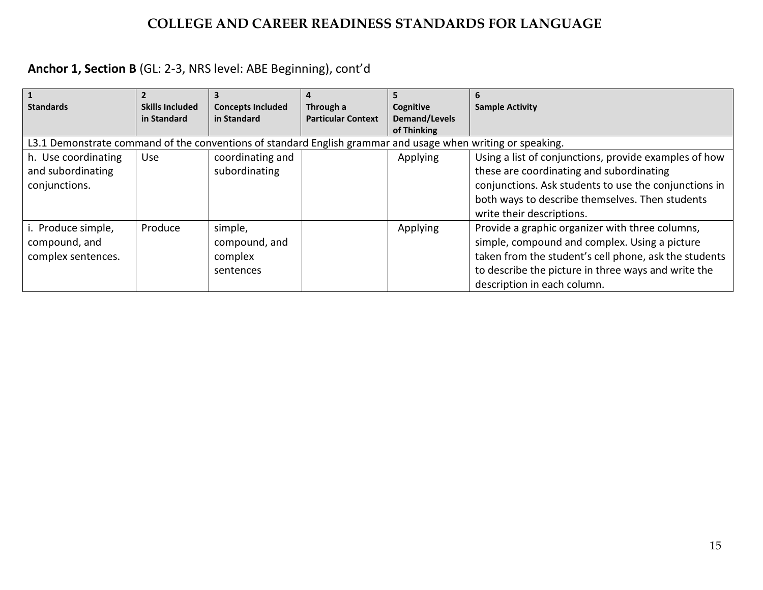**COLLEGE AND CAREER READINESS STANDARDS FOR LANGUAGE**

**Anchor 1, Section B** (GL: 2-3, NRS level: ABE Beginning), cont'd

| 1 Standards | 2 Skills Included in Standard | 3 Concepts Included in Standard | 4 Through a Particular Context | 5 Cognitive Demand/Levels of Thinking | 6 Sample Activity |
|---|---|---|---|---|---|
| L3.1 Demonstrate command of the conventions of standard English grammar and usage when writing or speaking. | | | | | |
| h. Use coordinating and subordinating conjunctions. | Use | coordinating and subordinating | | Applying | Using a list of conjunctions, provide examples of how these are coordinating and subordinating conjunctions. Ask students to use the conjunctions in both ways to describe themselves. Then students write their descriptions. |
| i. Produce simple, compound, and complex sentences. | Produce | simple, compound, and complex sentences | | Applying | Provide a graphic organizer with three columns, simple, compound and complex. Using a picture taken from the student's cell phone, ask the students to describe the picture in three ways and write the description in each column. |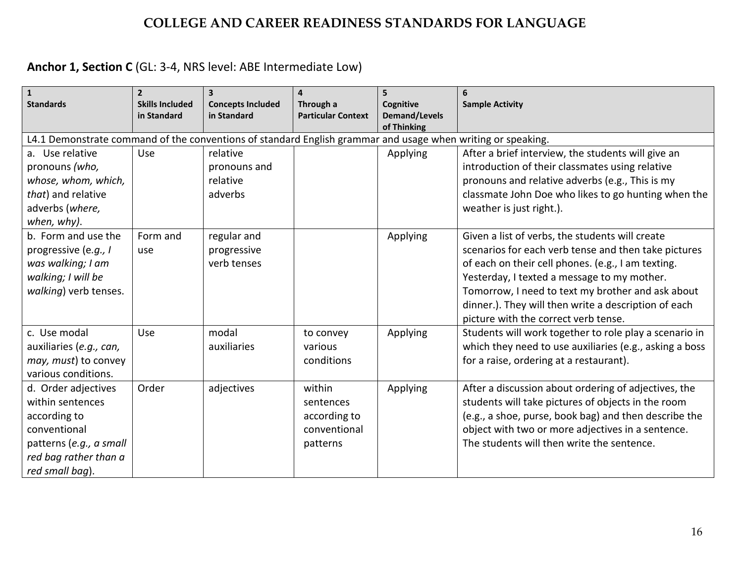# COLLEGE AND CAREER READINESS STANDARDS FOR LANGUAGE

## **Anchor 1, Section C** (GL: 3-4, NRS level: ABE Intermediate Low)

| 1 Standards | 2 Skills Included in Standard | 3 Concepts Included in Standard | 4 Through a Particular Context | 5 Cognitive Demand/Levels of Thinking | 6 Sample Activity |
|---|---|---|---|---|---|
| L4.1 Demonstrate command of the conventions of standard English grammar and usage when writing or speaking. | | | | | |
| a. Use relative pronouns *(who, whose, whom, which, that*) and relative adverbs (*where, when, why)*. | Use | relative pronouns and relative adverbs | | Applying | After a brief interview, the students will give an introduction of their classmates using relative pronouns and relative adverbs (e.g., This is my classmate John Doe who likes to go hunting when the weather is just right.). |
| b. Form and use the progressive (e*.g., I was walking; I am walking; I will be walking*) verb tenses. | Form and use | regular and progressive verb tenses | | Applying | Given a list of verbs, the students will create scenarios for each verb tense and then take pictures of each on their cell phones. (e.g., I am texting. Yesterday, I texted a message to my mother. Tomorrow, I need to text my brother and ask about dinner.). They will then write a description of each picture with the correct verb tense. |
| c. Use modal auxiliaries (*e.g., can, may, must*) to convey various conditions. | Use | modal auxiliaries | to convey various conditions | Applying | Students will work together to role play a scenario in which they need to use auxiliaries (e.g., asking a boss for a raise, ordering at a restaurant). |
| d. Order adjectives within sentences according to conventional patterns (*e.g., a small red bag rather than a red small bag*). | Order | adjectives | within sentences according to conventional patterns | Applying | After a discussion about ordering of adjectives, the students will take pictures of objects in the room (e.g., a shoe, purse, book bag) and then describe the object with two or more adjectives in a sentence. The students will then write the sentence. |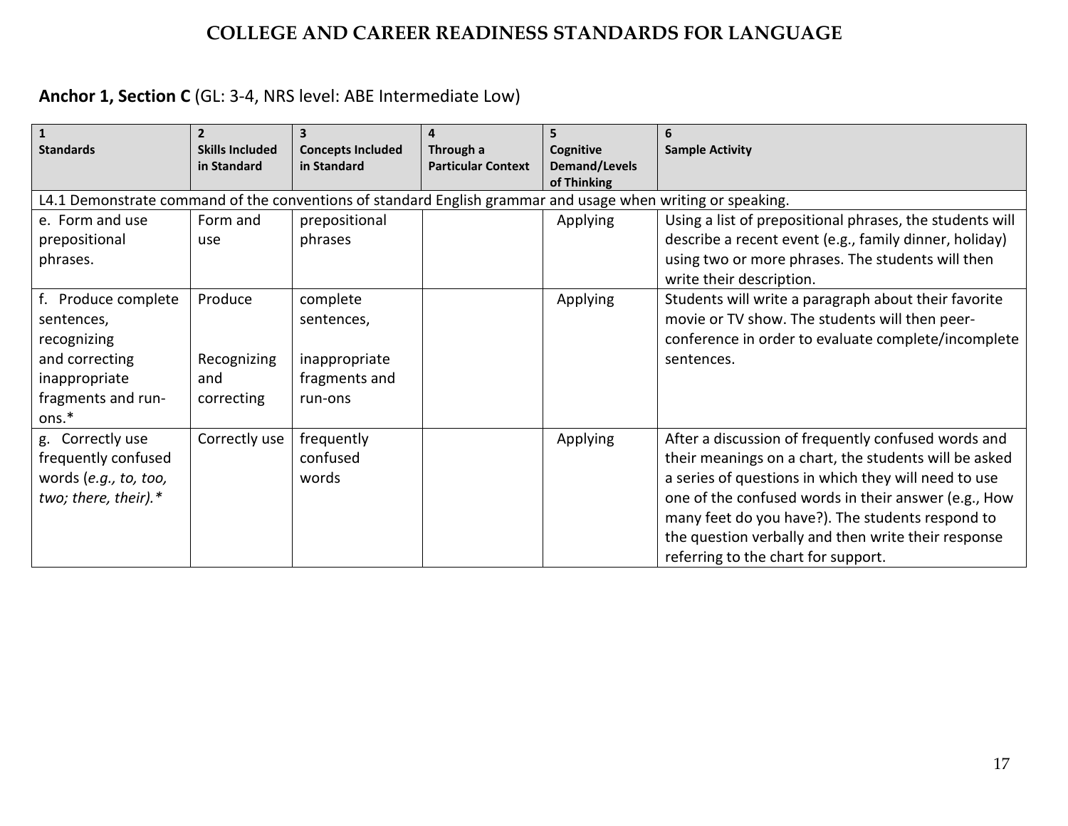# COLLEGE AND CAREER READINESS STANDARDS FOR LANGUAGE

**Anchor 1, Section C** (GL: 3-4, NRS level: ABE Intermediate Low)

| 1 Standards | 2 Skills Included in Standard | 3 Concepts Included in Standard | 4 Through a Particular Context | 5 Cognitive Demand/Levels of Thinking | 6 Sample Activity |
|---|---|---|---|---|---|
| L4.1 Demonstrate command of the conventions of standard English grammar and usage when writing or speaking. | | | | | |
| e. Form and use prepositional phrases. | Form and use | prepositional phrases | | Applying | Using a list of prepositional phrases, the students will describe a recent event (e.g., family dinner, holiday) using two or more phrases. The students will then write their description. |
| f. Produce complete sentences, recognizing and correcting inappropriate fragments and run-ons.* | Produce<br><br>Recognizing and correcting | complete sentences,<br><br>inappropriate fragments and run-ons | | Applying | Students will write a paragraph about their favorite movie or TV show. The students will then peer-conference in order to evaluate complete/incomplete sentences. |
| g. Correctly use frequently confused words (*e.g., to, too, two; there, their).** | Correctly use | frequently confused words | | Applying | After a discussion of frequently confused words and their meanings on a chart, the students will be asked a series of questions in which they will need to use one of the confused words in their answer (e.g., How many feet do you have?). The students respond to the question verbally and then write their response referring to the chart for support. |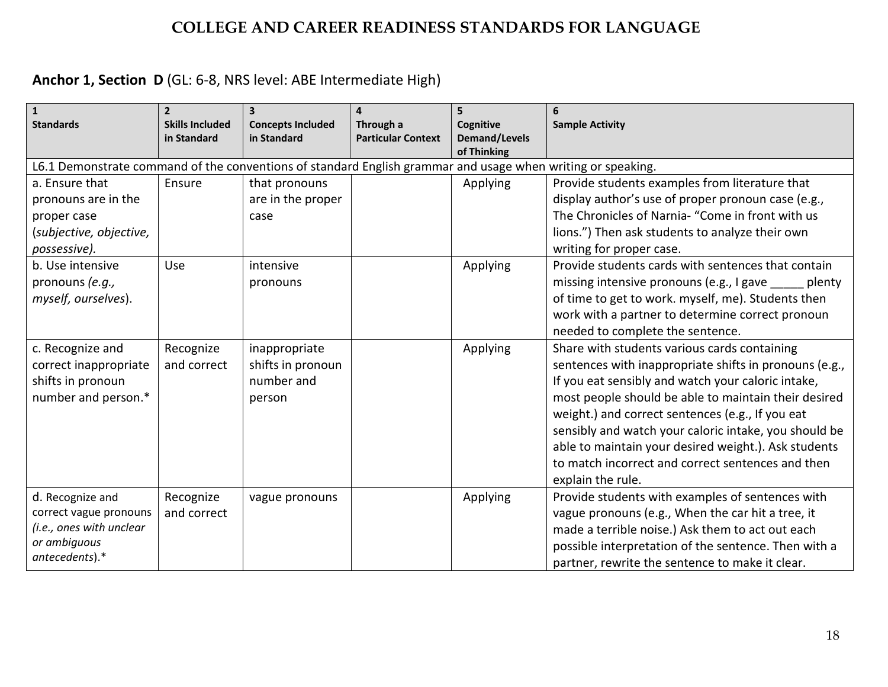# COLLEGE AND CAREER READINESS STANDARDS FOR LANGUAGE

**Anchor 1, Section D** (GL: 6-8, NRS level: ABE Intermediate High)

| 1 Standards | 2 Skills Included in Standard | 3 Concepts Included in Standard | 4 Through a Particular Context | 5 Cognitive Demand/Levels of Thinking | 6 Sample Activity |
|---|---|---|---|---|---|
| L6.1 Demonstrate command of the conventions of standard English grammar and usage when writing or speaking. | | | | | |
| a. Ensure that pronouns are in the proper case (*subjective, objective, possessive).* | Ensure | that pronouns are in the proper case | | Applying | Provide students examples from literature that display author's use of proper pronoun case (e.g., The Chronicles of Narnia- "Come in front with us lions.") Then ask students to analyze their own writing for proper case. |
| b. Use intensive pronouns *(e.g., myself, ourselves*). | Use | intensive pronouns | | Applying | Provide students cards with sentences that contain missing intensive pronouns (e.g., I gave _____ plenty of time to get to work. myself, me). Students then work with a partner to determine correct pronoun needed to complete the sentence. |
| c. Recognize and correct inappropriate shifts in pronoun number and person.* | Recognize and correct | inappropriate shifts in pronoun number and person | | Applying | Share with students various cards containing sentences with inappropriate shifts in pronouns (e.g., If you eat sensibly and watch your caloric intake, most people should be able to maintain their desired weight.) and correct sentences (e.g., If you eat sensibly and watch your caloric intake, you should be able to maintain your desired weight.). Ask students to match incorrect and correct sentences and then explain the rule. |
| d. Recognize and correct vague pronouns *(i.e., ones with unclear or ambiguous antecedents*).* | Recognize and correct | vague pronouns | | Applying | Provide students with examples of sentences with vague pronouns (e.g., When the car hit a tree, it made a terrible noise.) Ask them to act out each possible interpretation of the sentence. Then with a partner, rewrite the sentence to make it clear. |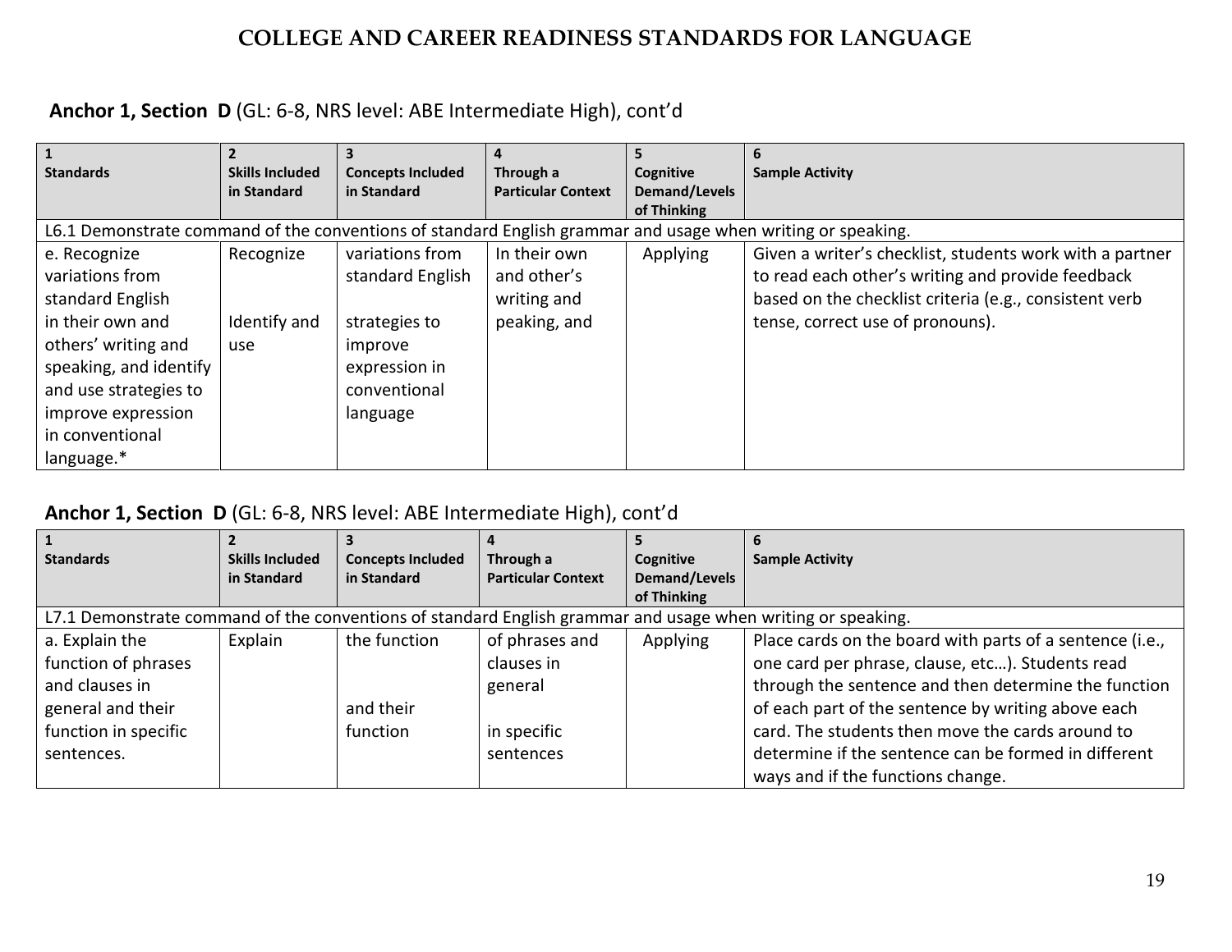# COLLEGE AND CAREER READINESS STANDARDS FOR LANGUAGE

**Anchor 1, Section D** (GL: 6-8, NRS level: ABE Intermediate High), cont'd

| 1 Standards | 2 Skills Included in Standard | 3 Concepts Included in Standard | 4 Through a Particular Context | 5 Cognitive Demand/Levels of Thinking | 6 Sample Activity |
|---|---|---|---|---|---|
| L6.1 Demonstrate command of the conventions of standard English grammar and usage when writing or speaking. | | | | | |
| e. Recognize variations from standard English in their own and others' writing and speaking, and identify and use strategies to improve expression in conventional language.* | Recognize<br><br>Identify and use | variations from standard English<br><br>strategies to improve expression in conventional language | In their own and other's writing and peaking, and | Applying | Given a writer's checklist, students work with a partner to read each other's writing and provide feedback based on the checklist criteria (e.g., consistent verb tense, correct use of pronouns). |

**Anchor 1, Section D** (GL: 6-8, NRS level: ABE Intermediate High), cont'd

| 1 Standards | 2 Skills Included in Standard | 3 Concepts Included in Standard | 4 Through a Particular Context | 5 Cognitive Demand/Levels of Thinking | 6 Sample Activity |
|---|---|---|---|---|---|
| L7.1 Demonstrate command of the conventions of standard English grammar and usage when writing or speaking. | | | | | |
| a. Explain the function of phrases and clauses in general and their function in specific sentences. | Explain | the function<br><br>and their function | of phrases and clauses in general<br><br>in specific sentences | Applying | Place cards on the board with parts of a sentence (i.e., one card per phrase, clause, etc…). Students read through the sentence and then determine the function of each part of the sentence by writing above each card. The students then move the cards around to determine if the sentence can be formed in different ways and if the functions change. |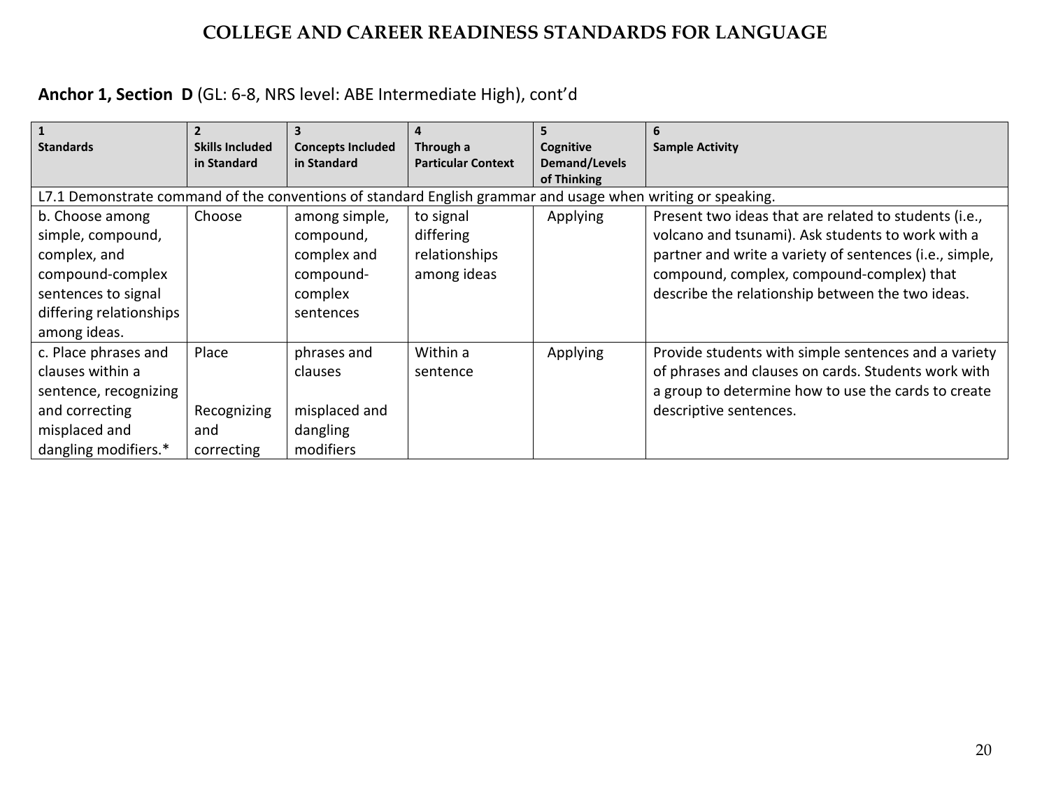# COLLEGE AND CAREER READINESS STANDARDS FOR LANGUAGE

**Anchor 1, Section D** (GL: 6-8, NRS level: ABE Intermediate High), cont'd

| 1 Standards | 2 Skills Included in Standard | 3 Concepts Included in Standard | 4 Through a Particular Context | 5 Cognitive Demand/Levels of Thinking | 6 Sample Activity |
|---|---|---|---|---|---|
| L7.1 Demonstrate command of the conventions of standard English grammar and usage when writing or speaking. | | | | | |
| b. Choose among simple, compound, complex, and compound-complex sentences to signal differing relationships among ideas. | Choose | among simple, compound, complex and compound-complex sentences | to signal differing relationships among ideas | Applying | Present two ideas that are related to students (i.e., volcano and tsunami). Ask students to work with a partner and write a variety of sentences (i.e., simple, compound, complex, compound-complex) that describe the relationship between the two ideas. |
| c. Place phrases and clauses within a sentence, recognizing and correcting misplaced and dangling modifiers.* | Place<br><br>Recognizing and correcting | phrases and clauses<br><br>misplaced and dangling modifiers | Within a sentence | Applying | Provide students with simple sentences and a variety of phrases and clauses on cards. Students work with a group to determine how to use the cards to create descriptive sentences. |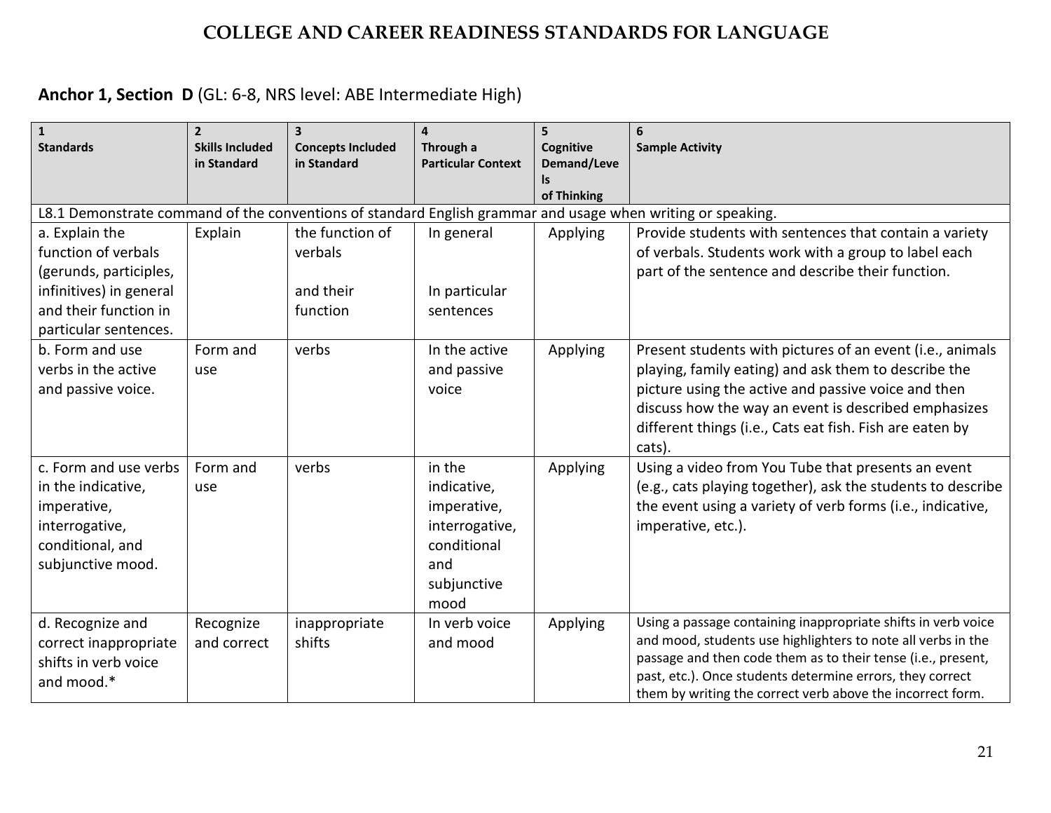# COLLEGE AND CAREER READINESS STANDARDS FOR LANGUAGE

**Anchor 1, Section D** (GL: 6-8, NRS level: ABE Intermediate High)

| 1<br>Standards | 2<br>Skills Included in Standard | 3<br>Concepts Included in Standard | 4<br>Through a Particular Context | 5<br>Cognitive Demand/Levels of Thinking | 6<br>Sample Activity |
|---|---|---|---|---|---|
| L8.1 Demonstrate command of the conventions of standard English grammar and usage when writing or speaking. | | | | | |
| a. Explain the function of verbals (gerunds, participles, infinitives) in general and their function in particular sentences. | Explain | the function of verbals<br><br>and their function | In general<br><br>In particular sentences | Applying | Provide students with sentences that contain a variety of verbals. Students work with a group to label each part of the sentence and describe their function. |
| b. Form and use verbs in the active and passive voice. | Form and use | verbs | In the active and passive voice | Applying | Present students with pictures of an event (i.e., animals playing, family eating) and ask them to describe the picture using the active and passive voice and then discuss how the way an event is described emphasizes different things (i.e., Cats eat fish. Fish are eaten by cats). |
| c. Form and use verbs in the indicative, imperative, interrogative, conditional, and subjunctive mood. | Form and use | verbs | in the indicative, imperative, interrogative, conditional and subjunctive mood | Applying | Using a video from You Tube that presents an event (e.g., cats playing together), ask the students to describe the event using a variety of verb forms (i.e., indicative, imperative, etc.). |
| d. Recognize and correct inappropriate shifts in verb voice and mood.* | Recognize and correct | inappropriate shifts | In verb voice and mood | Applying | Using a passage containing inappropriate shifts in verb voice and mood, students use highlighters to note all verbs in the passage and then code them as to their tense (i.e., present, past, etc.). Once students determine errors, they correct them by writing the correct verb above the incorrect form. |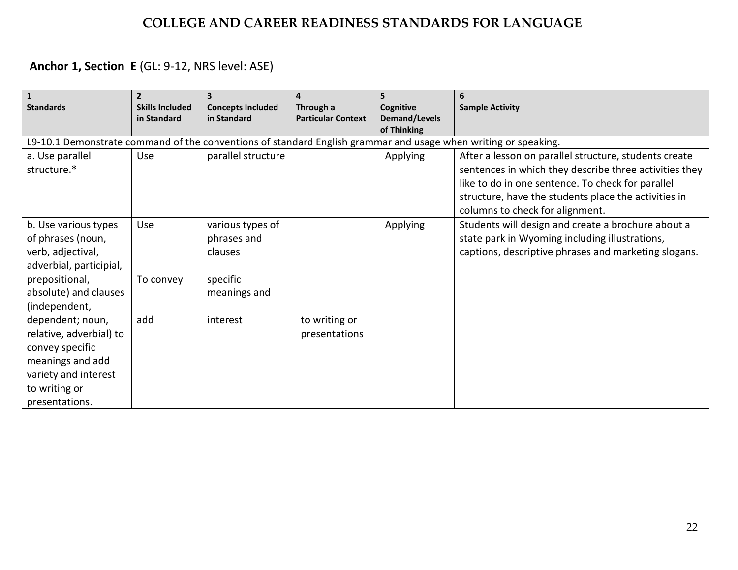# COLLEGE AND CAREER READINESS STANDARDS FOR LANGUAGE

**Anchor 1, Section E** (GL: 9-12, NRS level: ASE)

| 1<br>**Standards** | 2<br>**Skills Included in Standard** | 3<br>**Concepts Included in Standard** | 4<br>**Through a Particular Context** | 5<br>**Cognitive Demand/Levels of Thinking** | 6<br>**Sample Activity** |
|---|---|---|---|---|---|
| L9-10.1 Demonstrate command of the conventions of standard English grammar and usage when writing or speaking. | | | | | |
| a. Use parallel structure.* | Use | parallel structure | | Applying | After a lesson on parallel structure, students create sentences in which they describe three activities they like to do in one sentence. To check for parallel structure, have the students place the activities in columns to check for alignment. |
| b. Use various types of phrases (noun, verb, adjectival, adverbial, participial, prepositional, absolute) and clauses (independent, dependent; noun, relative, adverbial) to convey specific meanings and add variety and interest to writing or presentations. | Use<br><br>To convey<br><br>add | various types of phrases and clauses<br><br>specific meanings and<br><br>interest | to writing or presentations | Applying | Students will design and create a brochure about a state park in Wyoming including illustrations, captions, descriptive phrases and marketing slogans. |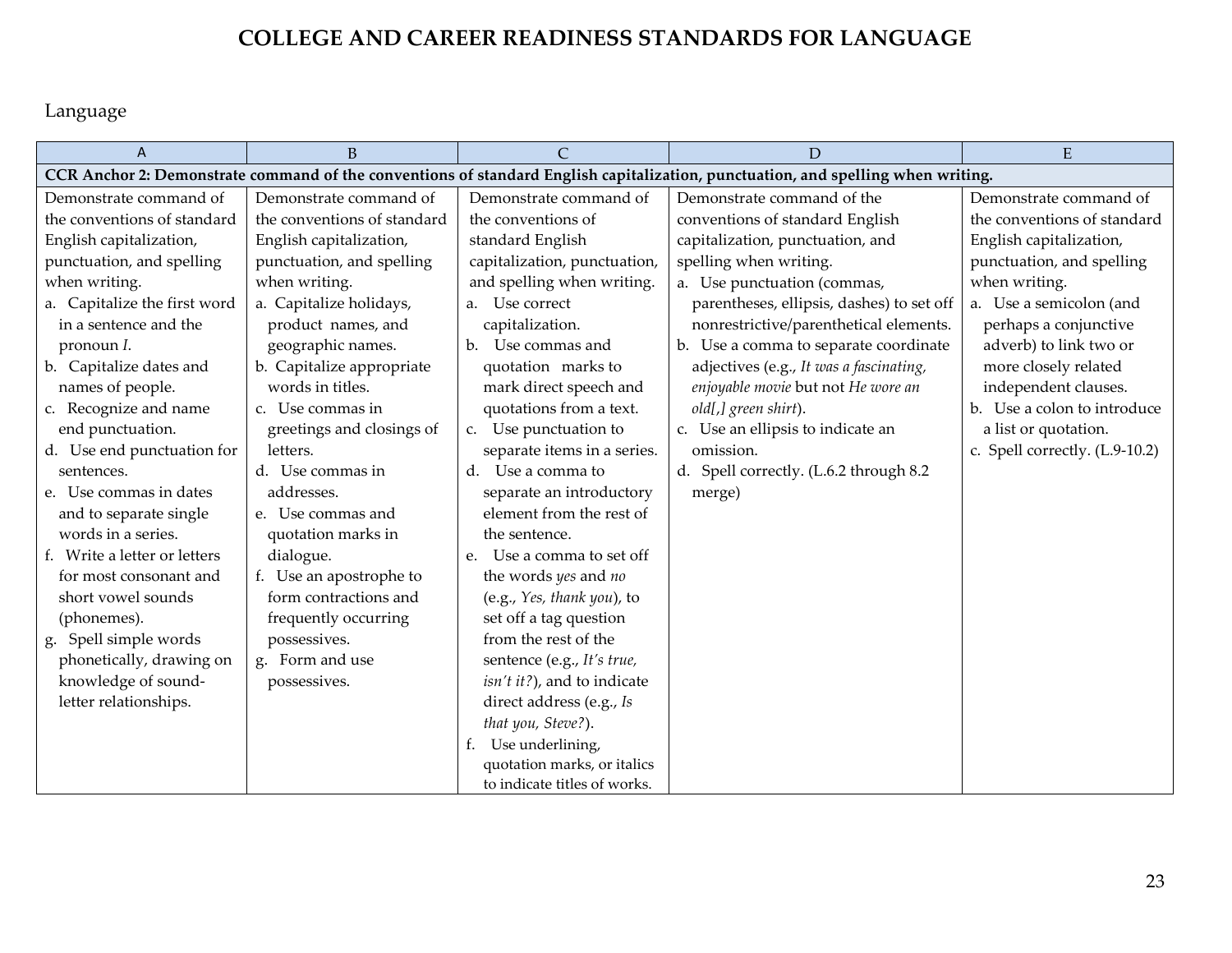# COLLEGE AND CAREER READINESS STANDARDS FOR LANGUAGE

Language

| A | B | C | D | E |
|---|---|---|---|---|
| **CCR Anchor 2: Demonstrate command of the conventions of standard English capitalization, punctuation, and spelling when writing.** | | | | |
| Demonstrate command of the conventions of standard English capitalization, punctuation, and spelling when writing.<br>a. Capitalize the first word in a sentence and the pronoun *I*.<br>b. Capitalize dates and names of people.<br>c. Recognize and name end punctuation.<br>d. Use end punctuation for sentences.<br>e. Use commas in dates and to separate single words in a series.<br>f. Write a letter or letters for most consonant and short vowel sounds (phonemes).<br>g. Spell simple words phonetically, drawing on knowledge of sound-letter relationships. | Demonstrate command of the conventions of standard English capitalization, punctuation, and spelling when writing.<br>a. Capitalize holidays, product names, and geographic names.<br>b. Capitalize appropriate words in titles.<br>c. Use commas in greetings and closings of letters.<br>d. Use commas in addresses.<br>e. Use commas and quotation marks in dialogue.<br>f. Use an apostrophe to form contractions and frequently occurring possessives.<br>g. Form and use possessives. | Demonstrate command of the conventions of standard English capitalization, punctuation, and spelling when writing.<br>a. Use correct capitalization.<br>b. Use commas and quotation marks to mark direct speech and quotations from a text.<br>c. Use punctuation to separate items in a series.<br>d. Use a comma to separate an introductory element from the rest of the sentence.<br>e. Use a comma to set off the words *yes* and *no* (e.g., *Yes, thank you*), to set off a tag question from the rest of the sentence (e.g., *It's true, isn't it?*), and to indicate direct address (e.g., *Is that you, Steve?*).<br>f. Use underlining, quotation marks, or italics to indicate titles of works. | Demonstrate command of the conventions of standard English capitalization, punctuation, and spelling when writing.<br>a. Use punctuation (commas, parentheses, ellipsis, dashes) to set off nonrestrictive/parenthetical elements.<br>b. Use a comma to separate coordinate adjectives (e.g., *It was a fascinating, enjoyable movie* but not *He wore an old[,] green shirt*).<br>c. Use an ellipsis to indicate an omission.<br>d. Spell correctly. (L.6.2 through 8.2 merge) | Demonstrate command of the conventions of standard English capitalization, punctuation, and spelling when writing.<br>a. Use a semicolon (and perhaps a conjunctive adverb) to link two or more closely related independent clauses.<br>b. Use a colon to introduce a list or quotation.<br>c. Spell correctly. (L.9-10.2) |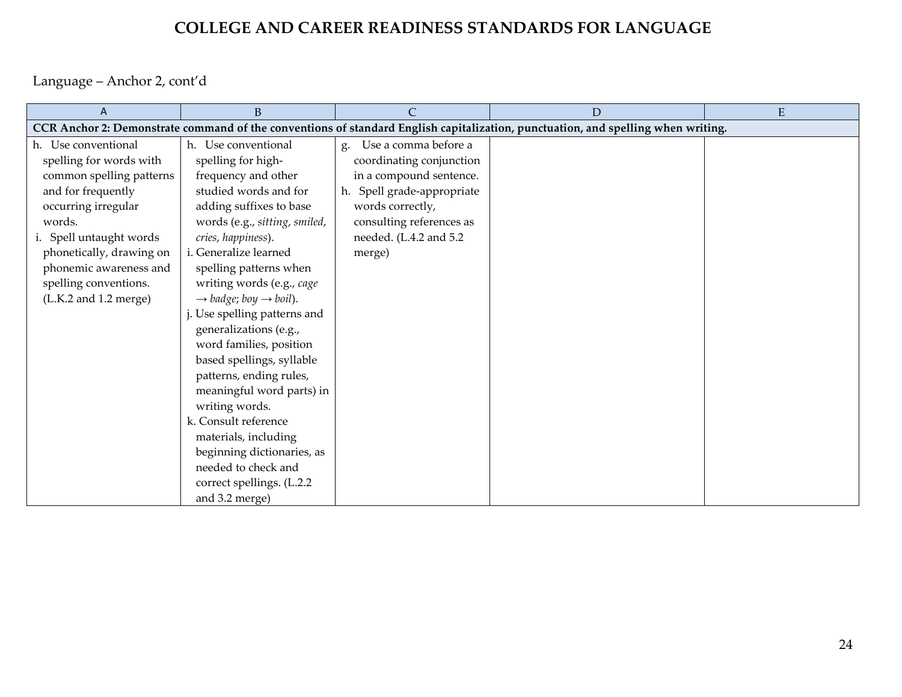# COLLEGE AND CAREER READINESS STANDARDS FOR LANGUAGE

Language – Anchor 2, cont'd

| A | B | C | D | E |
|---|---|---|---|---|
| **CCR Anchor 2: Demonstrate command of the conventions of standard English capitalization, punctuation, and spelling when writing.** | | | | |
| h. Use conventional spelling for words with common spelling patterns and for frequently occurring irregular words.<br>i. Spell untaught words phonetically, drawing on phonemic awareness and spelling conventions. (L.K.2 and 1.2 merge) | h. Use conventional spelling for high-frequency and other studied words and for adding suffixes to base words (e.g., *sitting*, *smiled*, *cries*, *happiness*).<br>i. Generalize learned spelling patterns when writing words (e.g., *cage* → *badge*; *boy* → *boil*).<br>j. Use spelling patterns and generalizations (e.g., word families, position based spellings, syllable patterns, ending rules, meaningful word parts) in writing words.<br>k. Consult reference materials, including beginning dictionaries, as needed to check and correct spellings. (L.2.2 and 3.2 merge) | g. Use a comma before a coordinating conjunction in a compound sentence.<br>h. Spell grade-appropriate words correctly, consulting references as needed. (L.4.2 and 5.2 merge) | | |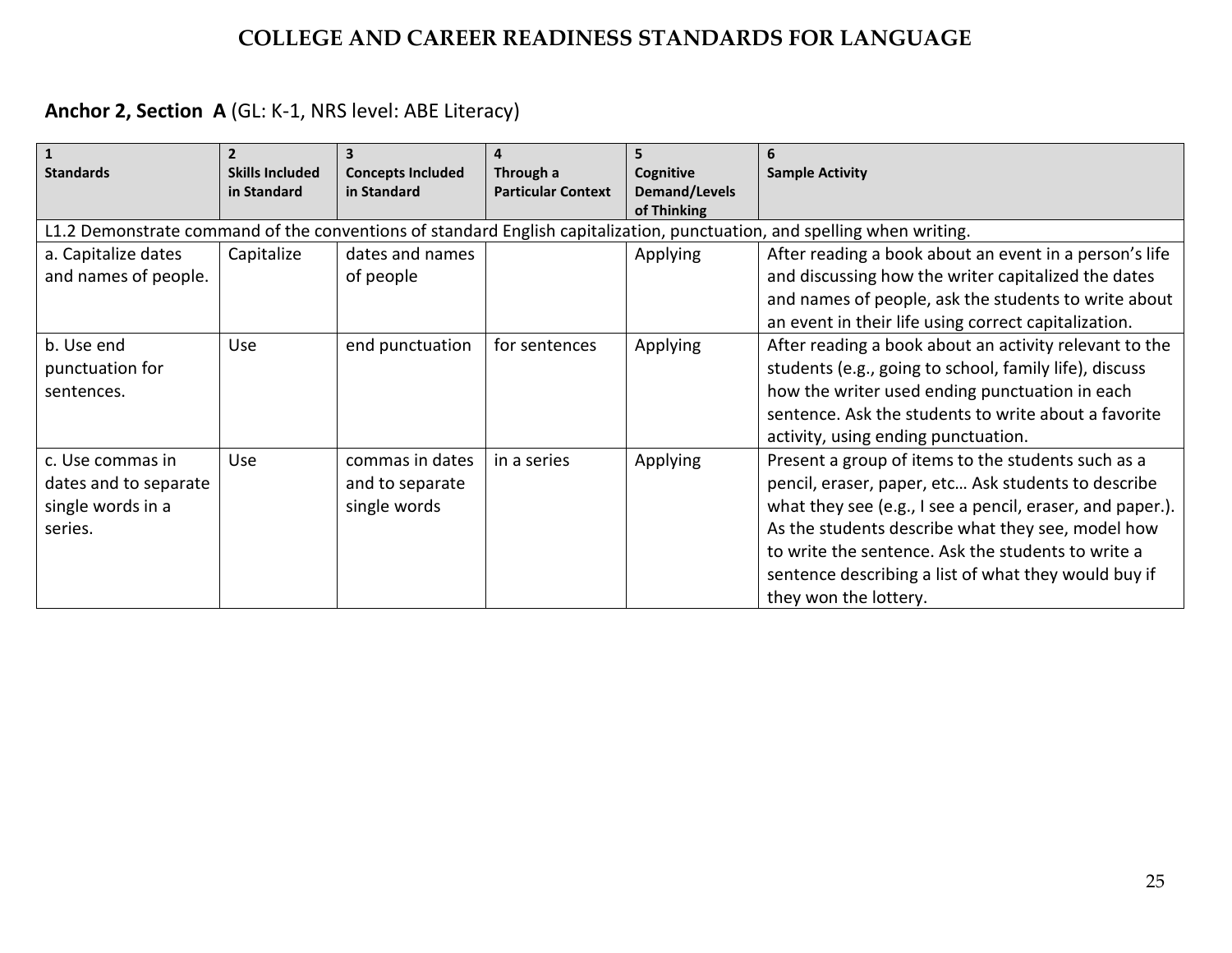# COLLEGE AND CAREER READINESS STANDARDS FOR LANGUAGE

**Anchor 2, Section A** (GL: K-1, NRS level: ABE Literacy)

| 1<br>**Standards** | 2<br>**Skills Included in Standard** | 3<br>**Concepts Included in Standard** | 4<br>**Through a Particular Context** | 5<br>**Cognitive Demand/Levels of Thinking** | 6<br>**Sample Activity** |
|---|---|---|---|---|---|
| L1.2 Demonstrate command of the conventions of standard English capitalization, punctuation, and spelling when writing. | | | | | |
| a. Capitalize dates and names of people. | Capitalize | dates and names of people | | Applying | After reading a book about an event in a person's life and discussing how the writer capitalized the dates and names of people, ask the students to write about an event in their life using correct capitalization. |
| b. Use end punctuation for sentences. | Use | end punctuation | for sentences | Applying | After reading a book about an activity relevant to the students (e.g., going to school, family life), discuss how the writer used ending punctuation in each sentence. Ask the students to write about a favorite activity, using ending punctuation. |
| c. Use commas in dates and to separate single words in a series. | Use | commas in dates and to separate single words | in a series | Applying | Present a group of items to the students such as a pencil, eraser, paper, etc… Ask students to describe what they see (e.g., I see a pencil, eraser, and paper.). As the students describe what they see, model how to write the sentence. Ask the students to write a sentence describing a list of what they would buy if they won the lottery. |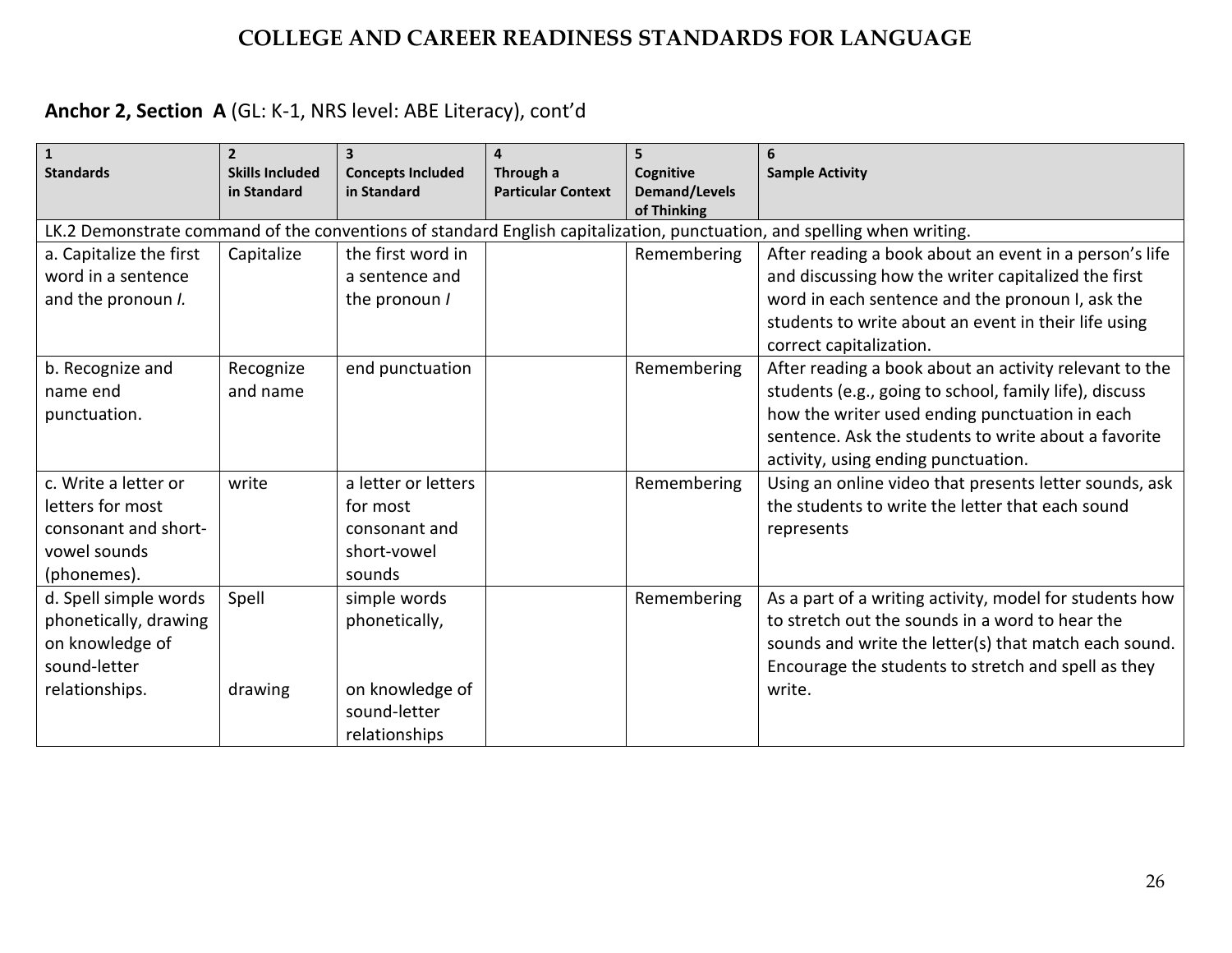# COLLEGE AND CAREER READINESS STANDARDS FOR LANGUAGE

## **Anchor 2, Section A** (GL: K-1, NRS level: ABE Literacy), cont'd

| 1<br>Standards | 2<br>Skills Included in Standard | 3<br>Concepts Included in Standard | 4<br>Through a Particular Context | 5<br>Cognitive Demand/Levels of Thinking | 6<br>Sample Activity |
|---|---|---|---|---|---|
| LK.2 Demonstrate command of the conventions of standard English capitalization, punctuation, and spelling when writing. | | | | | |
| a. Capitalize the first word in a sentence and the pronoun *I.* | Capitalize | the first word in a sentence and the pronoun *I* | | Remembering | After reading a book about an event in a person's life and discussing how the writer capitalized the first word in each sentence and the pronoun I, ask the students to write about an event in their life using correct capitalization. |
| b. Recognize and name end punctuation. | Recognize and name | end punctuation | | Remembering | After reading a book about an activity relevant to the students (e.g., going to school, family life), discuss how the writer used ending punctuation in each sentence. Ask the students to write about a favorite activity, using ending punctuation. |
| c. Write a letter or letters for most consonant and short-vowel sounds (phonemes). | write | a letter or letters for most consonant and short-vowel sounds | | Remembering | Using an online video that presents letter sounds, ask the students to write the letter that each sound represents |
| d. Spell simple words phonetically, drawing on knowledge of sound-letter relationships. | Spell<br><br>drawing | simple words phonetically,<br><br>on knowledge of sound-letter relationships | | Remembering | As a part of a writing activity, model for students how to stretch out the sounds in a word to hear the sounds and write the letter(s) that match each sound. Encourage the students to stretch and spell as they write. |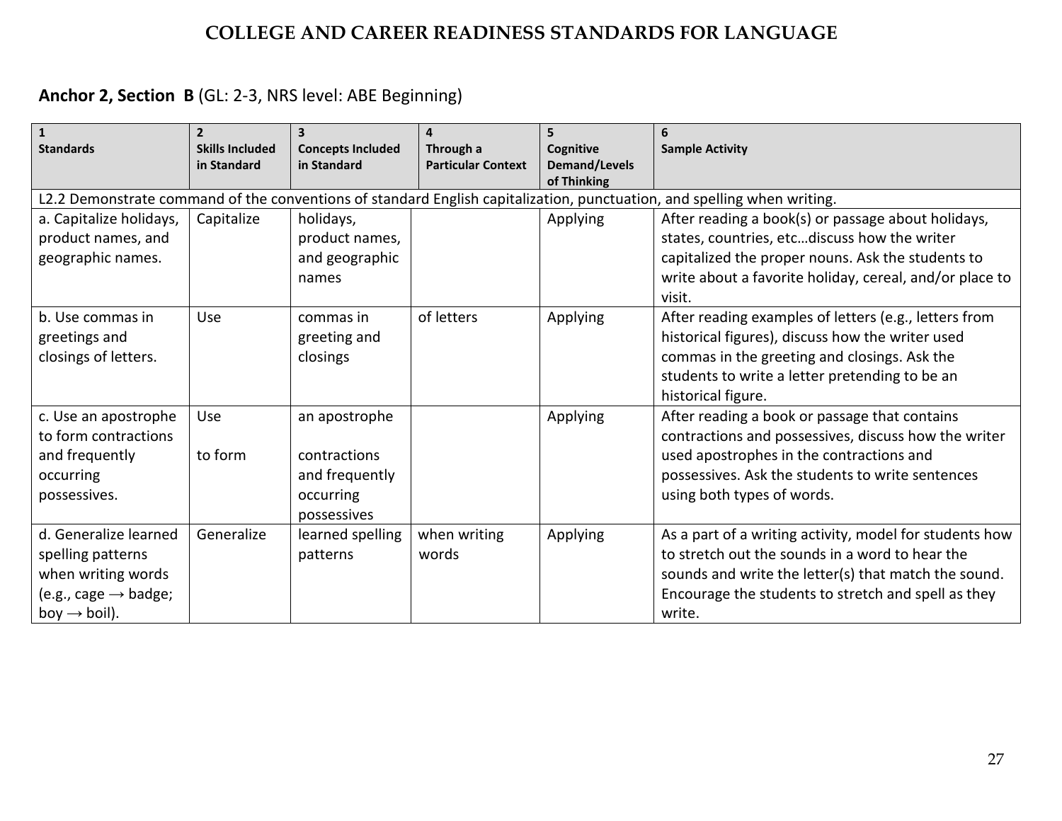# COLLEGE AND CAREER READINESS STANDARDS FOR LANGUAGE

**Anchor 2, Section B** (GL: 2-3, NRS level: ABE Beginning)

| 1 Standards | 2 Skills Included in Standard | 3 Concepts Included in Standard | 4 Through a Particular Context | 5 Cognitive Demand/Levels of Thinking | 6 Sample Activity |
|---|---|---|---|---|---|
| L2.2 Demonstrate command of the conventions of standard English capitalization, punctuation, and spelling when writing. | | | | | |
| a. Capitalize holidays, product names, and geographic names. | Capitalize | holidays, product names, and geographic names | | Applying | After reading a book(s) or passage about holidays, states, countries, etc…discuss how the writer capitalized the proper nouns. Ask the students to write about a favorite holiday, cereal, and/or place to visit. |
| b. Use commas in greetings and closings of letters. | Use | commas in greeting and closings | of letters | Applying | After reading examples of letters (e.g., letters from historical figures), discuss how the writer used commas in the greeting and closings. Ask the students to write a letter pretending to be an historical figure. |
| c. Use an apostrophe to form contractions and frequently occurring possessives. | Use<br><br>to form | an apostrophe<br><br>contractions and frequently occurring possessives | | Applying | After reading a book or passage that contains contractions and possessives, discuss how the writer used apostrophes in the contractions and possessives. Ask the students to write sentences using both types of words. |
| d. Generalize learned spelling patterns when writing words (e.g., cage → badge; boy → boil). | Generalize | learned spelling patterns | when writing words | Applying | As a part of a writing activity, model for students how to stretch out the sounds in a word to hear the sounds and write the letter(s) that match the sound. Encourage the students to stretch and spell as they write. |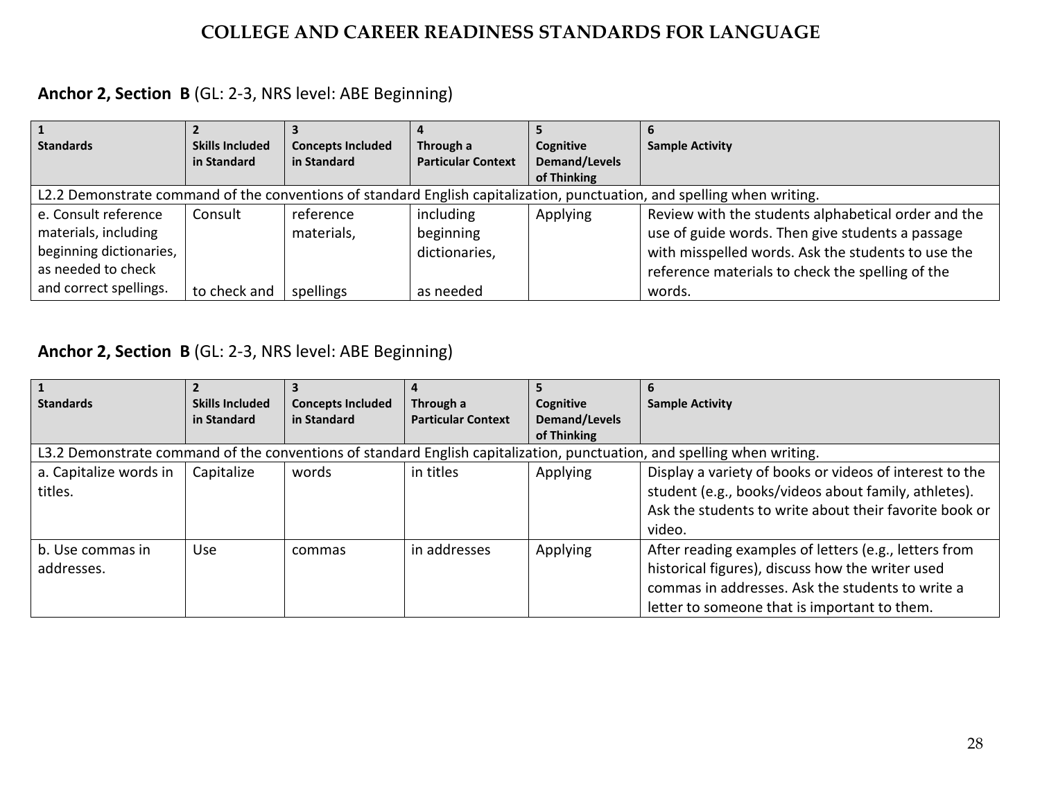## COLLEGE AND CAREER READINESS STANDARDS FOR LANGUAGE

### **Anchor 2, Section B** (GL: 2-3, NRS level: ABE Beginning)

| 1<br>**Standards** | 2<br>**Skills Included in Standard** | 3<br>**Concepts Included in Standard** | 4<br>**Through a Particular Context** | 5<br>**Cognitive Demand/Levels of Thinking** | 6<br>**Sample Activity** |
|---|---|---|---|---|---|
| L2.2 Demonstrate command of the conventions of standard English capitalization, punctuation, and spelling when writing. | | | | | |
| e. Consult reference materials, including beginning dictionaries, as needed to check and correct spellings. | Consult<br><br>to check and | reference materials,<br><br>spellings | including beginning dictionaries,<br><br>as needed | Applying | Review with the students alphabetical order and the use of guide words. Then give students a passage with misspelled words. Ask the students to use the reference materials to check the spelling of the words. |

### **Anchor 2, Section B** (GL: 2-3, NRS level: ABE Beginning)

| 1<br>**Standards** | 2<br>**Skills Included in Standard** | 3<br>**Concepts Included in Standard** | 4<br>**Through a Particular Context** | 5<br>**Cognitive Demand/Levels of Thinking** | 6<br>**Sample Activity** |
|---|---|---|---|---|---|
| L3.2 Demonstrate command of the conventions of standard English capitalization, punctuation, and spelling when writing. | | | | | |
| a. Capitalize words in titles. | Capitalize | words | in titles | Applying | Display a variety of books or videos of interest to the student (e.g., books/videos about family, athletes). Ask the students to write about their favorite book or video. |
| b. Use commas in addresses. | Use | commas | in addresses | Applying | After reading examples of letters (e.g., letters from historical figures), discuss how the writer used commas in addresses. Ask the students to write a letter to someone that is important to them. |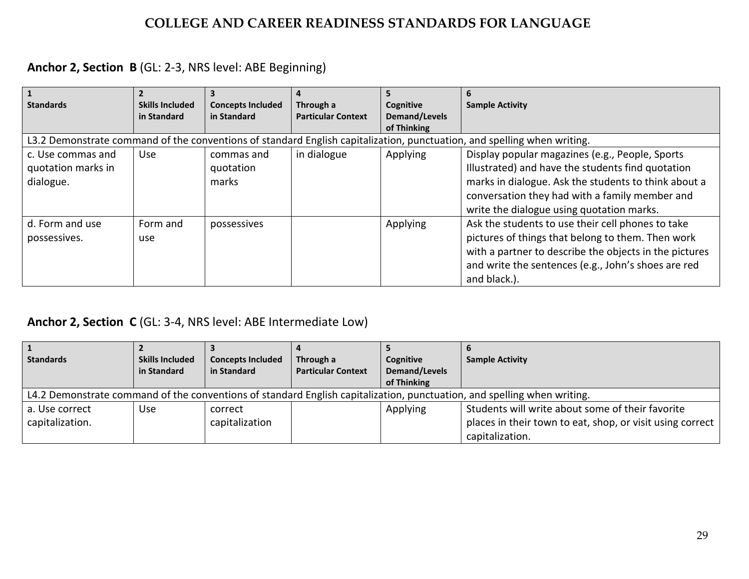# COLLEGE AND CAREER READINESS STANDARDS FOR LANGUAGE

## **Anchor 2, Section B** (GL: 2-3, NRS level: ABE Beginning)

| 1<br>Standards | 2<br>Skills Included in Standard | 3<br>Concepts Included in Standard | 4<br>Through a Particular Context | 5<br>Cognitive Demand/Levels of Thinking | 6<br>Sample Activity |
|---|---|---|---|---|---|
| L3.2 Demonstrate command of the conventions of standard English capitalization, punctuation, and spelling when writing. | | | | | |
| c. Use commas and quotation marks in dialogue. | Use | commas and quotation marks | in dialogue | Applying | Display popular magazines (e.g., People, Sports Illustrated) and have the students find quotation marks in dialogue. Ask the students to think about a conversation they had with a family member and write the dialogue using quotation marks. |
| d. Form and use possessives. | Form and use | possessives | | Applying | Ask the students to use their cell phones to take pictures of things that belong to them. Then work with a partner to describe the objects in the pictures and write the sentences (e.g., John's shoes are red and black.). |

## **Anchor 2, Section C** (GL: 3-4, NRS level: ABE Intermediate Low)

| 1<br>Standards | 2<br>Skills Included in Standard | 3<br>Concepts Included in Standard | 4<br>Through a Particular Context | 5<br>Cognitive Demand/Levels of Thinking | 6<br>Sample Activity |
|---|---|---|---|---|---|
| L4.2 Demonstrate command of the conventions of standard English capitalization, punctuation, and spelling when writing. | | | | | |
| a. Use correct capitalization. | Use | correct capitalization | | Applying | Students will write about some of their favorite places in their town to eat, shop, or visit using correct capitalization. |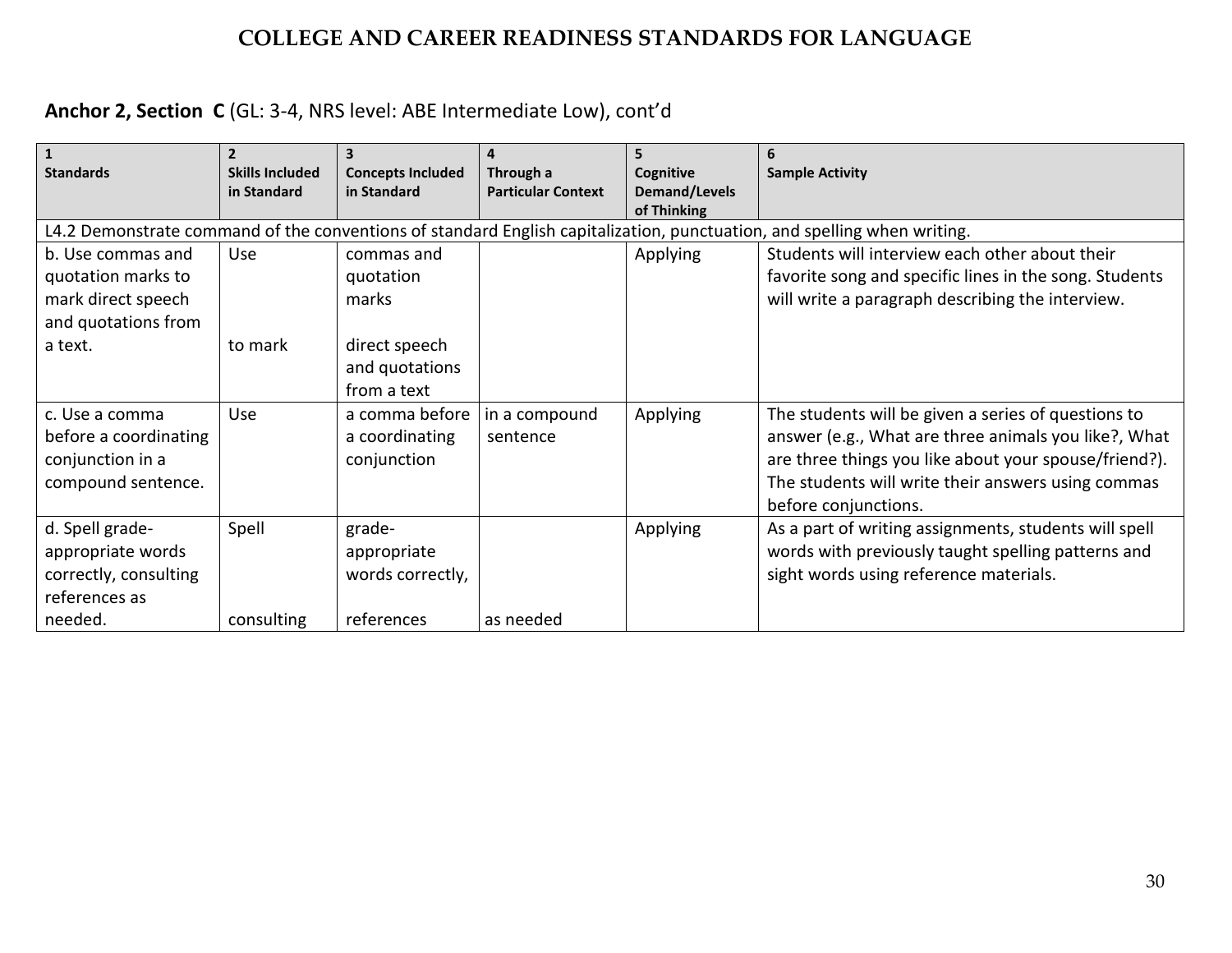# COLLEGE AND CAREER READINESS STANDARDS FOR LANGUAGE

**Anchor 2, Section C** (GL: 3-4, NRS level: ABE Intermediate Low), cont'd

| 1<br>**Standards** | 2<br>**Skills Included in Standard** | 3<br>**Concepts Included in Standard** | 4<br>**Through a Particular Context** | 5<br>**Cognitive Demand/Levels of Thinking** | 6<br>**Sample Activity** |
|---|---|---|---|---|---|
| L4.2 Demonstrate command of the conventions of standard English capitalization, punctuation, and spelling when writing. | | | | | |
| b. Use commas and quotation marks to mark direct speech and quotations from a text. | Use<br><br>to mark | commas and quotation marks<br><br>direct speech and quotations from a text | | Applying | Students will interview each other about their favorite song and specific lines in the song. Students will write a paragraph describing the interview. |
| c. Use a comma before a coordinating conjunction in a compound sentence. | Use | a comma before a coordinating conjunction | in a compound sentence | Applying | The students will be given a series of questions to answer (e.g., What are three animals you like?, What are three things you like about your spouse/friend?). The students will write their answers using commas before conjunctions. |
| d. Spell grade-appropriate words correctly, consulting references as needed. | Spell<br><br>consulting | grade-appropriate words correctly,<br><br>references | as needed | Applying | As a part of writing assignments, students will spell words with previously taught spelling patterns and sight words using reference materials. |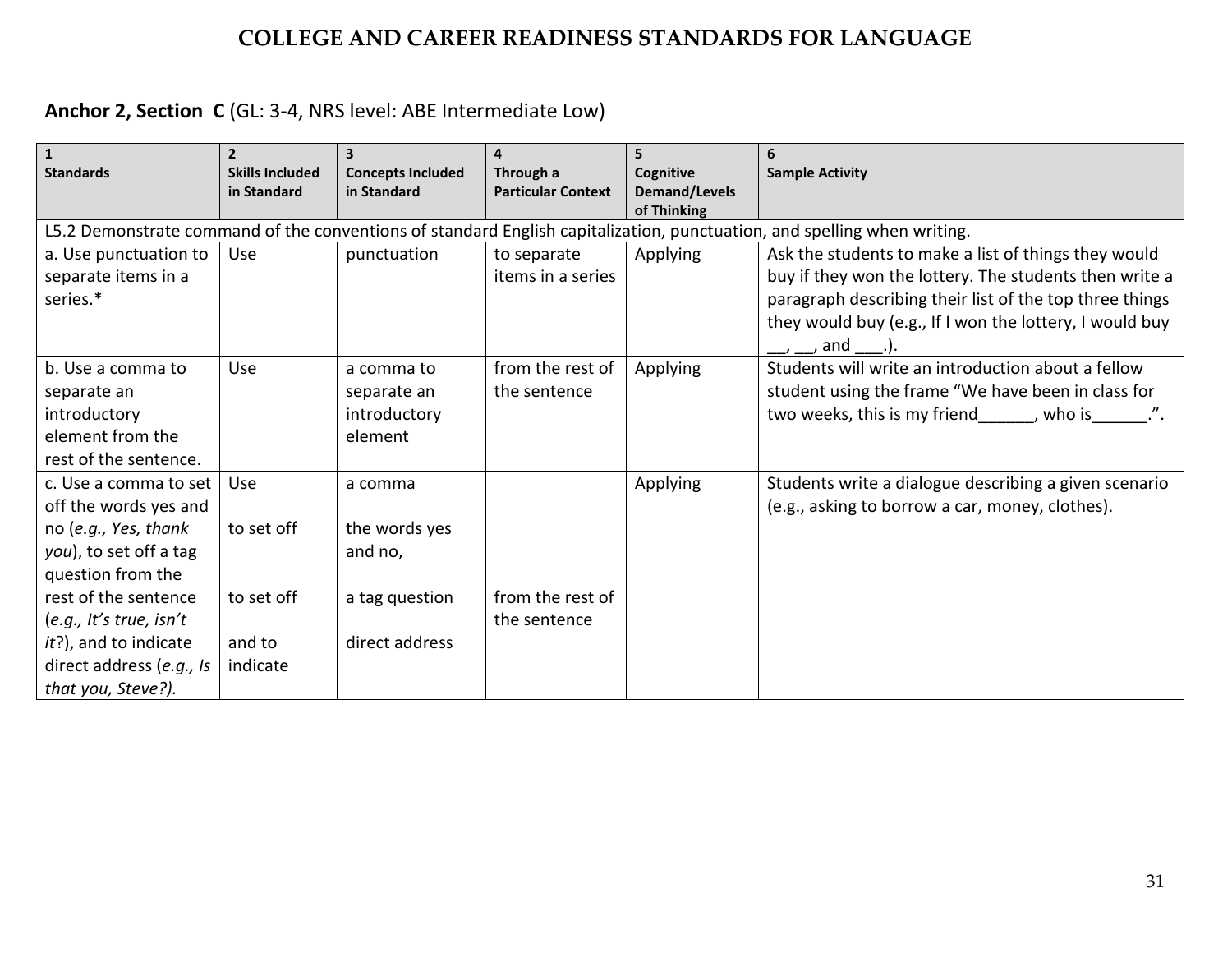## COLLEGE AND CAREER READINESS STANDARDS FOR LANGUAGE

**Anchor 2, Section C** (GL: 3-4, NRS level: ABE Intermediate Low)

| 1 Standards | 2 Skills Included in Standard | 3 Concepts Included in Standard | 4 Through a Particular Context | 5 Cognitive Demand/Levels of Thinking | 6 Sample Activity |
|---|---|---|---|---|---|
| L5.2 Demonstrate command of the conventions of standard English capitalization, punctuation, and spelling when writing. | | | | | |
| a. Use punctuation to separate items in a series.* | Use | punctuation | to separate items in a series | Applying | Ask the students to make a list of things they would buy if they won the lottery. The students then write a paragraph describing their list of the top three things they would buy (e.g., If I won the lottery, I would buy __, __, and ___.). |
| b. Use a comma to separate an introductory element from the rest of the sentence. | Use | a comma to separate an introductory element | from the rest of the sentence | Applying | Students will write an introduction about a fellow student using the frame "We have been in class for two weeks, this is my friend______, who is______.". |
| c. Use a comma to set off the words yes and no (*e.g., Yes, thank you*), to set off a tag question from the rest of the sentence (*e.g., It's true, isn't it*?), and to indicate direct address (*e.g., Is that you, Steve?).* | Use<br><br>to set off<br><br>to set off<br><br>and to indicate | a comma<br><br>the words yes and no,<br><br>a tag question<br><br>direct address | <br><br><br><br>from the rest of the sentence | Applying | Students write a dialogue describing a given scenario (e.g., asking to borrow a car, money, clothes). |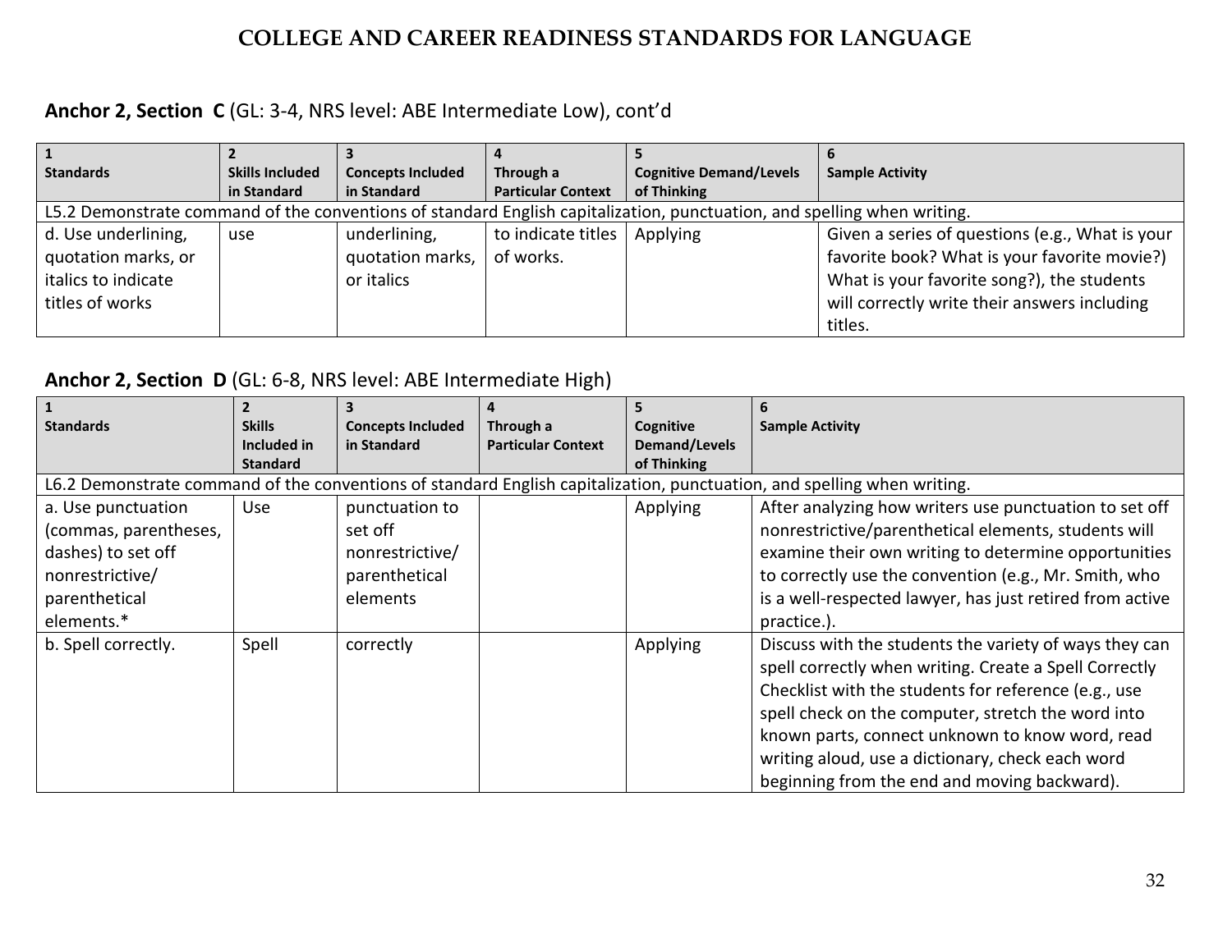# COLLEGE AND CAREER READINESS STANDARDS FOR LANGUAGE

**Anchor 2, Section C** (GL: 3-4, NRS level: ABE Intermediate Low), cont'd

| 1 Standards | 2 Skills Included in Standard | 3 Concepts Included in Standard | 4 Through a Particular Context | 5 Cognitive Demand/Levels of Thinking | 6 Sample Activity |
|---|---|---|---|---|---|
| L5.2 Demonstrate command of the conventions of standard English capitalization, punctuation, and spelling when writing. | | | | | |
| d. Use underlining, quotation marks, or italics to indicate titles of works | use | underlining, quotation marks, or italics | to indicate titles of works. | Applying | Given a series of questions (e.g., What is your favorite book? What is your favorite movie?) What is your favorite song?), the students will correctly write their answers including titles. |

**Anchor 2, Section D** (GL: 6-8, NRS level: ABE Intermediate High)

| 1 Standards | 2 Skills Included in Standard | 3 Concepts Included in Standard | 4 Through a Particular Context | 5 Cognitive Demand/Levels of Thinking | 6 Sample Activity |
|---|---|---|---|---|---|
| L6.2 Demonstrate command of the conventions of standard English capitalization, punctuation, and spelling when writing. | | | | | |
| a. Use punctuation (commas, parentheses, dashes) to set off nonrestrictive/ parenthetical elements.* | Use | punctuation to set off nonrestrictive/ parenthetical elements | | Applying | After analyzing how writers use punctuation to set off nonrestrictive/parenthetical elements, students will examine their own writing to determine opportunities to correctly use the convention (e.g., Mr. Smith, who is a well-respected lawyer, has just retired from active practice.). |
| b. Spell correctly. | Spell | correctly | | Applying | Discuss with the students the variety of ways they can spell correctly when writing. Create a Spell Correctly Checklist with the students for reference (e.g., use spell check on the computer, stretch the word into known parts, connect unknown to know word, read writing aloud, use a dictionary, check each word beginning from the end and moving backward). |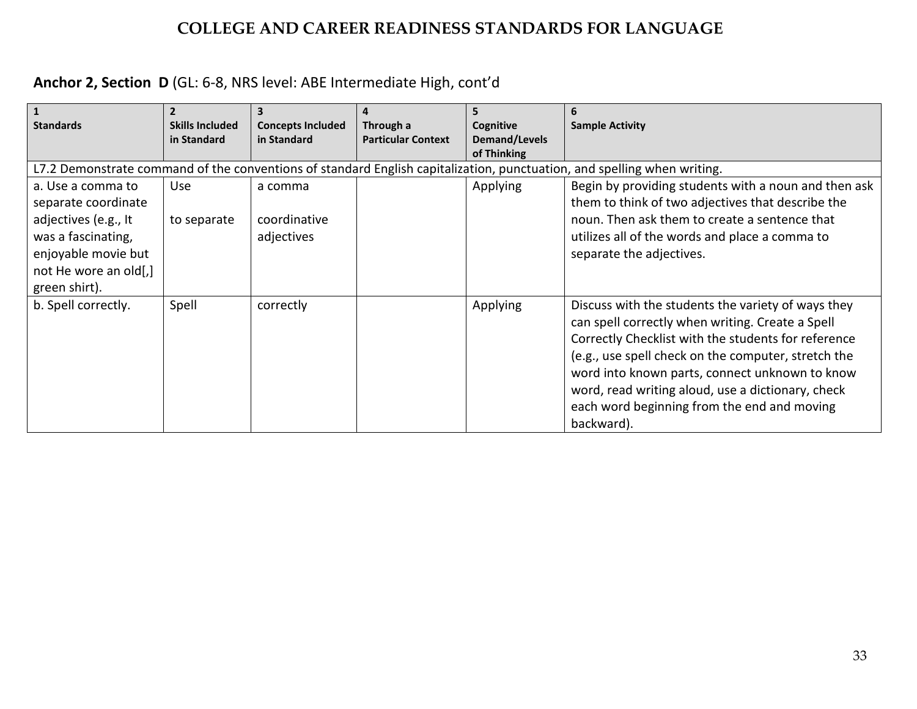# COLLEGE AND CAREER READINESS STANDARDS FOR LANGUAGE

**Anchor 2, Section D** (GL: 6-8, NRS level: ABE Intermediate High, cont'd

| 1<br>**Standards** | 2<br>**Skills Included in Standard** | 3<br>**Concepts Included in Standard** | 4<br>**Through a Particular Context** | 5<br>**Cognitive Demand/Levels of Thinking** | 6<br>**Sample Activity** |
|---|---|---|---|---|---|
| L7.2 Demonstrate command of the conventions of standard English capitalization, punctuation, and spelling when writing. | | | | | |
| a. Use a comma to separate coordinate adjectives (e.g., It was a fascinating, enjoyable movie but not He wore an old[,] green shirt). | Use<br><br>to separate | a comma<br><br>coordinative adjectives | | Applying | Begin by providing students with a noun and then ask them to think of two adjectives that describe the noun. Then ask them to create a sentence that utilizes all of the words and place a comma to separate the adjectives. |
| b. Spell correctly. | Spell | correctly | | Applying | Discuss with the students the variety of ways they can spell correctly when writing. Create a Spell Correctly Checklist with the students for reference (e.g., use spell check on the computer, stretch the word into known parts, connect unknown to know word, read writing aloud, use a dictionary, check each word beginning from the end and moving backward). |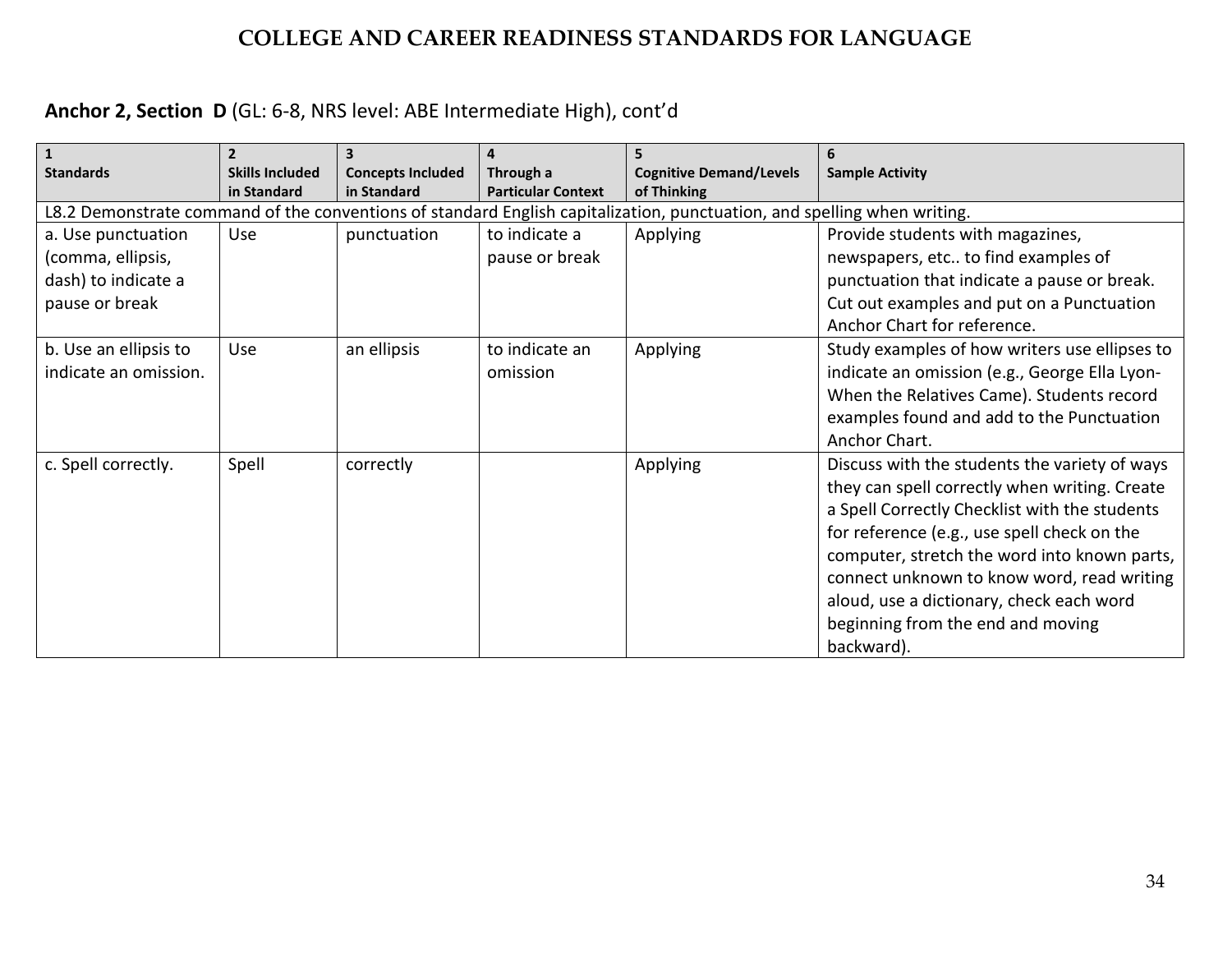# COLLEGE AND CAREER READINESS STANDARDS FOR LANGUAGE

**Anchor 2, Section D** (GL: 6-8, NRS level: ABE Intermediate High), cont'd

| 1 Standards | 2 Skills Included in Standard | 3 Concepts Included in Standard | 4 Through a Particular Context | 5 Cognitive Demand/Levels of Thinking | 6 Sample Activity |
|---|---|---|---|---|---|
| L8.2 Demonstrate command of the conventions of standard English capitalization, punctuation, and spelling when writing. | | | | | |
| a. Use punctuation (comma, ellipsis, dash) to indicate a pause or break | Use | punctuation | to indicate a pause or break | Applying | Provide students with magazines, newspapers, etc.. to find examples of punctuation that indicate a pause or break. Cut out examples and put on a Punctuation Anchor Chart for reference. |
| b. Use an ellipsis to indicate an omission. | Use | an ellipsis | to indicate an omission | Applying | Study examples of how writers use ellipses to indicate an omission (e.g., George Ella Lyon- When the Relatives Came). Students record examples found and add to the Punctuation Anchor Chart. |
| c. Spell correctly. | Spell | correctly | | Applying | Discuss with the students the variety of ways they can spell correctly when writing. Create a Spell Correctly Checklist with the students for reference (e.g., use spell check on the computer, stretch the word into known parts, connect unknown to know word, read writing aloud, use a dictionary, check each word beginning from the end and moving backward). |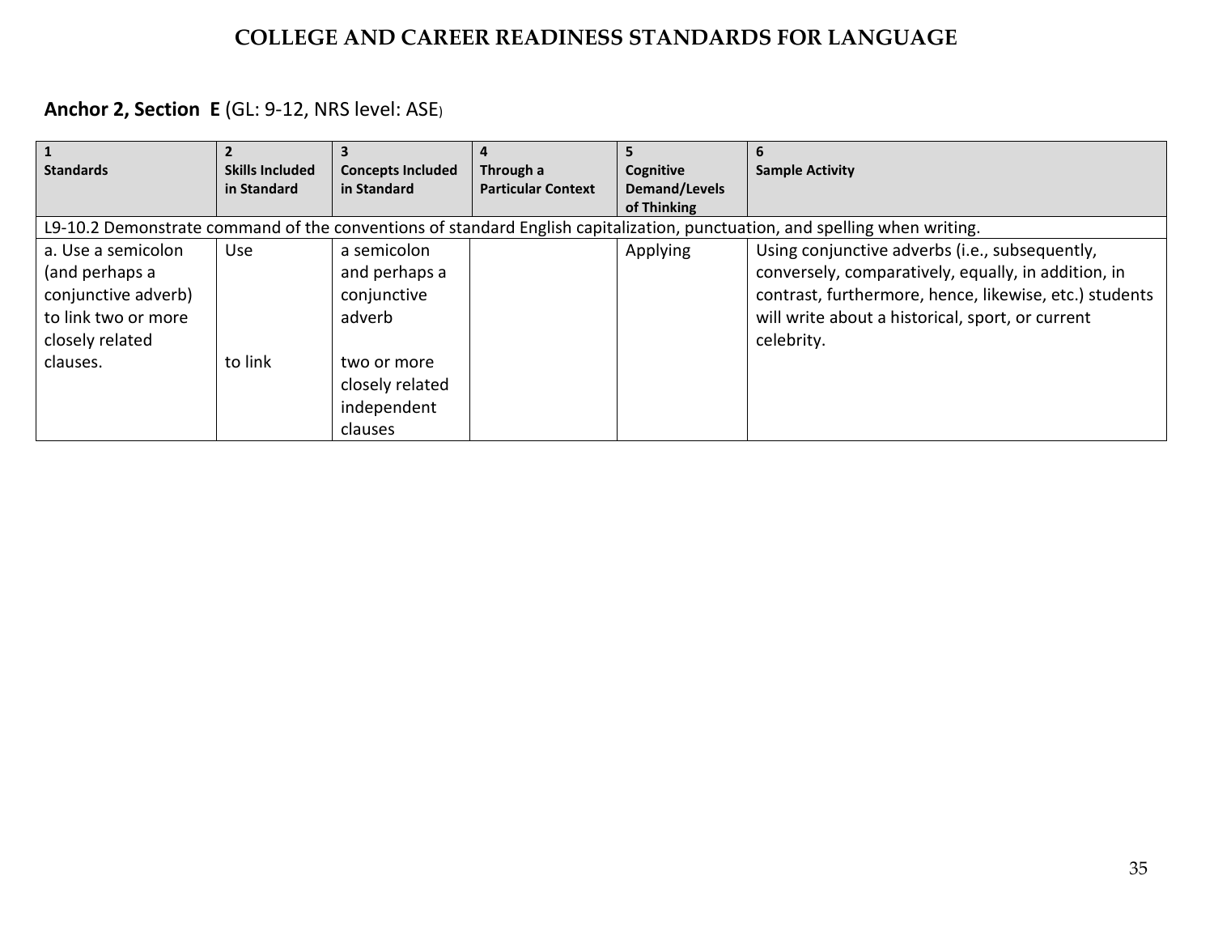# COLLEGE AND CAREER READINESS STANDARDS FOR LANGUAGE

**Anchor 2, Section E** (GL: 9-12, NRS level: ASE)

| 1<br>Standards | 2<br>Skills Included in Standard | 3<br>Concepts Included in Standard | 4<br>Through a Particular Context | 5<br>Cognitive Demand/Levels of Thinking | 6<br>Sample Activity |
|---|---|---|---|---|---|
| L9-10.2 Demonstrate command of the conventions of standard English capitalization, punctuation, and spelling when writing. | | | | | |
| a. Use a semicolon (and perhaps a conjunctive adverb) to link two or more closely related clauses. | Use<br><br>to link | a semicolon and perhaps a conjunctive adverb<br><br>two or more closely related independent clauses | | Applying | Using conjunctive adverbs (i.e., subsequently, conversely, comparatively, equally, in addition, in contrast, furthermore, hence, likewise, etc.) students will write about a historical, sport, or current celebrity. |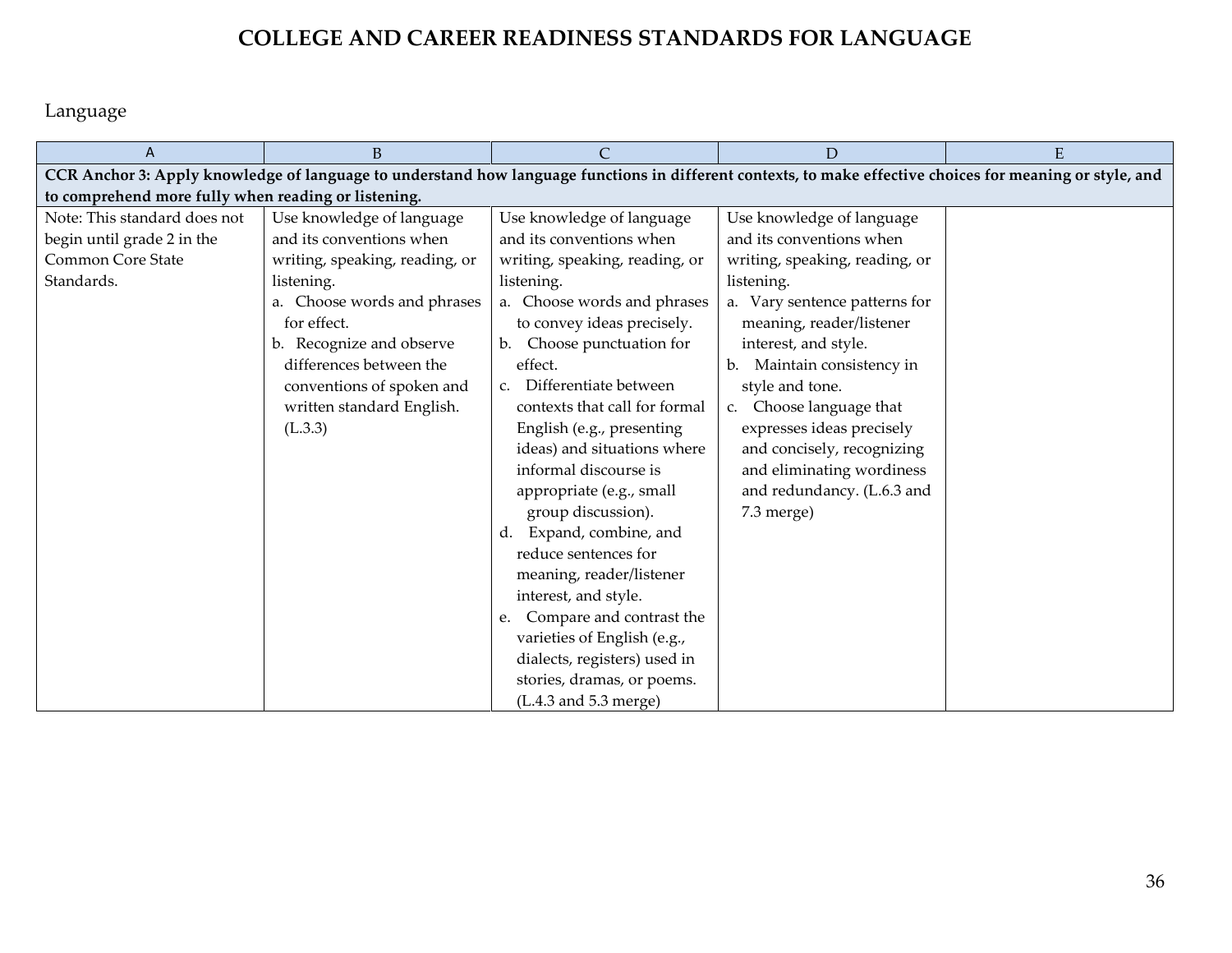# COLLEGE AND CAREER READINESS STANDARDS FOR LANGUAGE

Language

| A | B | C | D | E |
|---|---|---|---|---|
| **CCR Anchor 3: Apply knowledge of language to understand how language functions in different contexts, to make effective choices for meaning or style, and to comprehend more fully when reading or listening.** | | | | |
| Note: This standard does not begin until grade 2 in the Common Core State Standards. | Use knowledge of language and its conventions when writing, speaking, reading, or listening.<br>a. Choose words and phrases for effect.<br>b. Recognize and observe differences between the conventions of spoken and written standard English. (L.3.3) | Use knowledge of language and its conventions when writing, speaking, reading, or listening.<br>a. Choose words and phrases to convey ideas precisely.<br>b. Choose punctuation for effect.<br>c. Differentiate between contexts that call for formal English (e.g., presenting ideas) and situations where informal discourse is appropriate (e.g., small group discussion).<br>d. Expand, combine, and reduce sentences for meaning, reader/listener interest, and style.<br>e. Compare and contrast the varieties of English (e.g., dialects, registers) used in stories, dramas, or poems. (L.4.3 and 5.3 merge) | Use knowledge of language and its conventions when writing, speaking, reading, or listening.<br>a. Vary sentence patterns for meaning, reader/listener interest, and style.<br>b. Maintain consistency in style and tone.<br>c. Choose language that expresses ideas precisely and concisely, recognizing and eliminating wordiness and redundancy. (L.6.3 and 7.3 merge) | |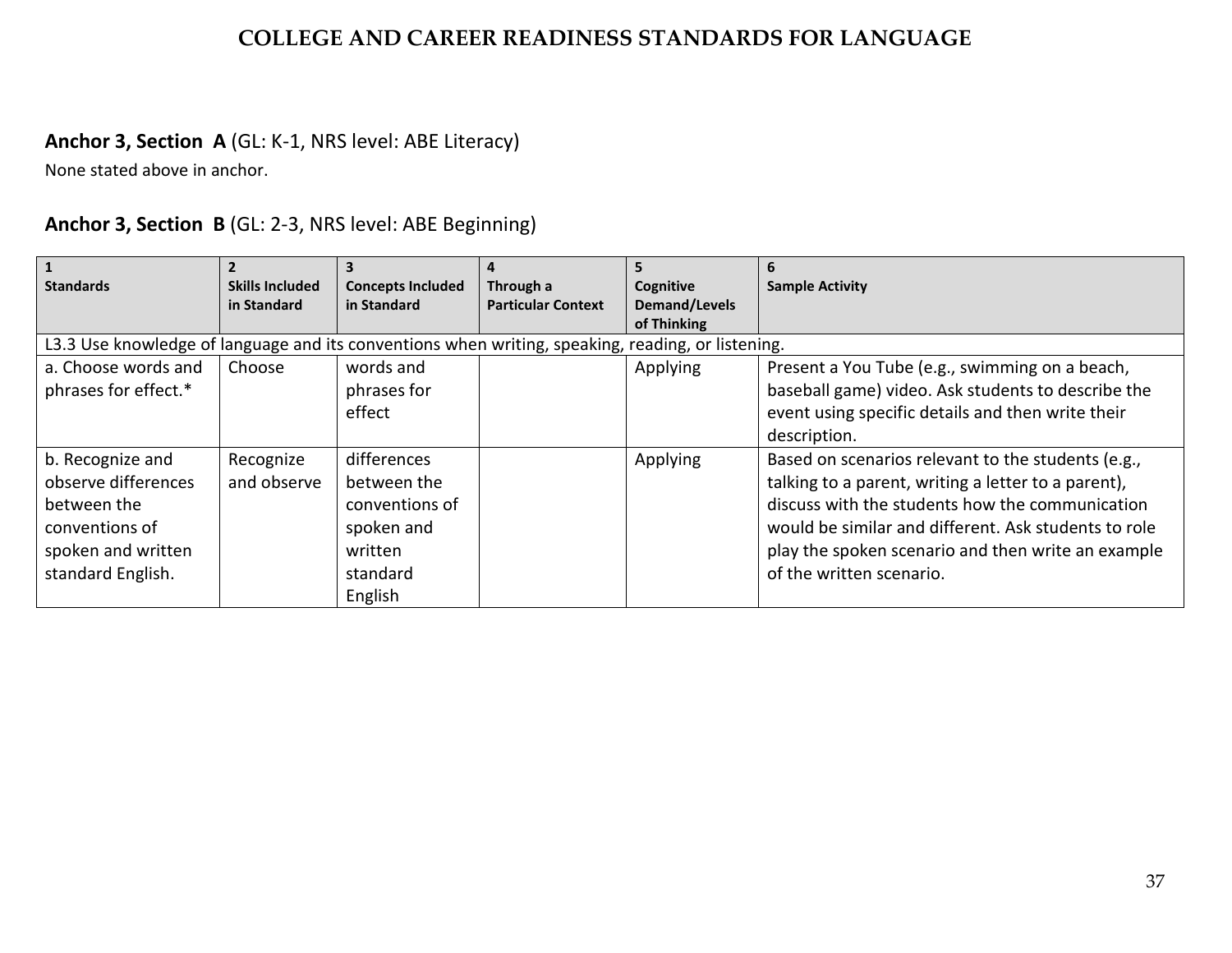# COLLEGE AND CAREER READINESS STANDARDS FOR LANGUAGE

**Anchor 3, Section A** (GL: K-1, NRS level: ABE Literacy)

None stated above in anchor.

**Anchor 3, Section B** (GL: 2-3, NRS level: ABE Beginning)

| 1<br>Standards | 2<br>Skills Included in Standard | 3<br>Concepts Included in Standard | 4<br>Through a Particular Context | 5<br>Cognitive Demand/Levels of Thinking | 6<br>Sample Activity |
|---|---|---|---|---|---|
| L3.3 Use knowledge of language and its conventions when writing, speaking, reading, or listening. | | | | | |
| a. Choose words and phrases for effect.* | Choose | words and phrases for effect | | Applying | Present a You Tube (e.g., swimming on a beach, baseball game) video. Ask students to describe the event using specific details and then write their description. |
| b. Recognize and observe differences between the conventions of spoken and written standard English. | Recognize and observe | differences between the conventions of spoken and written standard English | | Applying | Based on scenarios relevant to the students (e.g., talking to a parent, writing a letter to a parent), discuss with the students how the communication would be similar and different. Ask students to role play the spoken scenario and then write an example of the written scenario. |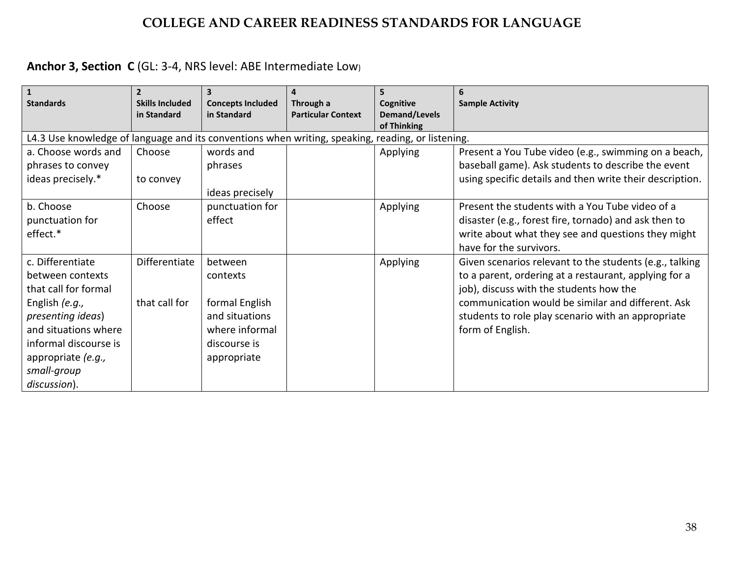# COLLEGE AND CAREER READINESS STANDARDS FOR LANGUAGE

**Anchor 3, Section C** (GL: 3-4, NRS level: ABE Intermediate Low)

| 1 Standards | 2 Skills Included in Standard | 3 Concepts Included in Standard | 4 Through a Particular Context | 5 Cognitive Demand/Levels of Thinking | 6 Sample Activity |
|---|---|---|---|---|---|
| L4.3 Use knowledge of language and its conventions when writing, speaking, reading, or listening. | | | | | |
| a. Choose words and phrases to convey ideas precisely.* | Choose<br><br>to convey | words and phrases<br><br>ideas precisely | | Applying | Present a You Tube video (e.g., swimming on a beach, baseball game). Ask students to describe the event using specific details and then write their description. |
| b. Choose punctuation for effect.* | Choose | punctuation for effect | | Applying | Present the students with a You Tube video of a disaster (e.g., forest fire, tornado) and ask then to write about what they see and questions they might have for the survivors. |
| c. Differentiate between contexts that call for formal English *(e.g., presenting ideas)* and situations where informal discourse is appropriate *(e.g., small-group discussion)*. | Differentiate<br><br>that call for | between contexts<br><br>formal English and situations where informal discourse is appropriate | | Applying | Given scenarios relevant to the students (e.g., talking to a parent, ordering at a restaurant, applying for a job), discuss with the students how the communication would be similar and different. Ask students to role play scenario with an appropriate form of English. |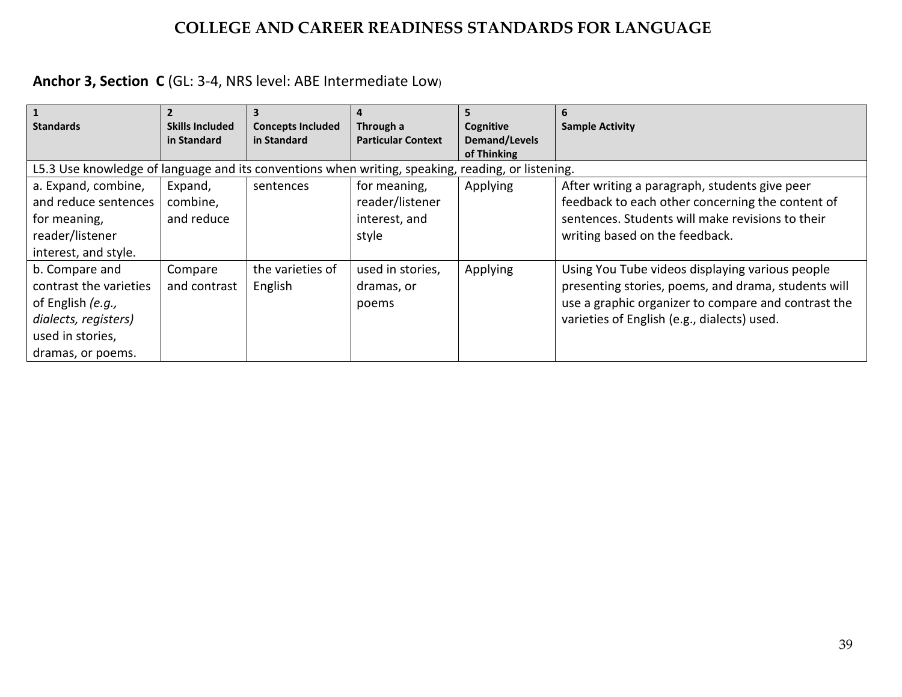# COLLEGE AND CAREER READINESS STANDARDS FOR LANGUAGE

**Anchor 3, Section C** (GL: 3-4, NRS level: ABE Intermediate Low)

| 1<br>Standards | 2<br>Skills Included in Standard | 3<br>Concepts Included in Standard | 4<br>Through a Particular Context | 5<br>Cognitive Demand/Levels of Thinking | 6<br>Sample Activity |
|---|---|---|---|---|---|
| L5.3 Use knowledge of language and its conventions when writing, speaking, reading, or listening. | | | | | |
| a. Expand, combine, and reduce sentences for meaning, reader/listener interest, and style. | Expand, combine, and reduce | sentences | for meaning, reader/listener interest, and style | Applying | After writing a paragraph, students give peer feedback to each other concerning the content of sentences. Students will make revisions to their writing based on the feedback. |
| b. Compare and contrast the varieties of English *(e.g., dialects, registers)* used in stories, dramas, or poems. | Compare and contrast | the varieties of English | used in stories, dramas, or poems | Applying | Using You Tube videos displaying various people presenting stories, poems, and drama, students will use a graphic organizer to compare and contrast the varieties of English (e.g., dialects) used. |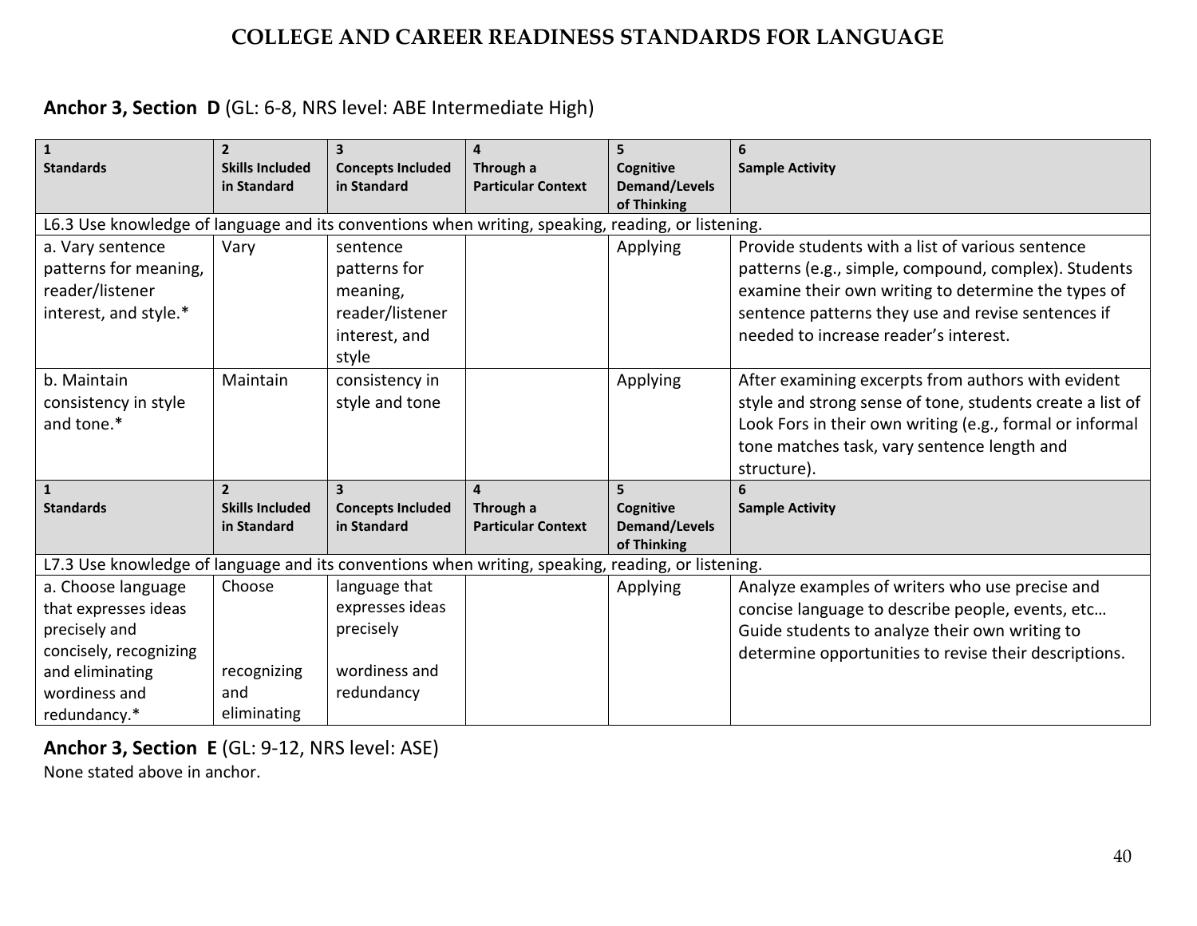# COLLEGE AND CAREER READINESS STANDARDS FOR LANGUAGE

**Anchor 3, Section D** (GL: 6-8, NRS level: ABE Intermediate High)

| 1 Standards | 2 Skills Included in Standard | 3 Concepts Included in Standard | 4 Through a Particular Context | 5 Cognitive Demand/Levels of Thinking | 6 Sample Activity |
|---|---|---|---|---|---|
| L6.3 Use knowledge of language and its conventions when writing, speaking, reading, or listening. | | | | | |
| a. Vary sentence patterns for meaning, reader/listener interest, and style.* | Vary | sentence patterns for meaning, reader/listener interest, and style | | Applying | Provide students with a list of various sentence patterns (e.g., simple, compound, complex). Students examine their own writing to determine the types of sentence patterns they use and revise sentences if needed to increase reader's interest. |
| b. Maintain consistency in style and tone.* | Maintain | consistency in style and tone | | Applying | After examining excerpts from authors with evident style and strong sense of tone, students create a list of Look Fors in their own writing (e.g., formal or informal tone matches task, vary sentence length and structure). |

| 1 Standards | 2 Skills Included in Standard | 3 Concepts Included in Standard | 4 Through a Particular Context | 5 Cognitive Demand/Levels of Thinking | 6 Sample Activity |
|---|---|---|---|---|---|
| L7.3 Use knowledge of language and its conventions when writing, speaking, reading, or listening. | | | | | |
| a. Choose language that expresses ideas precisely and concisely, recognizing and eliminating wordiness and redundancy.* | Choose<br><br>recognizing and eliminating | language that expresses ideas precisely<br><br>wordiness and redundancy | | Applying | Analyze examples of writers who use precise and concise language to describe people, events, etc… Guide students to analyze their own writing to determine opportunities to revise their descriptions. |

**Anchor 3, Section E** (GL: 9-12, NRS level: ASE)

None stated above in anchor.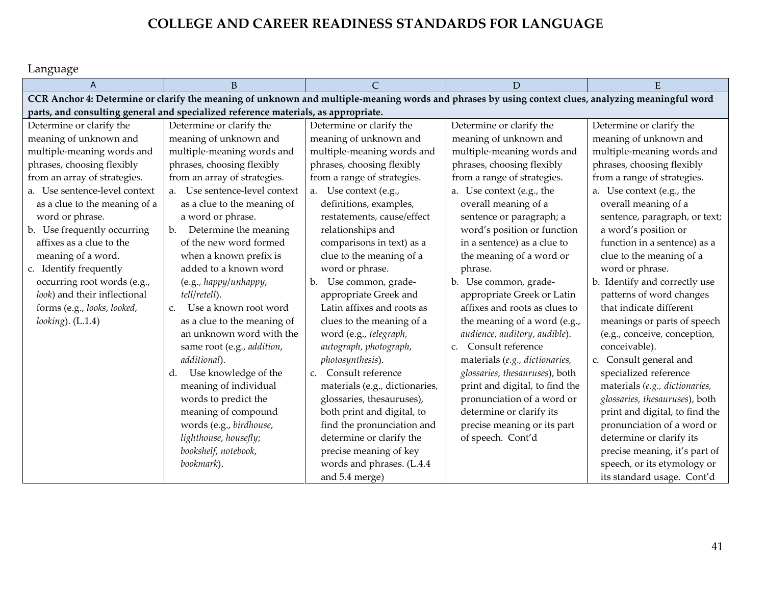# COLLEGE AND CAREER READINESS STANDARDS FOR LANGUAGE

Language

| A | B | C | D | E |
|---|---|---|---|---|
| **CCR Anchor 4: Determine or clarify the meaning of unknown and multiple-meaning words and phrases by using context clues, analyzing meaningful word parts, and consulting general and specialized reference materials, as appropriate.** | | | | |
| Determine or clarify the meaning of unknown and multiple-meaning words and phrases, choosing flexibly from an array of strategies.<br>a. Use sentence-level context as a clue to the meaning of a word or phrase.<br>b. Use frequently occurring affixes as a clue to the meaning of a word.<br>c. Identify frequently occurring root words (e.g., *look*) and their inflectional forms (e.g., *looks*, *looked*, *looking*). (L.1.4) | Determine or clarify the meaning of unknown and multiple-meaning words and phrases, choosing flexibly from an array of strategies.<br>a. Use sentence-level context as a clue to the meaning of a word or phrase.<br>b. Determine the meaning of the new word formed when a known prefix is added to a known word (e.g., *happy/unhappy*, *tell/retell*).<br>c. Use a known root word as a clue to the meaning of an unknown word with the same root (e.g., *addition*, *additional*).<br>d. Use knowledge of the meaning of individual words to predict the meaning of compound words (e.g., *birdhouse*, *lighthouse*, *housefly*; *bookshelf*, *notebook*, *bookmark*). | Determine or clarify the meaning of unknown and multiple-meaning words and phrases, choosing flexibly from a range of strategies.<br>a. Use context (e.g., definitions, examples, restatements, cause/effect relationships and comparisons in text) as a clue to the meaning of a word or phrase.<br>b. Use common, grade-appropriate Greek and Latin affixes and roots as clues to the meaning of a word (e.g., *telegraph*, *autograph*, *photograph*, *photosynthesis*).<br>c. Consult reference materials (e.g., dictionaries, glossaries, thesauruses), both print and digital, to find the pronunciation and determine or clarify the precise meaning of key words and phrases. (L.4.4 and 5.4 merge) | Determine or clarify the meaning of unknown and multiple-meaning words and phrases, choosing flexibly from a range of strategies.<br>a. Use context (e.g., the overall meaning of a sentence or paragraph; a word's position or function in a sentence) as a clue to the meaning of a word or phrase.<br>b. Use common, grade-appropriate Greek or Latin affixes and roots as clues to the meaning of a word (e.g., *audience*, *auditory*, *audible*).<br>c. Consult reference materials (*e.g., dictionaries, glossaries, thesauruses*), both print and digital, to find the pronunciation of a word or determine or clarify its precise meaning or its part of speech. Cont'd | Determine or clarify the meaning of unknown and multiple-meaning words and phrases, choosing flexibly from a range of strategies.<br>a. Use context (e.g., the overall meaning of a sentence, paragraph, or text; a word's position or function in a sentence) as a clue to the meaning of a word or phrase.<br>b. Identify and correctly use patterns of word changes that indicate different meanings or parts of speech (e.g., conceive, conception, conceivable).<br>c. Consult general and specialized reference materials (*e.g., dictionaries, glossaries, thesauruses*), both print and digital, to find the pronunciation of a word or determine or clarify its precise meaning, it's part of speech, or its etymology or its standard usage. Cont'd |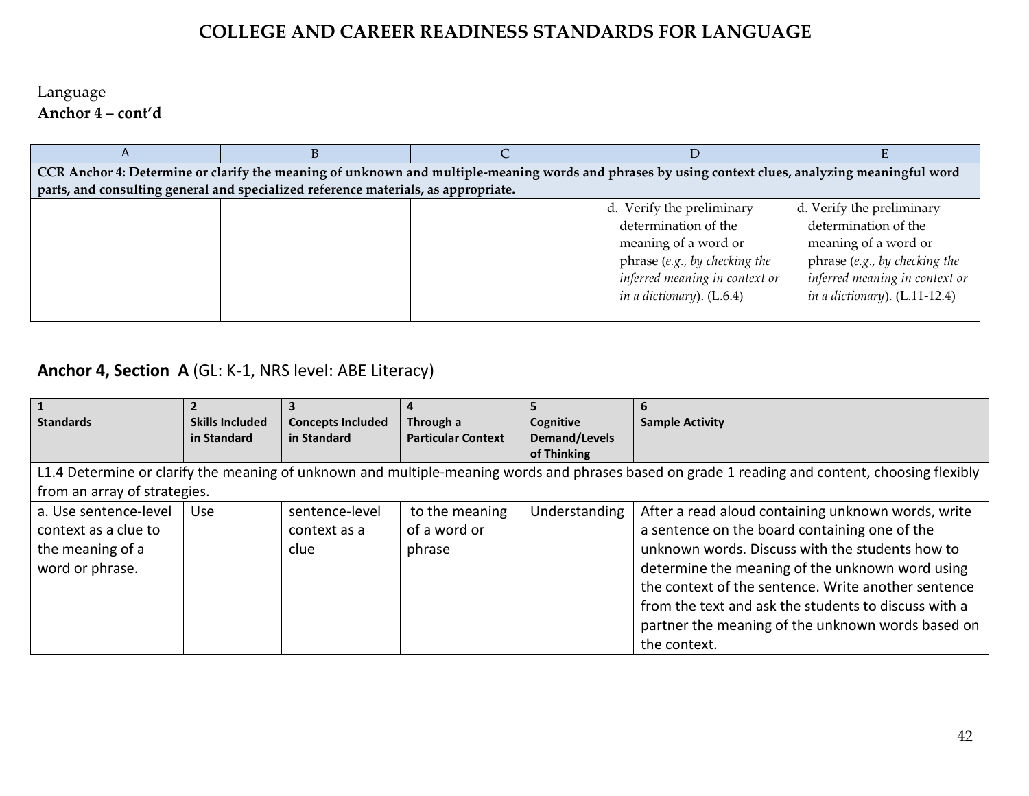# COLLEGE AND CAREER READINESS STANDARDS FOR LANGUAGE

Language
**Anchor 4 – cont'd**

| A | B | C | D | E |
|---|---|---|---|---|
| **CCR Anchor 4: Determine or clarify the meaning of unknown and multiple-meaning words and phrases by using context clues, analyzing meaningful word parts, and consulting general and specialized reference materials, as appropriate.** | | | | |
| | | | d. Verify the preliminary determination of the meaning of a word or phrase (*e.g., by checking the inferred meaning in context or in a dictionary*). (L.6.4) | d. Verify the preliminary determination of the meaning of a word or phrase (*e.g., by checking the inferred meaning in context or in a dictionary*). (L.11-12.4) |

## **Anchor 4, Section A** (GL: K-1, NRS level: ABE Literacy)

| 1 Standards | 2 Skills Included in Standard | 3 Concepts Included in Standard | 4 Through a Particular Context | 5 Cognitive Demand/Levels of Thinking | 6 Sample Activity |
|---|---|---|---|---|---|
| L1.4 Determine or clarify the meaning of unknown and multiple-meaning words and phrases based on grade 1 reading and content, choosing flexibly from an array of strategies. | | | | | |
| a. Use sentence-level context as a clue to the meaning of a word or phrase. | Use | sentence-level context as a clue | to the meaning of a word or phrase | Understanding | After a read aloud containing unknown words, write a sentence on the board containing one of the unknown words. Discuss with the students how to determine the meaning of the unknown word using the context of the sentence. Write another sentence from the text and ask the students to discuss with a partner the meaning of the unknown words based on the context. |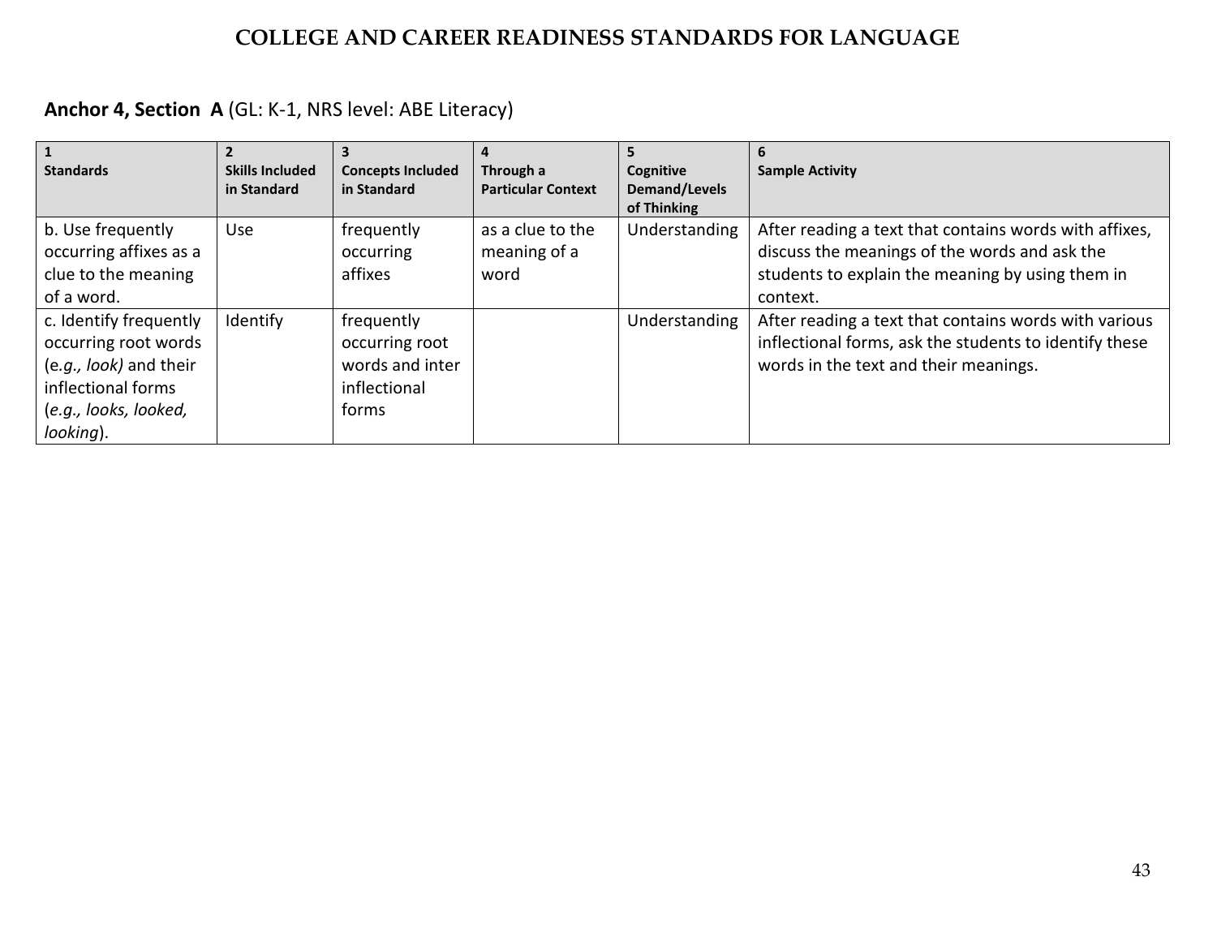# COLLEGE AND CAREER READINESS STANDARDS FOR LANGUAGE

**Anchor 4, Section A** (GL: K-1, NRS level: ABE Literacy)

| 1 Standards | 2 Skills Included in Standard | 3 Concepts Included in Standard | 4 Through a Particular Context | 5 Cognitive Demand/Levels of Thinking | 6 Sample Activity |
|---|---|---|---|---|---|
| b. Use frequently occurring affixes as a clue to the meaning of a word. | Use | frequently occurring affixes | as a clue to the meaning of a word | Understanding | After reading a text that contains words with affixes, discuss the meanings of the words and ask the students to explain the meaning by using them in context. |
| c. Identify frequently occurring root words (e.*g., look)* and their inflectional forms (*e.g., looks, looked, looking*). | Identify | frequently occurring root words and inter inflectional forms | | Understanding | After reading a text that contains words with various inflectional forms, ask the students to identify these words in the text and their meanings. |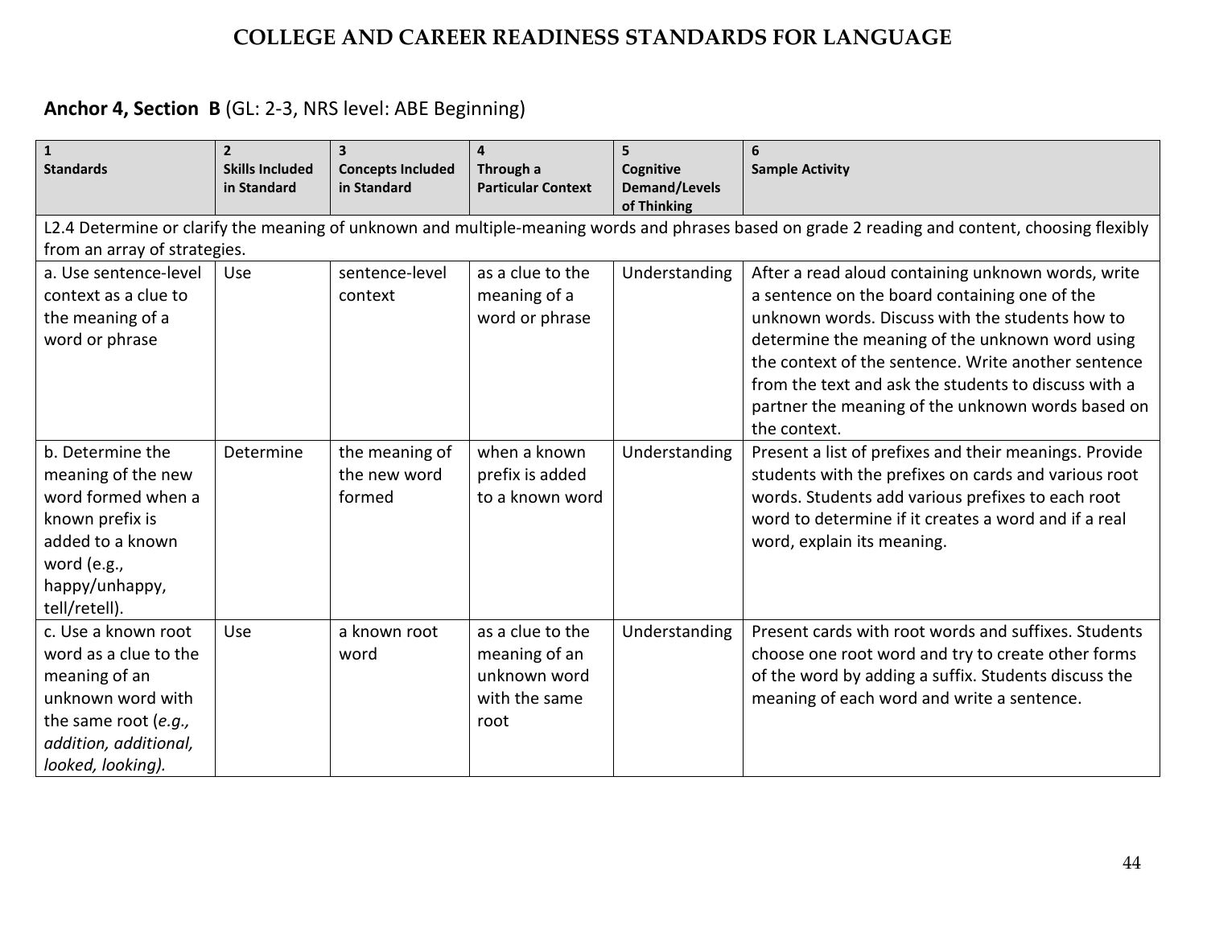# COLLEGE AND CAREER READINESS STANDARDS FOR LANGUAGE

**Anchor 4, Section B** (GL: 2-3, NRS level: ABE Beginning)

| 1 Standards | 2 Skills Included in Standard | 3 Concepts Included in Standard | 4 Through a Particular Context | 5 Cognitive Demand/Levels of Thinking | 6 Sample Activity |
|---|---|---|---|---|---|
| L2.4 Determine or clarify the meaning of unknown and multiple-meaning words and phrases based on grade 2 reading and content, choosing flexibly from an array of strategies. | | | | | |
| a. Use sentence-level context as a clue to the meaning of a word or phrase | Use | sentence-level context | as a clue to the meaning of a word or phrase | Understanding | After a read aloud containing unknown words, write a sentence on the board containing one of the unknown words. Discuss with the students how to determine the meaning of the unknown word using the context of the sentence. Write another sentence from the text and ask the students to discuss with a partner the meaning of the unknown words based on the context. |
| b. Determine the meaning of the new word formed when a known prefix is added to a known word (e.g., happy/unhappy, tell/retell). | Determine | the meaning of the new word formed | when a known prefix is added to a known word | Understanding | Present a list of prefixes and their meanings. Provide students with the prefixes on cards and various root words. Students add various prefixes to each root word to determine if it creates a word and if a real word, explain its meaning. |
| c. Use a known root word as a clue to the meaning of an unknown word with the same root (*e.g., addition, additional, looked, looking).* | Use | a known root word | as a clue to the meaning of an unknown word with the same root | Understanding | Present cards with root words and suffixes. Students choose one root word and try to create other forms of the word by adding a suffix. Students discuss the meaning of each word and write a sentence. |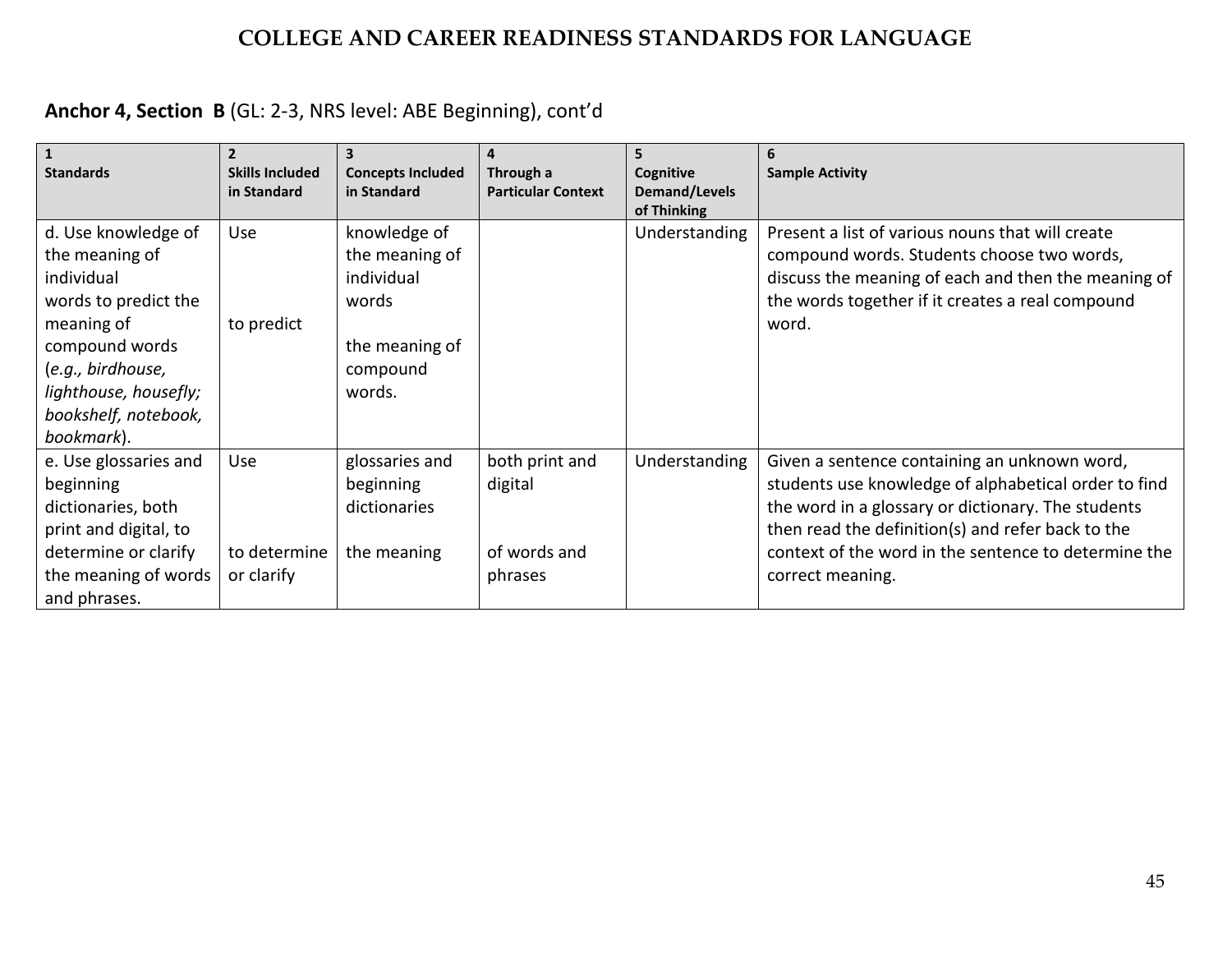# COLLEGE AND CAREER READINESS STANDARDS FOR LANGUAGE

**Anchor 4, Section B** (GL: 2-3, NRS level: ABE Beginning), cont'd

| 1<br>**Standards** | 2<br>**Skills Included in Standard** | 3<br>**Concepts Included in Standard** | 4<br>**Through a Particular Context** | 5<br>**Cognitive Demand/Levels of Thinking** | 6<br>**Sample Activity** |
|---|---|---|---|---|---|
| d. Use knowledge of the meaning of individual words to predict the meaning of compound words (*e.g., birdhouse, lighthouse, housefly; bookshelf, notebook, bookmark*). | Use<br><br>to predict | knowledge of the meaning of individual words<br><br>the meaning of compound words. | | Understanding | Present a list of various nouns that will create compound words. Students choose two words, discuss the meaning of each and then the meaning of the words together if it creates a real compound word. |
| e. Use glossaries and beginning dictionaries, both print and digital, to determine or clarify the meaning of words and phrases. | Use<br><br>to determine or clarify | glossaries and beginning dictionaries<br><br>the meaning | both print and digital<br><br>of words and phrases | Understanding | Given a sentence containing an unknown word, students use knowledge of alphabetical order to find the word in a glossary or dictionary. The students then read the definition(s) and refer back to the context of the word in the sentence to determine the correct meaning. |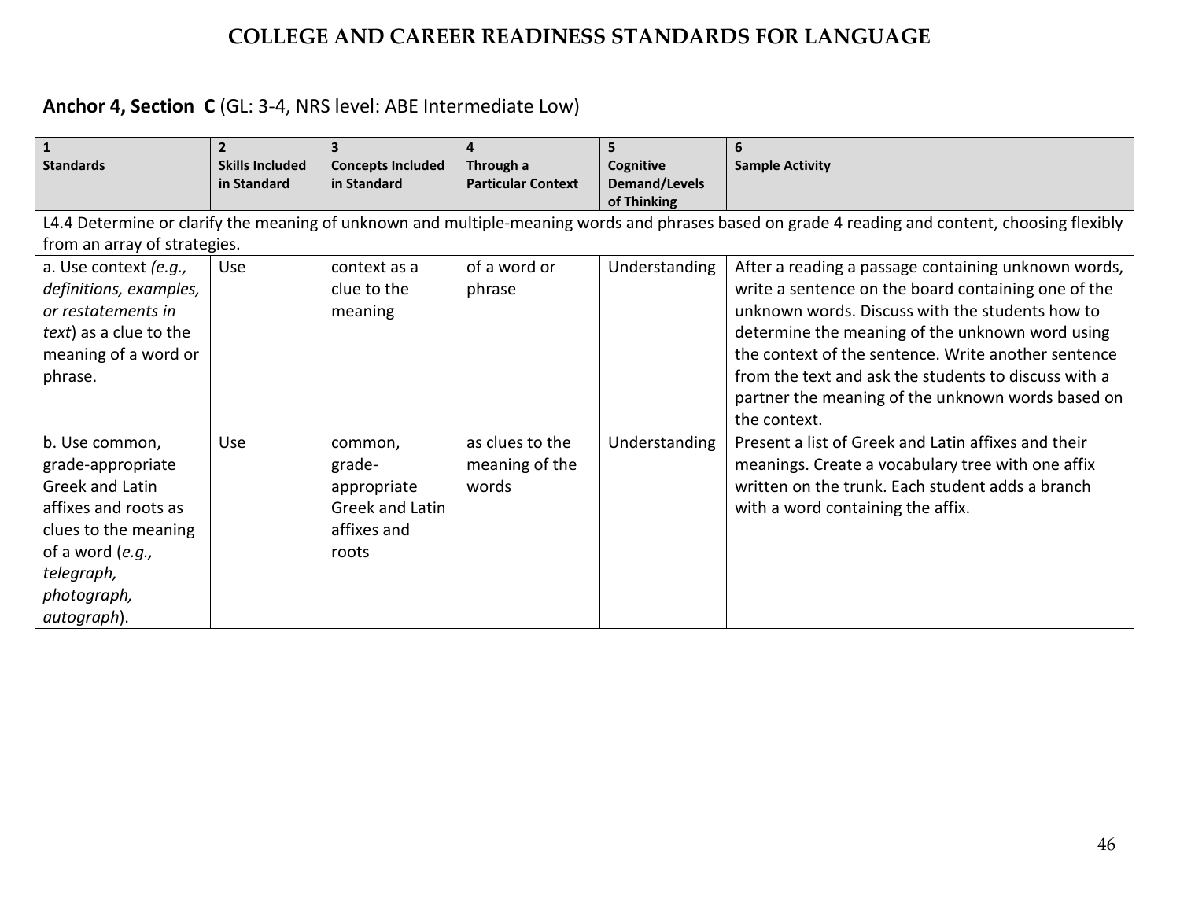# COLLEGE AND CAREER READINESS STANDARDS FOR LANGUAGE

**Anchor 4, Section C** (GL: 3-4, NRS level: ABE Intermediate Low)

| 1<br>**Standards** | 2<br>**Skills Included in Standard** | 3<br>**Concepts Included in Standard** | 4<br>**Through a Particular Context** | 5<br>**Cognitive Demand/Levels of Thinking** | 6<br>**Sample Activity** |
|---|---|---|---|---|---|
| L4.4 Determine or clarify the meaning of unknown and multiple-meaning words and phrases based on grade 4 reading and content, choosing flexibly from an array of strategies. | | | | | |
| a. Use context *(e.g., definitions, examples, or restatements in text*) as a clue to the meaning of a word or phrase. | Use | context as a clue to the meaning | of a word or phrase | Understanding | After a reading a passage containing unknown words, write a sentence on the board containing one of the unknown words. Discuss with the students how to determine the meaning of the unknown word using the context of the sentence. Write another sentence from the text and ask the students to discuss with a partner the meaning of the unknown words based on the context. |
| b. Use common, grade-appropriate Greek and Latin affixes and roots as clues to the meaning of a word (*e.g., telegraph, photograph, autograph*). | Use | common, grade-appropriate Greek and Latin affixes and roots | as clues to the meaning of the words | Understanding | Present a list of Greek and Latin affixes and their meanings. Create a vocabulary tree with one affix written on the trunk. Each student adds a branch with a word containing the affix. |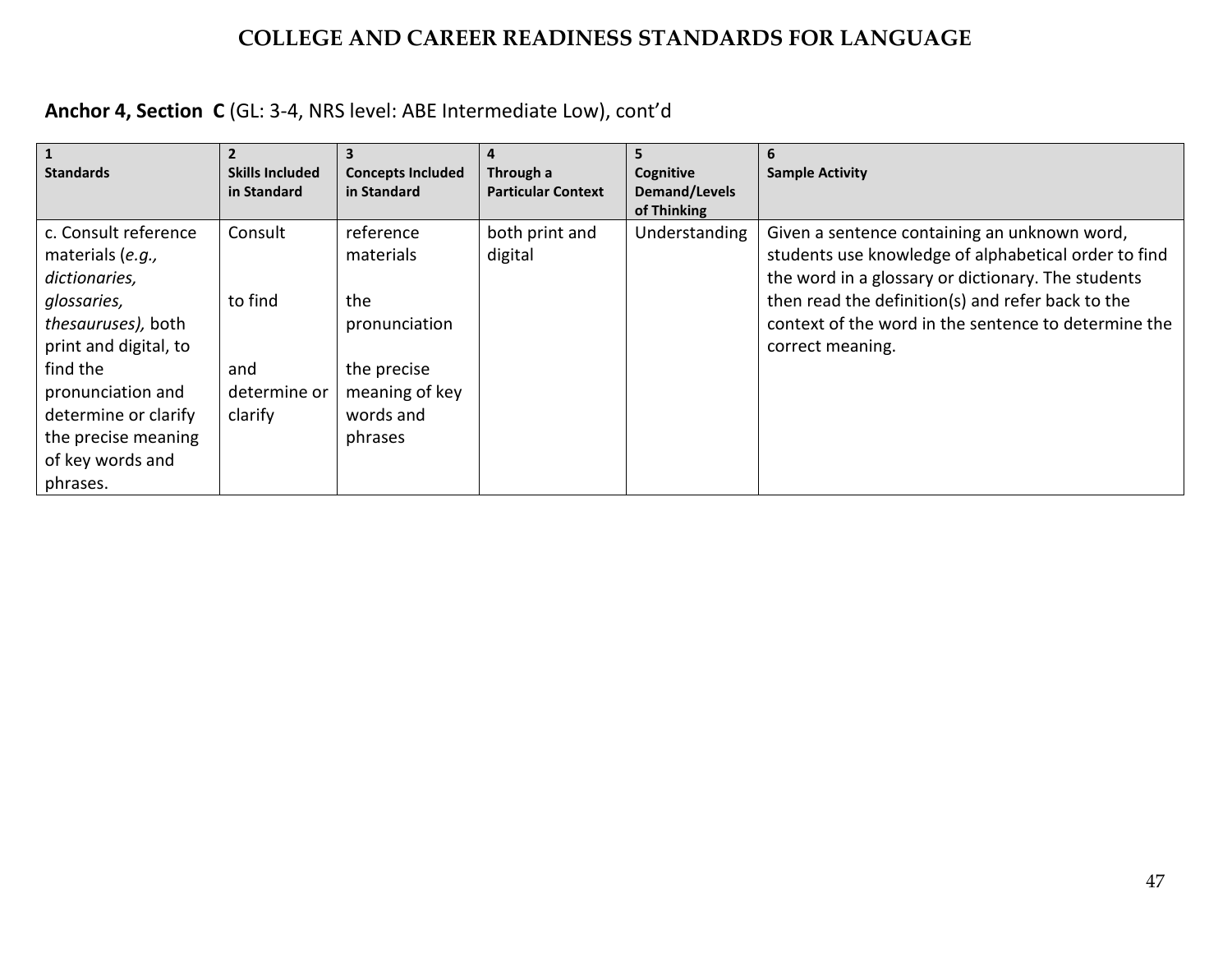# COLLEGE AND CAREER READINESS STANDARDS FOR LANGUAGE

**Anchor 4, Section C** (GL: 3-4, NRS level: ABE Intermediate Low), cont'd

| 1<br>**Standards** | 2<br>**Skills Included in Standard** | 3<br>**Concepts Included in Standard** | 4<br>**Through a Particular Context** | 5<br>**Cognitive Demand/Levels of Thinking** | 6<br>**Sample Activity** |
|---|---|---|---|---|---|
| c. Consult reference materials (*e.g., dictionaries, glossaries, thesauruses),* both print and digital, to find the pronunciation and determine or clarify the precise meaning of key words and phrases. | Consult<br><br>to find<br><br>and determine or clarify | reference materials<br><br>the pronunciation<br><br>the precise meaning of key words and phrases | both print and digital | Understanding | Given a sentence containing an unknown word, students use knowledge of alphabetical order to find the word in a glossary or dictionary. The students then read the definition(s) and refer back to the context of the word in the sentence to determine the correct meaning. |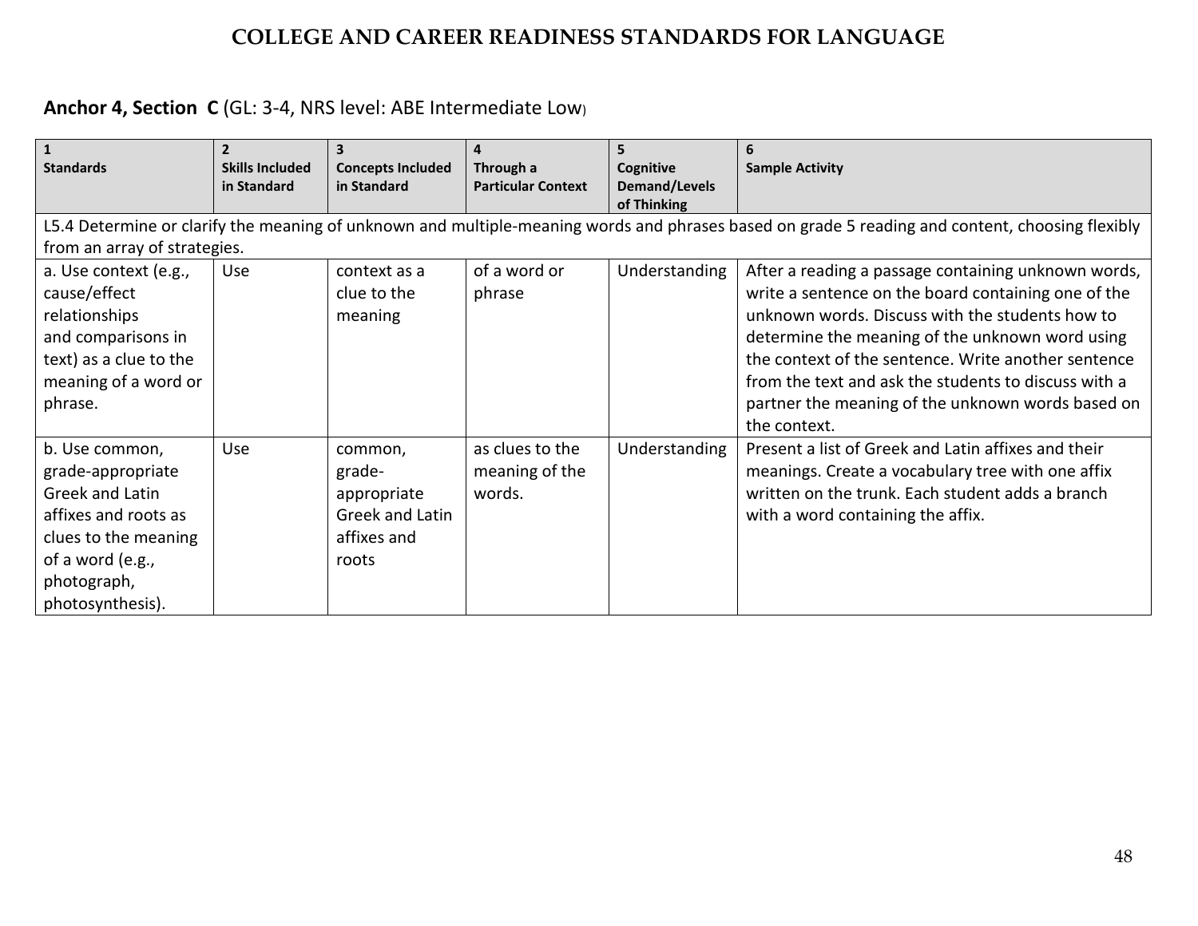# COLLEGE AND CAREER READINESS STANDARDS FOR LANGUAGE

**Anchor 4, Section C** (GL: 3-4, NRS level: ABE Intermediate Low)

| 1<br>Standards | 2<br>Skills Included in Standard | 3<br>Concepts Included in Standard | 4<br>Through a Particular Context | 5<br>Cognitive Demand/Levels of Thinking | 6<br>Sample Activity |
|---|---|---|---|---|---|
| L5.4 Determine or clarify the meaning of unknown and multiple-meaning words and phrases based on grade 5 reading and content, choosing flexibly from an array of strategies. | | | | | |
| a. Use context (e.g., cause/effect relationships and comparisons in text) as a clue to the meaning of a word or phrase. | Use | context as a clue to the meaning | of a word or phrase | Understanding | After a reading a passage containing unknown words, write a sentence on the board containing one of the unknown words. Discuss with the students how to determine the meaning of the unknown word using the context of the sentence. Write another sentence from the text and ask the students to discuss with a partner the meaning of the unknown words based on the context. |
| b. Use common, grade-appropriate Greek and Latin affixes and roots as clues to the meaning of a word (e.g., photograph, photosynthesis). | Use | common, grade-appropriate Greek and Latin affixes and roots | as clues to the meaning of the words. | Understanding | Present a list of Greek and Latin affixes and their meanings. Create a vocabulary tree with one affix written on the trunk. Each student adds a branch with a word containing the affix. |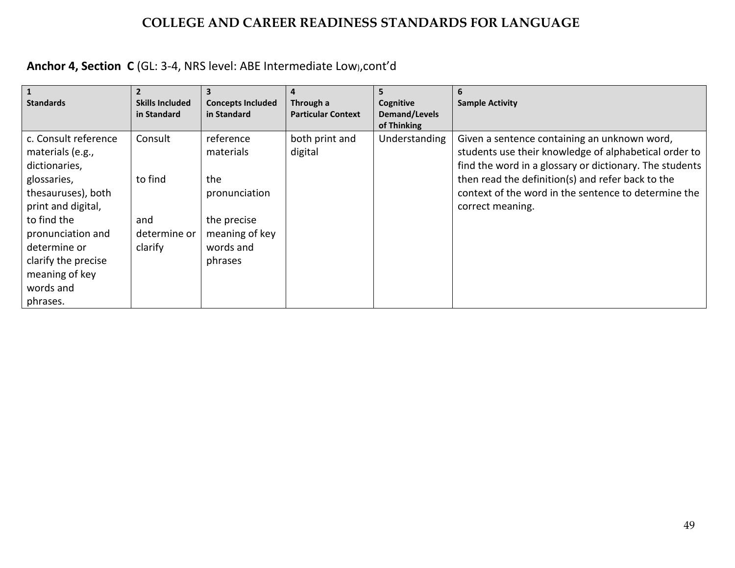# COLLEGE AND CAREER READINESS STANDARDS FOR LANGUAGE

**Anchor 4, Section C** (GL: 3-4, NRS level: ABE Intermediate Low),cont'd

| 1 Standards | 2 Skills Included in Standard | 3 Concepts Included in Standard | 4 Through a Particular Context | 5 Cognitive Demand/Levels of Thinking | 6 Sample Activity |
|---|---|---|---|---|---|
| c. Consult reference materials (e.g., dictionaries, glossaries, thesauruses), both print and digital, to find the pronunciation and determine or clarify the precise meaning of key words and phrases. | Consult<br><br>to find<br><br>and determine or clarify | reference materials<br><br>the pronunciation<br><br>the precise meaning of key words and phrases | both print and digital | Understanding | Given a sentence containing an unknown word, students use their knowledge of alphabetical order to find the word in a glossary or dictionary. The students then read the definition(s) and refer back to the context of the word in the sentence to determine the correct meaning. |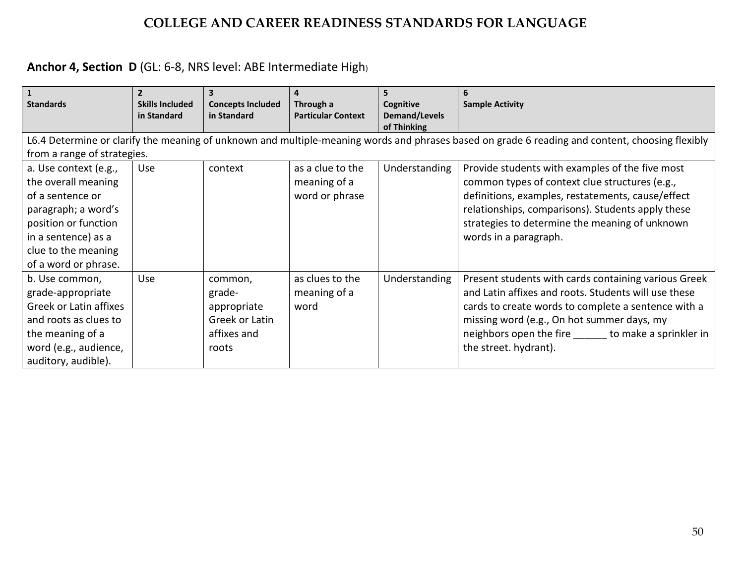# COLLEGE AND CAREER READINESS STANDARDS FOR LANGUAGE

**Anchor 4, Section D** (GL: 6-8, NRS level: ABE Intermediate High)

| 1 Standards | 2 Skills Included in Standard | 3 Concepts Included in Standard | 4 Through a Particular Context | 5 Cognitive Demand/Levels of Thinking | 6 Sample Activity |
|---|---|---|---|---|---|
| L6.4 Determine or clarify the meaning of unknown and multiple-meaning words and phrases based on grade 6 reading and content, choosing flexibly from a range of strategies. | | | | | |
| a. Use context (e.g., the overall meaning of a sentence or paragraph; a word's position or function in a sentence) as a clue to the meaning of a word or phrase. | Use | context | as a clue to the meaning of a word or phrase | Understanding | Provide students with examples of the five most common types of context clue structures (e.g., definitions, examples, restatements, cause/effect relationships, comparisons). Students apply these strategies to determine the meaning of unknown words in a paragraph. |
| b. Use common, grade-appropriate Greek or Latin affixes and roots as clues to the meaning of a word (e.g., audience, auditory, audible). | Use | common, grade-appropriate Greek or Latin affixes and roots | as clues to the meaning of a word | Understanding | Present students with cards containing various Greek and Latin affixes and roots. Students will use these cards to create words to complete a sentence with a missing word (e.g., On hot summer days, my neighbors open the fire ______ to make a sprinkler in the street. hydrant). |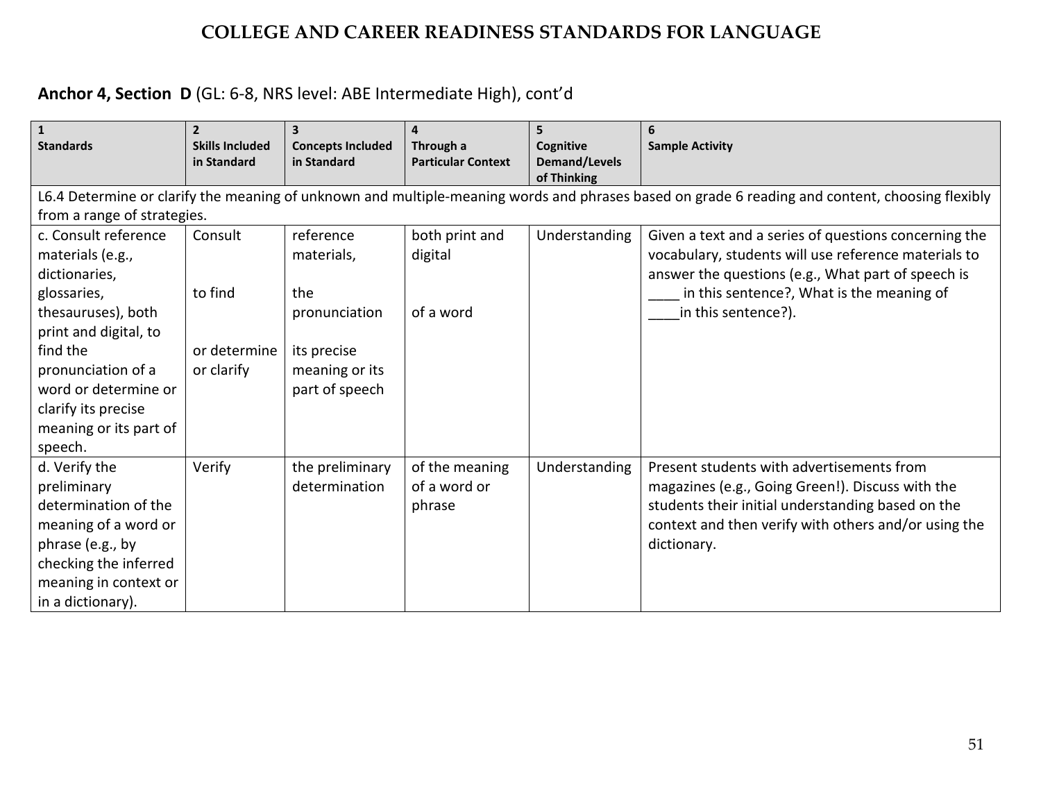# COLLEGE AND CAREER READINESS STANDARDS FOR LANGUAGE

**Anchor 4, Section D** (GL: 6-8, NRS level: ABE Intermediate High), cont'd

| 1<br>Standards | 2<br>Skills Included in Standard | 3<br>Concepts Included in Standard | 4<br>Through a Particular Context | 5<br>Cognitive Demand/Levels of Thinking | 6<br>Sample Activity |
|---|---|---|---|---|---|
| L6.4 Determine or clarify the meaning of unknown and multiple-meaning words and phrases based on grade 6 reading and content, choosing flexibly from a range of strategies. | | | | | |
| c. Consult reference materials (e.g., dictionaries, glossaries, thesauruses), both print and digital, to find the pronunciation of a word or determine or clarify its precise meaning or its part of speech. | Consult<br><br>to find<br><br>or determine or clarify | reference materials,<br><br>the pronunciation<br><br>its precise meaning or its part of speech | both print and digital<br><br>of a word | Understanding | Given a text and a series of questions concerning the vocabulary, students will use reference materials to answer the questions (e.g., What part of speech is ____ in this sentence?, What is the meaning of ____in this sentence?). |
| d. Verify the preliminary determination of the meaning of a word or phrase (e.g., by checking the inferred meaning in context or in a dictionary). | Verify | the preliminary determination | of the meaning of a word or phrase | Understanding | Present students with advertisements from magazines (e.g., Going Green!). Discuss with the students their initial understanding based on the context and then verify with others and/or using the dictionary. |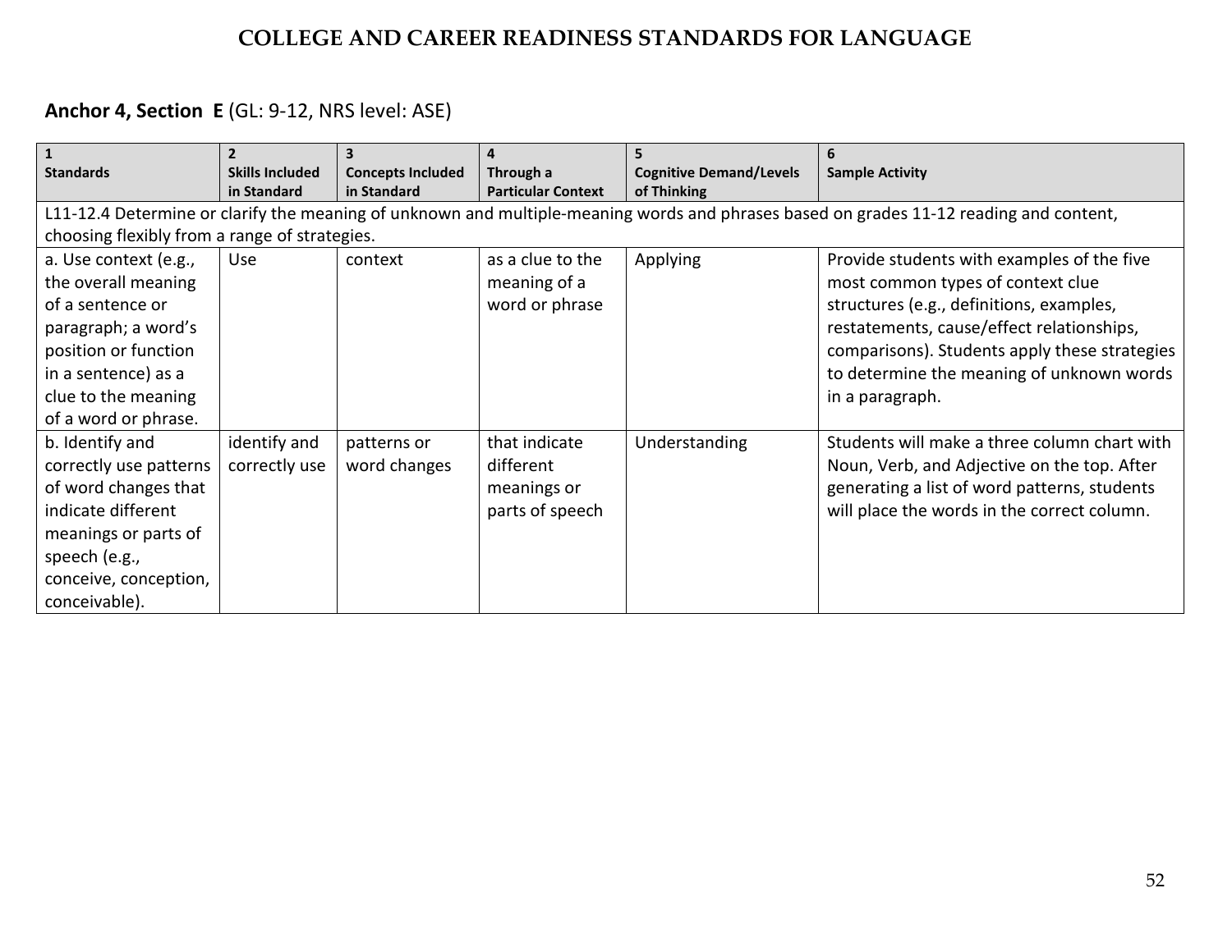# COLLEGE AND CAREER READINESS STANDARDS FOR LANGUAGE

## **Anchor 4, Section E** (GL: 9-12, NRS level: ASE)

| 1<br>Standards | 2<br>Skills Included in Standard | 3<br>Concepts Included in Standard | 4<br>Through a Particular Context | 5<br>Cognitive Demand/Levels of Thinking | 6<br>Sample Activity |
|---|---|---|---|---|---|
| L11-12.4 Determine or clarify the meaning of unknown and multiple-meaning words and phrases based on grades 11-12 reading and content, choosing flexibly from a range of strategies. | | | | | |
| a. Use context (e.g., the overall meaning of a sentence or paragraph; a word's position or function in a sentence) as a clue to the meaning of a word or phrase. | Use | context | as a clue to the meaning of a word or phrase | Applying | Provide students with examples of the five most common types of context clue structures (e.g., definitions, examples, restatements, cause/effect relationships, comparisons). Students apply these strategies to determine the meaning of unknown words in a paragraph. |
| b. Identify and correctly use patterns of word changes that indicate different meanings or parts of speech (e.g., conceive, conception, conceivable). | identify and correctly use | patterns or word changes | that indicate different meanings or parts of speech | Understanding | Students will make a three column chart with Noun, Verb, and Adjective on the top. After generating a list of word patterns, students will place the words in the correct column. |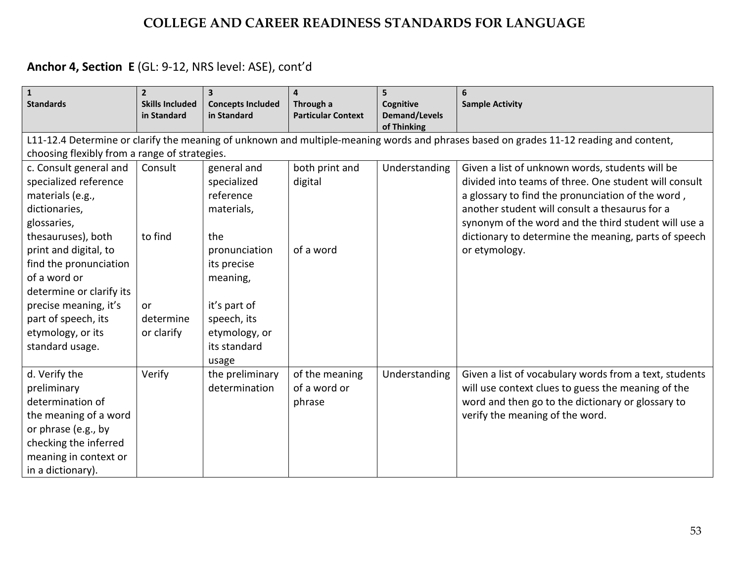# COLLEGE AND CAREER READINESS STANDARDS FOR LANGUAGE

**Anchor 4, Section E** (GL: 9-12, NRS level: ASE), cont'd

| 1 Standards | 2 Skills Included in Standard | 3 Concepts Included in Standard | 4 Through a Particular Context | 5 Cognitive Demand/Levels of Thinking | 6 Sample Activity |
|---|---|---|---|---|---|
| L11-12.4 Determine or clarify the meaning of unknown and multiple-meaning words and phrases based on grades 11-12 reading and content, choosing flexibly from a range of strategies. | | | | | |
| c. Consult general and specialized reference materials (e.g., dictionaries, glossaries, thesauruses), both print and digital, to find the pronunciation of a word or determine or clarify its precise meaning, it's part of speech, its etymology, or its standard usage. | Consult<br><br>to find<br><br>or determine or clarify | general and specialized reference materials,<br><br>the pronunciation its precise meaning,<br><br>it's part of speech, its etymology, or its standard usage | both print and digital<br><br>of a word | Understanding | Given a list of unknown words, students will be divided into teams of three. One student will consult a glossary to find the pronunciation of the word , another student will consult a thesaurus for a synonym of the word and the third student will use a dictionary to determine the meaning, parts of speech or etymology. |
| d. Verify the preliminary determination of the meaning of a word or phrase (e.g., by checking the inferred meaning in context or in a dictionary). | Verify | the preliminary determination | of the meaning of a word or phrase | Understanding | Given a list of vocabulary words from a text, students will use context clues to guess the meaning of the word and then go to the dictionary or glossary to verify the meaning of the word. |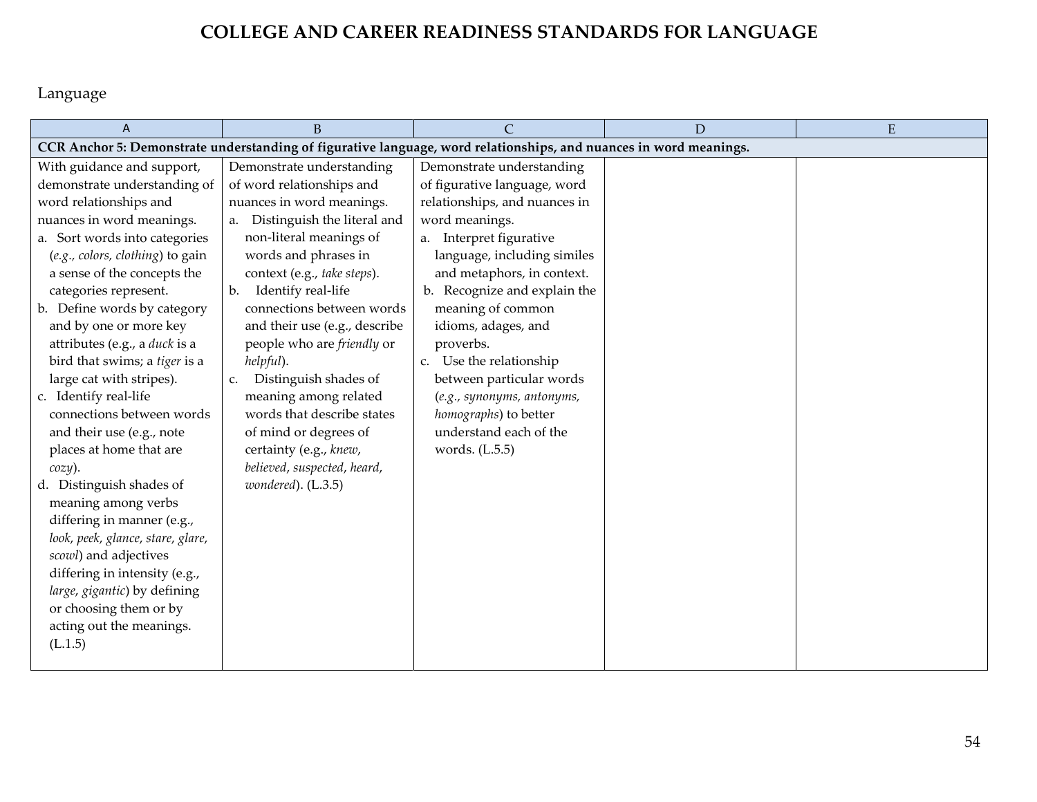# COLLEGE AND CAREER READINESS STANDARDS FOR LANGUAGE

Language

| A | B | C | D | E |
|---|---|---|---|---|
| **CCR Anchor 5: Demonstrate understanding of figurative language, word relationships, and nuances in word meanings.** | | | | |
| With guidance and support, demonstrate understanding of word relationships and nuances in word meanings.<br>a. Sort words into categories (*e.g., colors, clothing*) to gain a sense of the concepts the categories represent.<br>b. Define words by category and by one or more key attributes (e.g., a *duck* is a bird that swims; a *tiger* is a large cat with stripes).<br>c. Identify real-life connections between words and their use (e.g., note places at home that are *cozy*).<br>d. Distinguish shades of meaning among verbs differing in manner (e.g., *look*, *peek*, *glance*, *stare*, *glare*, *scowl*) and adjectives differing in intensity (e.g., *large*, *gigantic*) by defining or choosing them or by acting out the meanings. (L.1.5) | Demonstrate understanding of word relationships and nuances in word meanings.<br>a. Distinguish the literal and non-literal meanings of words and phrases in context (e.g., *take steps*).<br>b. Identify real-life connections between words and their use (e.g., describe people who are *friendly* or *helpful*).<br>c. Distinguish shades of meaning among related words that describe states of mind or degrees of certainty (e.g., *knew*, *believed*, *suspected*, *heard*, *wondered*). (L.3.5) | Demonstrate understanding of figurative language, word relationships, and nuances in word meanings.<br>a. Interpret figurative language, including similes and metaphors, in context.<br>b. Recognize and explain the meaning of common idioms, adages, and proverbs.<br>c. Use the relationship between particular words (*e.g., synonyms, antonyms, homographs*) to better understand each of the words. (L.5.5) | | |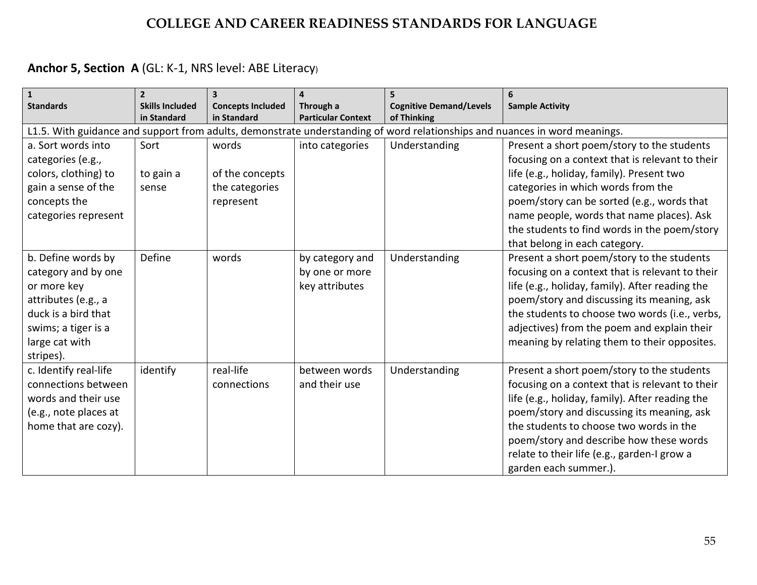# COLLEGE AND CAREER READINESS STANDARDS FOR LANGUAGE

## **Anchor 5, Section A** (GL: K-1, NRS level: ABE Literacy)

| 1<br>Standards | 2<br>Skills Included in Standard | 3<br>Concepts Included in Standard | 4<br>Through a Particular Context | 5<br>Cognitive Demand/Levels of Thinking | 6<br>Sample Activity |
|---|---|---|---|---|---|
| L1.5. With guidance and support from adults, demonstrate understanding of word relationships and nuances in word meanings. | | | | | |
| a. Sort words into categories (e.g., colors, clothing) to gain a sense of the concepts the categories represent | Sort<br><br>to gain a sense | words<br><br>of the concepts the categories represent | into categories | Understanding | Present a short poem/story to the students focusing on a context that is relevant to their life (e.g., holiday, family). Present two categories in which words from the poem/story can be sorted (e.g., words that name people, words that name places). Ask the students to find words in the poem/story that belong in each category. |
| b. Define words by category and by one or more key attributes (e.g., a duck is a bird that swims; a tiger is a large cat with stripes). | Define | words | by category and by one or more key attributes | Understanding | Present a short poem/story to the students focusing on a context that is relevant to their life (e.g., holiday, family). After reading the poem/story and discussing its meaning, ask the students to choose two words (i.e., verbs, adjectives) from the poem and explain their meaning by relating them to their opposites. |
| c. Identify real-life connections between words and their use (e.g., note places at home that are cozy). | identify | real-life connections | between words and their use | Understanding | Present a short poem/story to the students focusing on a context that is relevant to their life (e.g., holiday, family). After reading the poem/story and discussing its meaning, ask the students to choose two words in the poem/story and describe how these words relate to their life (e.g., garden-I grow a garden each summer.). |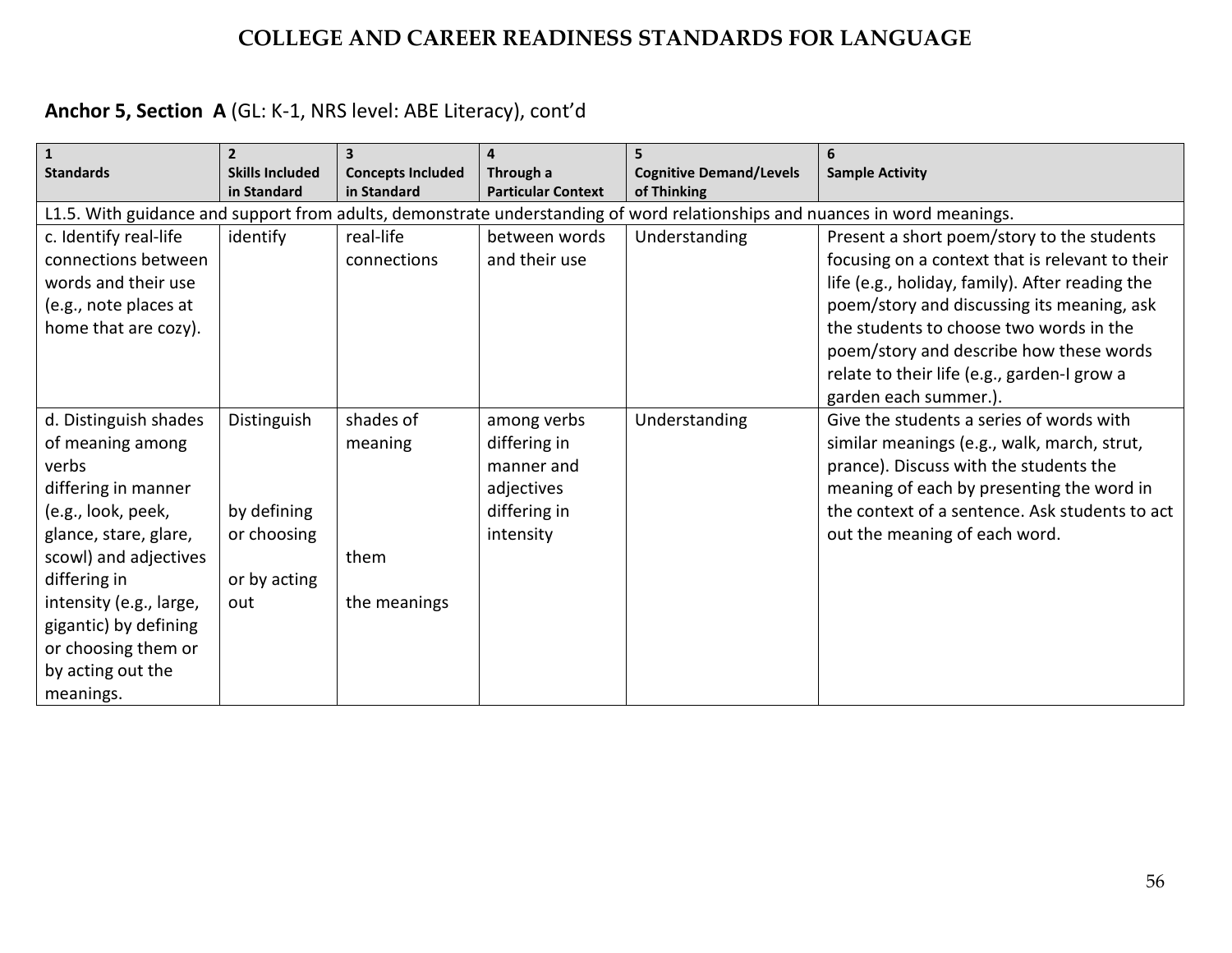# COLLEGE AND CAREER READINESS STANDARDS FOR LANGUAGE

**Anchor 5, Section A** (GL: K-1, NRS level: ABE Literacy), cont'd

| 1<br>**Standards** | 2<br>**Skills Included in Standard** | 3<br>**Concepts Included in Standard** | 4<br>**Through a Particular Context** | 5<br>**Cognitive Demand/Levels of Thinking** | 6<br>**Sample Activity** |
|---|---|---|---|---|---|
| L1.5. With guidance and support from adults, demonstrate understanding of word relationships and nuances in word meanings. | | | | | |
| c. Identify real-life connections between words and their use (e.g., note places at home that are cozy). | identify | real-life connections | between words and their use | Understanding | Present a short poem/story to the students focusing on a context that is relevant to their life (e.g., holiday, family). After reading the poem/story and discussing its meaning, ask the students to choose two words in the poem/story and describe how these words relate to their life (e.g., garden-I grow a garden each summer.). |
| d. Distinguish shades of meaning among verbs differing in manner (e.g., look, peek, glance, stare, glare, scowl) and adjectives differing in intensity (e.g., large, gigantic) by defining or choosing them or by acting out the meanings. | Distinguish<br><br>by defining or choosing<br><br>or by acting out | shades of meaning<br><br>them<br><br>the meanings | among verbs differing in manner and adjectives differing in intensity | Understanding | Give the students a series of words with similar meanings (e.g., walk, march, strut, prance). Discuss with the students the meaning of each by presenting the word in the context of a sentence. Ask students to act out the meaning of each word. |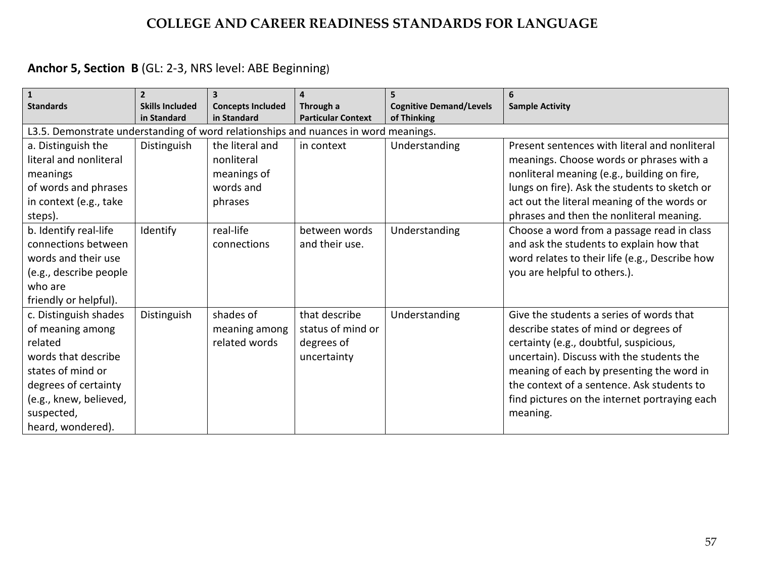# COLLEGE AND CAREER READINESS STANDARDS FOR LANGUAGE

**Anchor 5, Section B** (GL: 2-3, NRS level: ABE Beginning)

| 1 Standards | 2 Skills Included in Standard | 3 Concepts Included in Standard | 4 Through a Particular Context | 5 Cognitive Demand/Levels of Thinking | 6 Sample Activity |
|---|---|---|---|---|---|
| L3.5. Demonstrate understanding of word relationships and nuances in word meanings. | | | | | |
| a. Distinguish the literal and nonliteral meanings of words and phrases in context (e.g., take steps). | Distinguish | the literal and nonliteral meanings of words and phrases | in context | Understanding | Present sentences with literal and nonliteral meanings. Choose words or phrases with a nonliteral meaning (e.g., building on fire, lungs on fire). Ask the students to sketch or act out the literal meaning of the words or phrases and then the nonliteral meaning. |
| b. Identify real-life connections between words and their use (e.g., describe people who are friendly or helpful). | Identify | real-life connections | between words and their use. | Understanding | Choose a word from a passage read in class and ask the students to explain how that word relates to their life (e.g., Describe how you are helpful to others.). |
| c. Distinguish shades of meaning among related words that describe states of mind or degrees of certainty (e.g., knew, believed, suspected, heard, wondered). | Distinguish | shades of meaning among related words | that describe status of mind or degrees of uncertainty | Understanding | Give the students a series of words that describe states of mind or degrees of certainty (e.g., doubtful, suspicious, uncertain). Discuss with the students the meaning of each by presenting the word in the context of a sentence. Ask students to find pictures on the internet portraying each meaning. |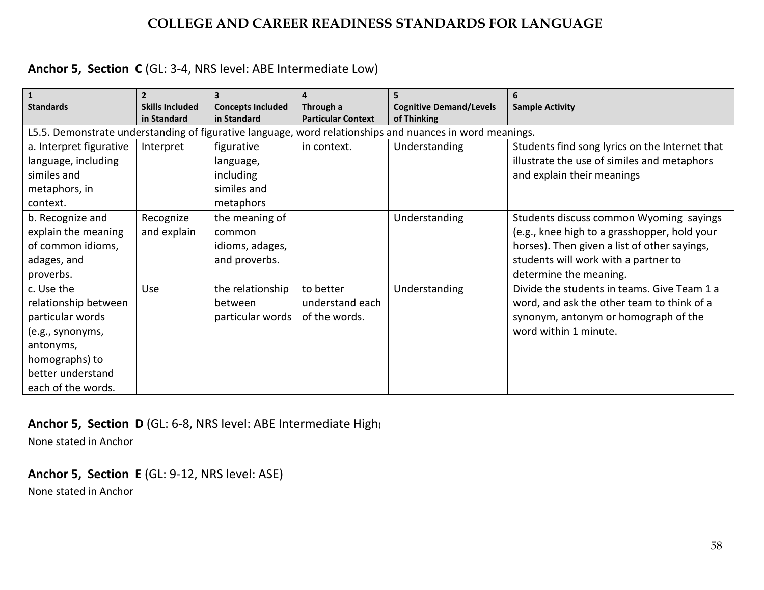# COLLEGE AND CAREER READINESS STANDARDS FOR LANGUAGE

**Anchor 5, Section C** (GL: 3-4, NRS level: ABE Intermediate Low)

| 1<br>Standards | 2<br>Skills Included in Standard | 3<br>Concepts Included in Standard | 4<br>Through a Particular Context | 5<br>Cognitive Demand/Levels of Thinking | 6<br>Sample Activity |
|---|---|---|---|---|---|
| L5.5. Demonstrate understanding of figurative language, word relationships and nuances in word meanings. | | | | | |
| a. Interpret figurative language, including similes and metaphors, in context. | Interpret | figurative language, including similes and metaphors | in context. | Understanding | Students find song lyrics on the Internet that illustrate the use of similes and metaphors and explain their meanings |
| b. Recognize and explain the meaning of common idioms, adages, and proverbs. | Recognize and explain | the meaning of common idioms, adages, and proverbs. | | Understanding | Students discuss common Wyoming sayings (e.g., knee high to a grasshopper, hold your horses). Then given a list of other sayings, students will work with a partner to determine the meaning. |
| c. Use the relationship between particular words (e.g., synonyms, antonyms, homographs) to better understand each of the words. | Use | the relationship between particular words | to better understand each of the words. | Understanding | Divide the students in teams. Give Team 1 a word, and ask the other team to think of a synonym, antonym or homograph of the word within 1 minute. |

**Anchor 5, Section D** (GL: 6-8, NRS level: ABE Intermediate High)

None stated in Anchor

**Anchor 5, Section E** (GL: 9-12, NRS level: ASE)

None stated in Anchor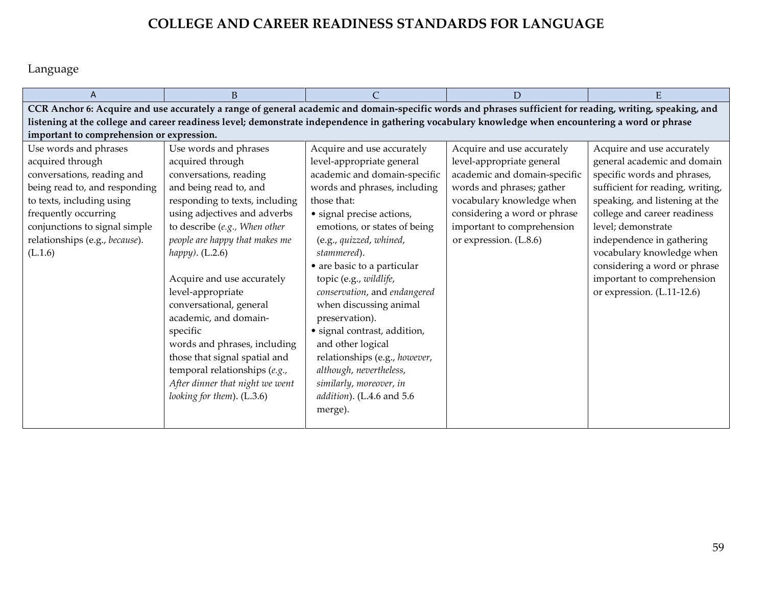# COLLEGE AND CAREER READINESS STANDARDS FOR LANGUAGE

Language

| A | B | C | D | E |
|---|---|---|---|---|
| **CCR Anchor 6: Acquire and use accurately a range of general academic and domain-specific words and phrases sufficient for reading, writing, speaking, and listening at the college and career readiness level; demonstrate independence in gathering vocabulary knowledge when encountering a word or phrase important to comprehension or expression.** | | | | |
| Use words and phrases acquired through conversations, reading and being read to, and responding to texts, including using frequently occurring conjunctions to signal simple relationships (e.g., *because*). (L.1.6) | Use words and phrases acquired through conversations, reading and being read to, and responding to texts, including using adjectives and adverbs to describe (*e.g., When other people are happy that makes me happy)*. (L.2.6)<br><br>Acquire and use accurately level-appropriate conversational, general academic, and domain-specific words and phrases, including those that signal spatial and temporal relationships (*e.g., After dinner that night we went looking for them*). (L.3.6) | Acquire and use accurately level-appropriate general academic and domain-specific words and phrases, including those that:<br>• signal precise actions, emotions, or states of being (e.g., *quizzed*, *whined*, *stammered*).<br>• are basic to a particular topic (e.g., *wildlife*, *conservation*, and *endangered* when discussing animal preservation).<br>• signal contrast, addition, and other logical relationships (e.g., *however*, *although*, *nevertheless*, *similarly*, *moreover*, *in addition*). (L.4.6 and 5.6 merge). | Acquire and use accurately level-appropriate general academic and domain-specific words and phrases; gather vocabulary knowledge when considering a word or phrase important to comprehension or expression. (L.8.6) | Acquire and use accurately general academic and domain specific words and phrases, sufficient for reading, writing, speaking, and listening at the college and career readiness level; demonstrate independence in gathering vocabulary knowledge when considering a word or phrase important to comprehension or expression. (L.11-12.6) |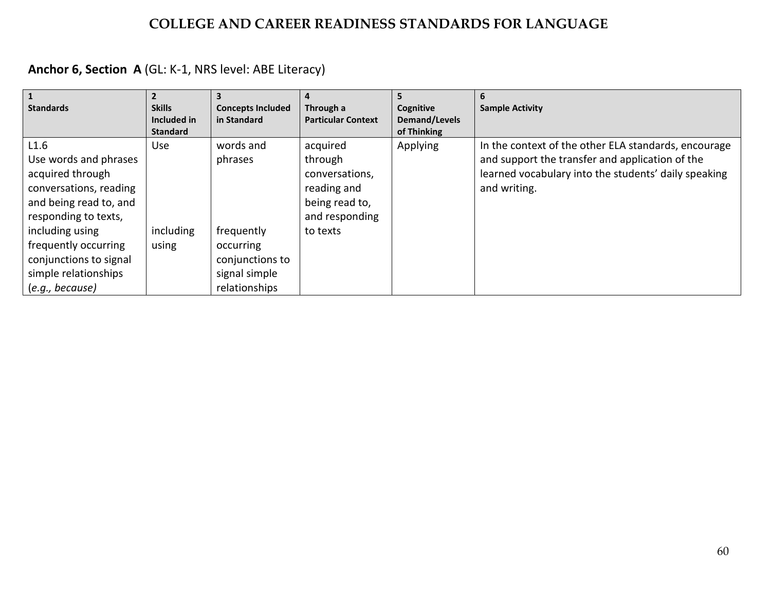# COLLEGE AND CAREER READINESS STANDARDS FOR LANGUAGE

**Anchor 6, Section A** (GL: K-1, NRS level: ABE Literacy)

| 1 Standards | 2 Skills Included in Standard | 3 Concepts Included in Standard | 4 Through a Particular Context | 5 Cognitive Demand/Levels of Thinking | 6 Sample Activity |
|---|---|---|---|---|---|
| L1.6 Use words and phrases acquired through conversations, reading and being read to, and responding to texts, including using frequently occurring conjunctions to signal simple relationships (*e.g., because*) | Use<br><br>including using | words and phrases<br><br>frequently occurring conjunctions to signal simple relationships | acquired through conversations, reading and being read to, and responding to texts | Applying | In the context of the other ELA standards, encourage and support the transfer and application of the learned vocabulary into the students' daily speaking and writing. |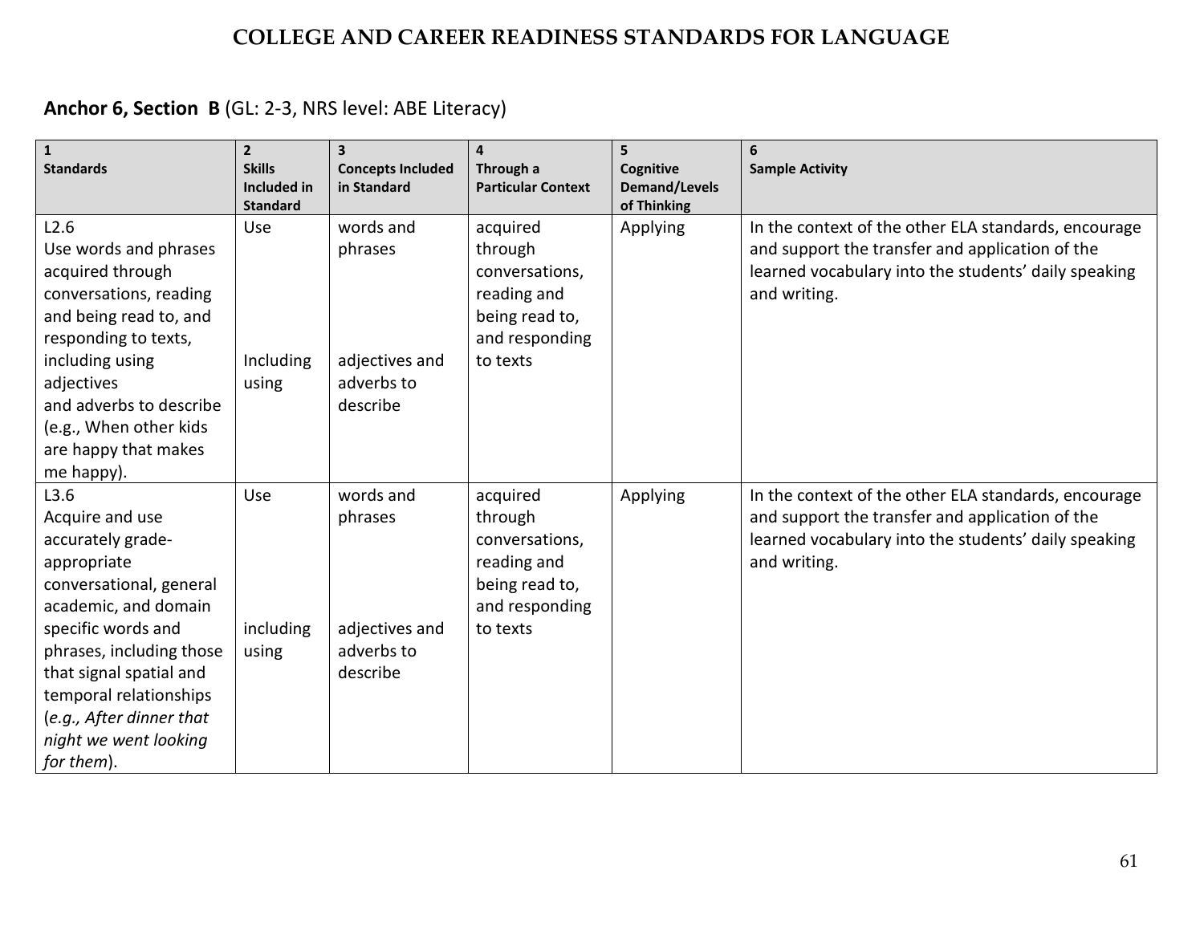# COLLEGE AND CAREER READINESS STANDARDS FOR LANGUAGE

**Anchor 6, Section B** (GL: 2-3, NRS level: ABE Literacy)

| 1<br>**Standards** | 2<br>**Skills Included in Standard** | 3<br>**Concepts Included in Standard** | 4<br>**Through a Particular Context** | 5<br>**Cognitive Demand/Levels of Thinking** | 6<br>**Sample Activity** |
|---|---|---|---|---|---|
| L2.6<br>Use words and phrases acquired through conversations, reading and being read to, and responding to texts, including using adjectives and adverbs to describe (e.g., When other kids are happy that makes me happy). | Use<br><br>Including using | words and phrases<br><br>adjectives and adverbs to describe | acquired through conversations, reading and being read to, and responding to texts | Applying | In the context of the other ELA standards, encourage and support the transfer and application of the learned vocabulary into the students' daily speaking and writing. |
| L3.6<br>Acquire and use accurately grade-appropriate conversational, general academic, and domain specific words and phrases, including those that signal spatial and temporal relationships (*e.g., After dinner that night we went looking for them*). | Use<br><br>including using | words and phrases<br><br>adjectives and adverbs to describe | acquired through conversations, reading and being read to, and responding to texts | Applying | In the context of the other ELA standards, encourage and support the transfer and application of the learned vocabulary into the students' daily speaking and writing. |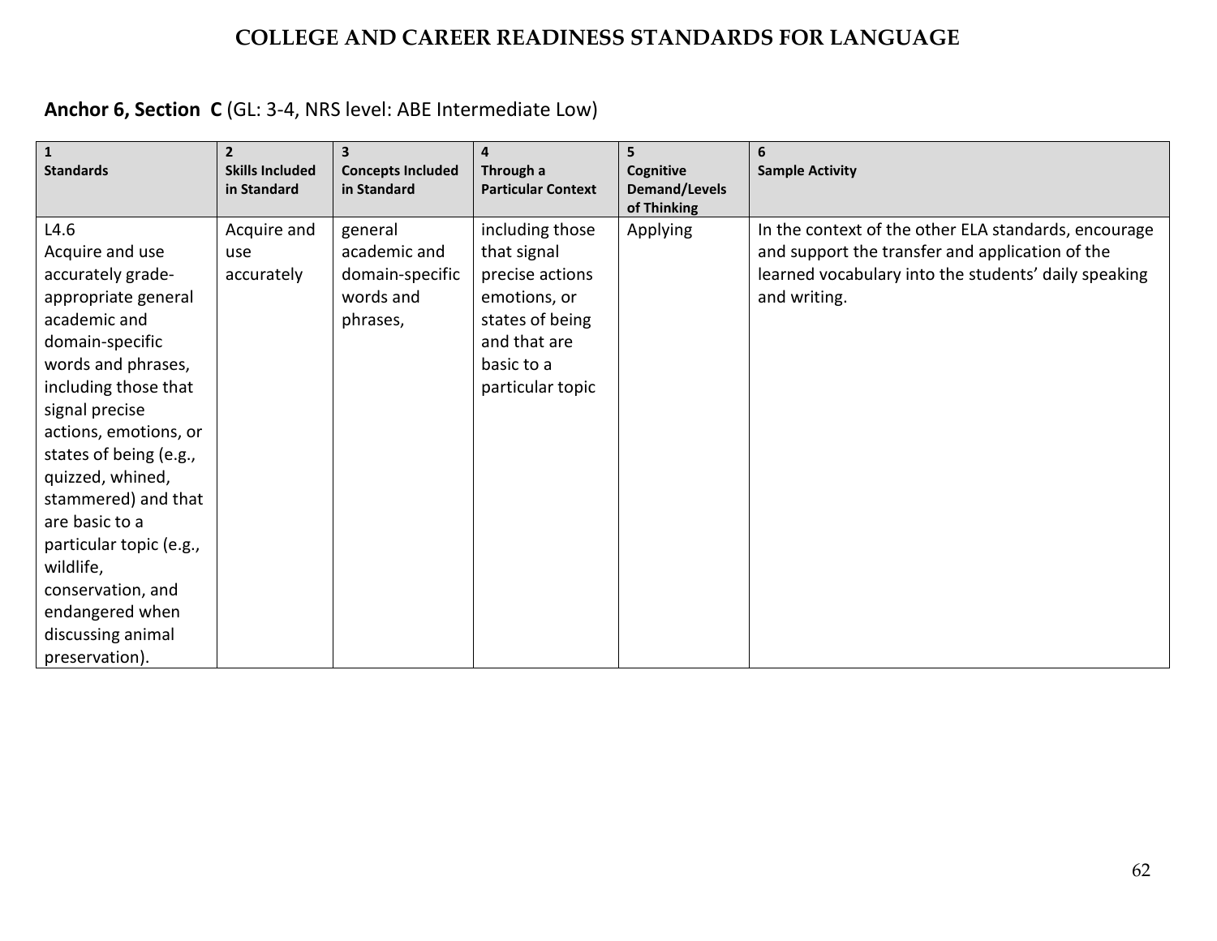# COLLEGE AND CAREER READINESS STANDARDS FOR LANGUAGE

**Anchor 6, Section C** (GL: 3-4, NRS level: ABE Intermediate Low)

| 1 Standards | 2 Skills Included in Standard | 3 Concepts Included in Standard | 4 Through a Particular Context | 5 Cognitive Demand/Levels of Thinking | 6 Sample Activity |
|---|---|---|---|---|---|
| L4.6 Acquire and use accurately grade-appropriate general academic and domain-specific words and phrases, including those that signal precise actions, emotions, or states of being (e.g., quizzed, whined, stammered) and that are basic to a particular topic (e.g., wildlife, conservation, and endangered when discussing animal preservation). | Acquire and use accurately | general academic and domain-specific words and phrases, | including those that signal precise actions emotions, or states of being and that are basic to a particular topic | Applying | In the context of the other ELA standards, encourage and support the transfer and application of the learned vocabulary into the students' daily speaking and writing. |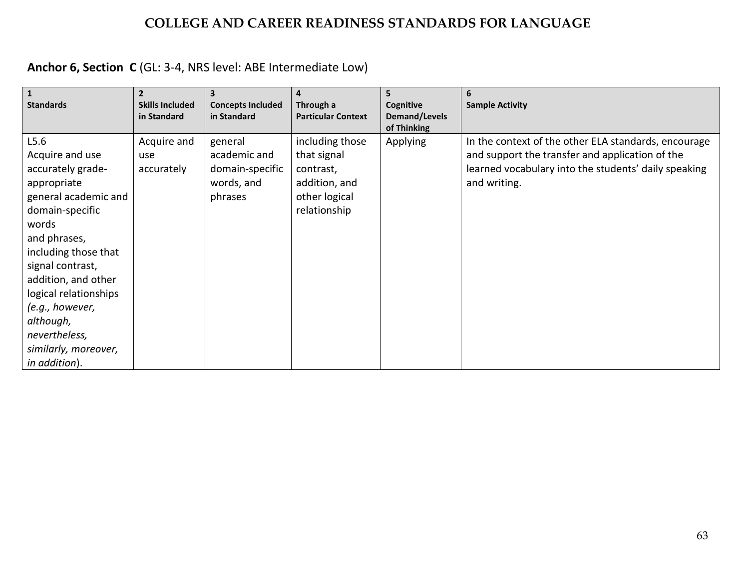# COLLEGE AND CAREER READINESS STANDARDS FOR LANGUAGE

**Anchor 6, Section C** (GL: 3-4, NRS level: ABE Intermediate Low)

| 1<br>**Standards** | 2<br>**Skills Included in Standard** | 3<br>**Concepts Included in Standard** | 4<br>**Through a Particular Context** | 5<br>**Cognitive Demand/Levels of Thinking** | 6<br>**Sample Activity** |
|---|---|---|---|---|---|
| L5.6<br>Acquire and use accurately grade-appropriate general academic and domain-specific words and phrases, including those that signal contrast, addition, and other logical relationships *(e.g., however, although, nevertheless, similarly, moreover, in addition*). | Acquire and use accurately | general academic and domain-specific words, and phrases | including those that signal contrast, addition, and other logical relationship | Applying | In the context of the other ELA standards, encourage and support the transfer and application of the learned vocabulary into the students' daily speaking and writing. |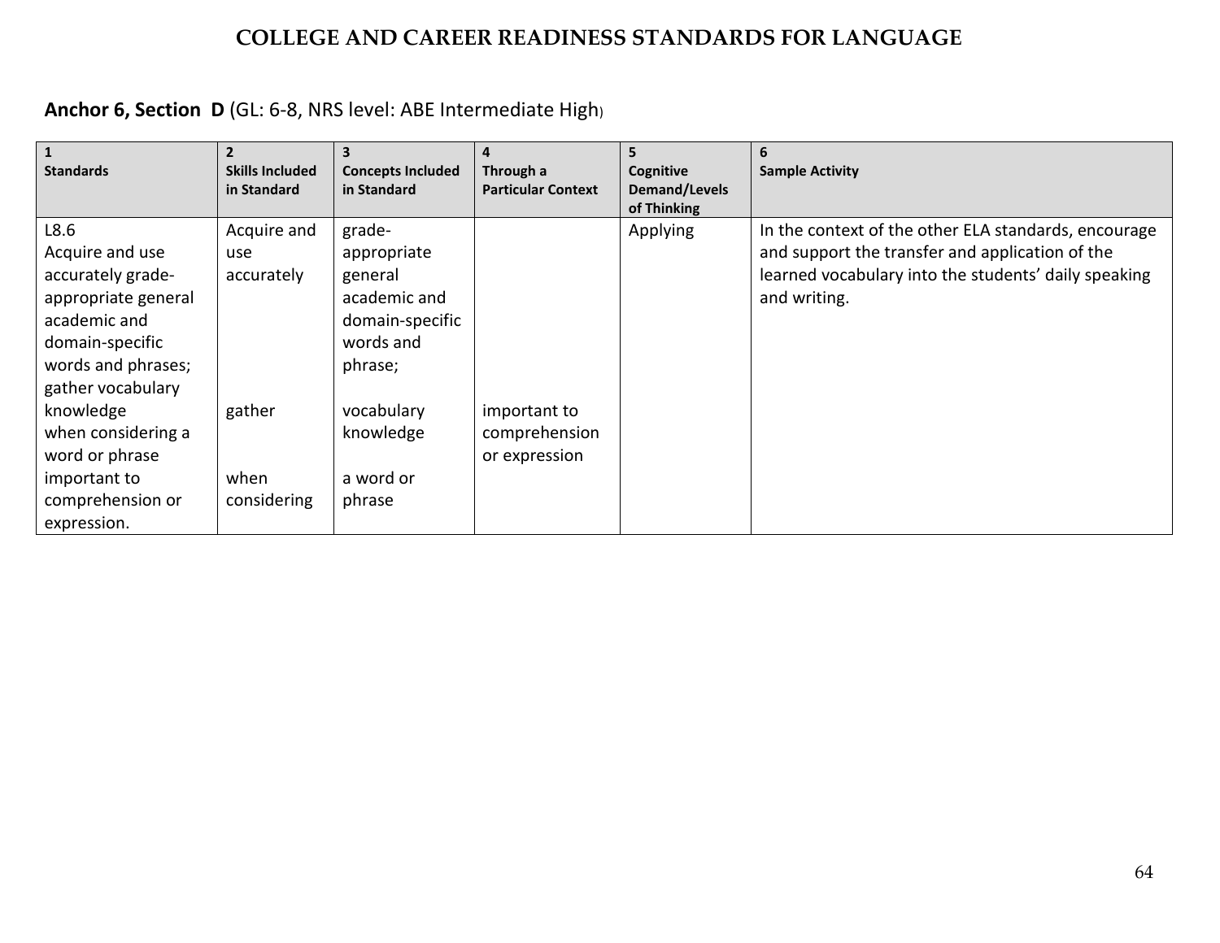## COLLEGE AND CAREER READINESS STANDARDS FOR LANGUAGE

**Anchor 6, Section D** (GL: 6-8, NRS level: ABE Intermediate High)

| 1<br>Standards | 2<br>Skills Included in Standard | 3<br>Concepts Included in Standard | 4<br>Through a Particular Context | 5<br>Cognitive Demand/Levels of Thinking | 6<br>Sample Activity |
|---|---|---|---|---|---|
| L8.6<br>Acquire and use accurately grade-appropriate general academic and domain-specific words and phrases; gather vocabulary knowledge when considering a word or phrase important to comprehension or expression. | Acquire and use accurately<br><br>gather<br><br>when considering | grade-appropriate general academic and domain-specific words and phrase;<br><br>vocabulary knowledge<br><br>a word or phrase | important to comprehension or expression | Applying | In the context of the other ELA standards, encourage and support the transfer and application of the learned vocabulary into the students' daily speaking and writing. |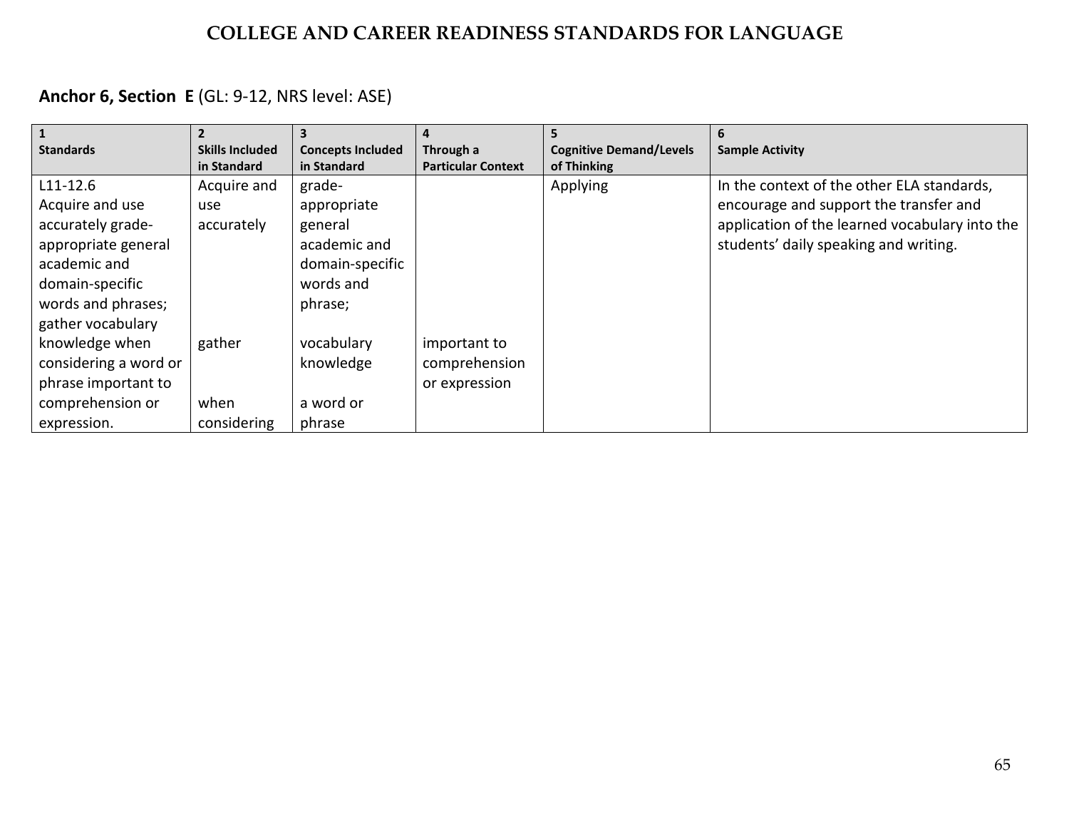# COLLEGE AND CAREER READINESS STANDARDS FOR LANGUAGE

**Anchor 6, Section E** (GL: 9-12, NRS level: ASE)

| 1<br>**Standards** | 2<br>**Skills Included in Standard** | 3<br>**Concepts Included in Standard** | 4<br>**Through a Particular Context** | 5<br>**Cognitive Demand/Levels of Thinking** | 6<br>**Sample Activity** |
|---|---|---|---|---|---|
| L11-12.6<br>Acquire and use accurately grade-appropriate general academic and domain-specific words and phrases; gather vocabulary knowledge when considering a word or phrase important to comprehension or expression. | Acquire and use accurately<br><br>gather<br><br>when considering | grade-appropriate general academic and domain-specific words and phrase;<br><br>vocabulary knowledge<br><br>a word or phrase | important to comprehension or expression | Applying | In the context of the other ELA standards, encourage and support the transfer and application of the learned vocabulary into the students' daily speaking and writing. |